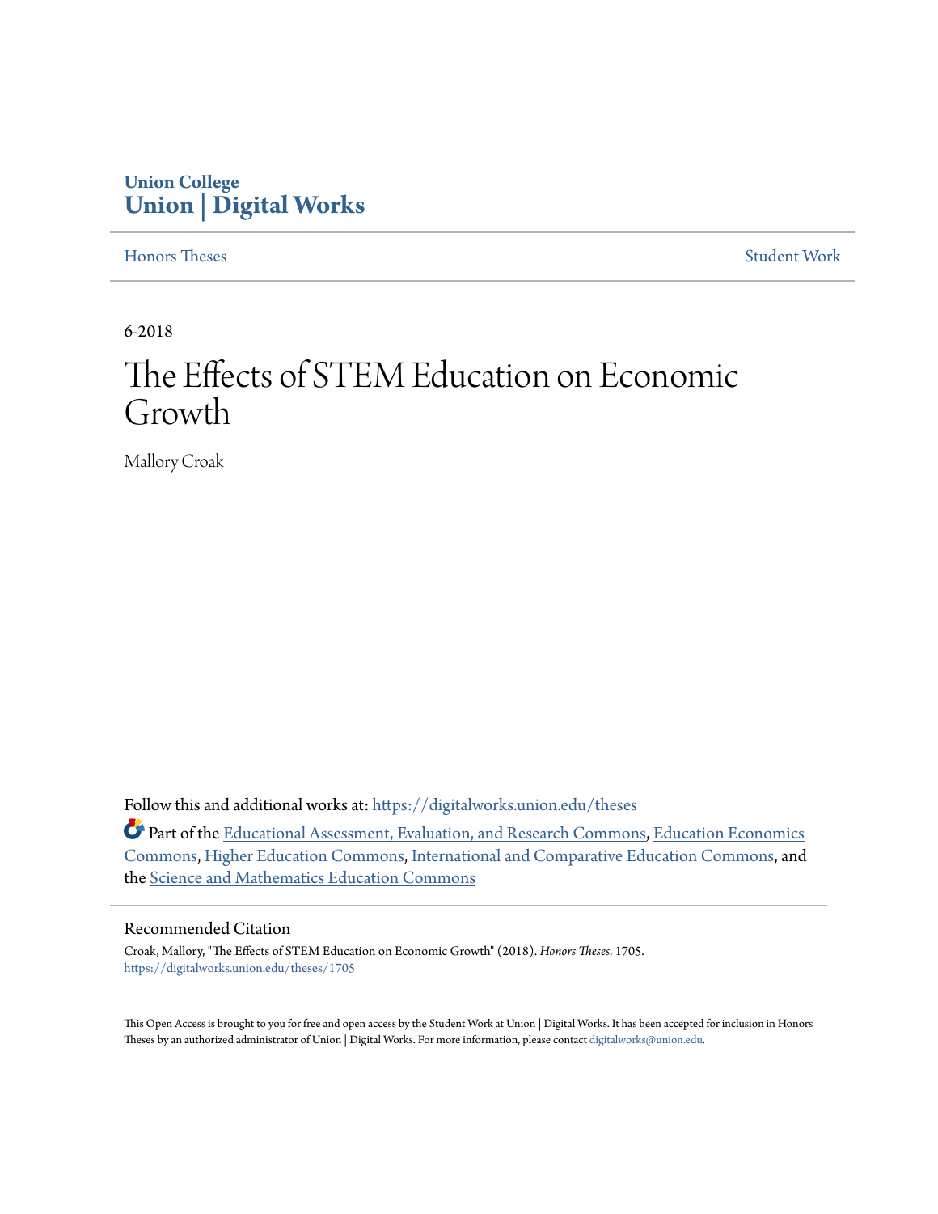Union College
**Union | Digital Works**

Honors Theses — Student Work

6-2018

# The Effects of STEM Education on Economic Growth

Mallory Croak

Follow this and additional works at: https://digitalworks.union.edu/theses

Part of the Educational Assessment, Evaluation, and Research Commons, Education Economics Commons, Higher Education Commons, International and Comparative Education Commons, and the Science and Mathematics Education Commons

## Recommended Citation

Croak, Mallory, "The Effects of STEM Education on Economic Growth" (2018). *Honors Theses*. 1705.
https://digitalworks.union.edu/theses/1705

This Open Access is brought to you for free and open access by the Student Work at Union | Digital Works. It has been accepted for inclusion in Honors Theses by an authorized administrator of Union | Digital Works. For more information, please contact digitalworks@union.edu.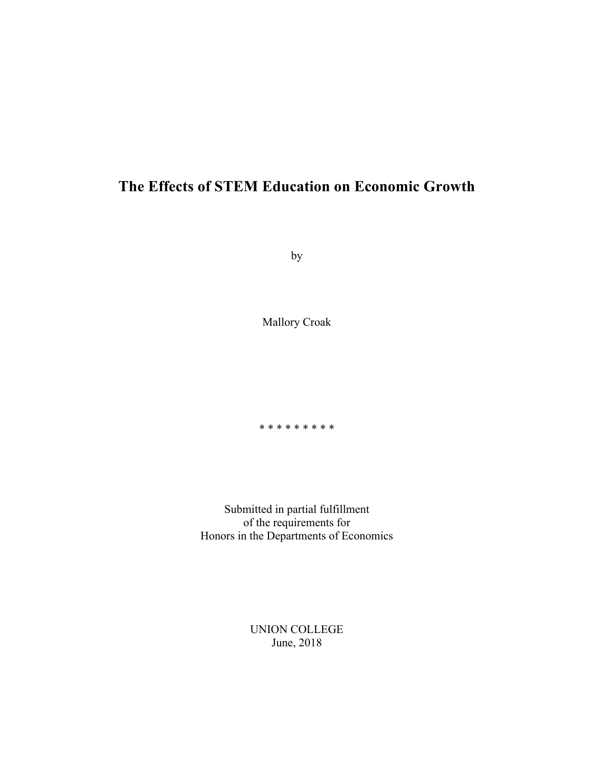# The Effects of STEM Education on Economic Growth

by

Mallory Croak

* * * * * * * * *

Submitted in partial fulfillment
of the requirements for
Honors in the Departments of Economics

UNION COLLEGE
June, 2018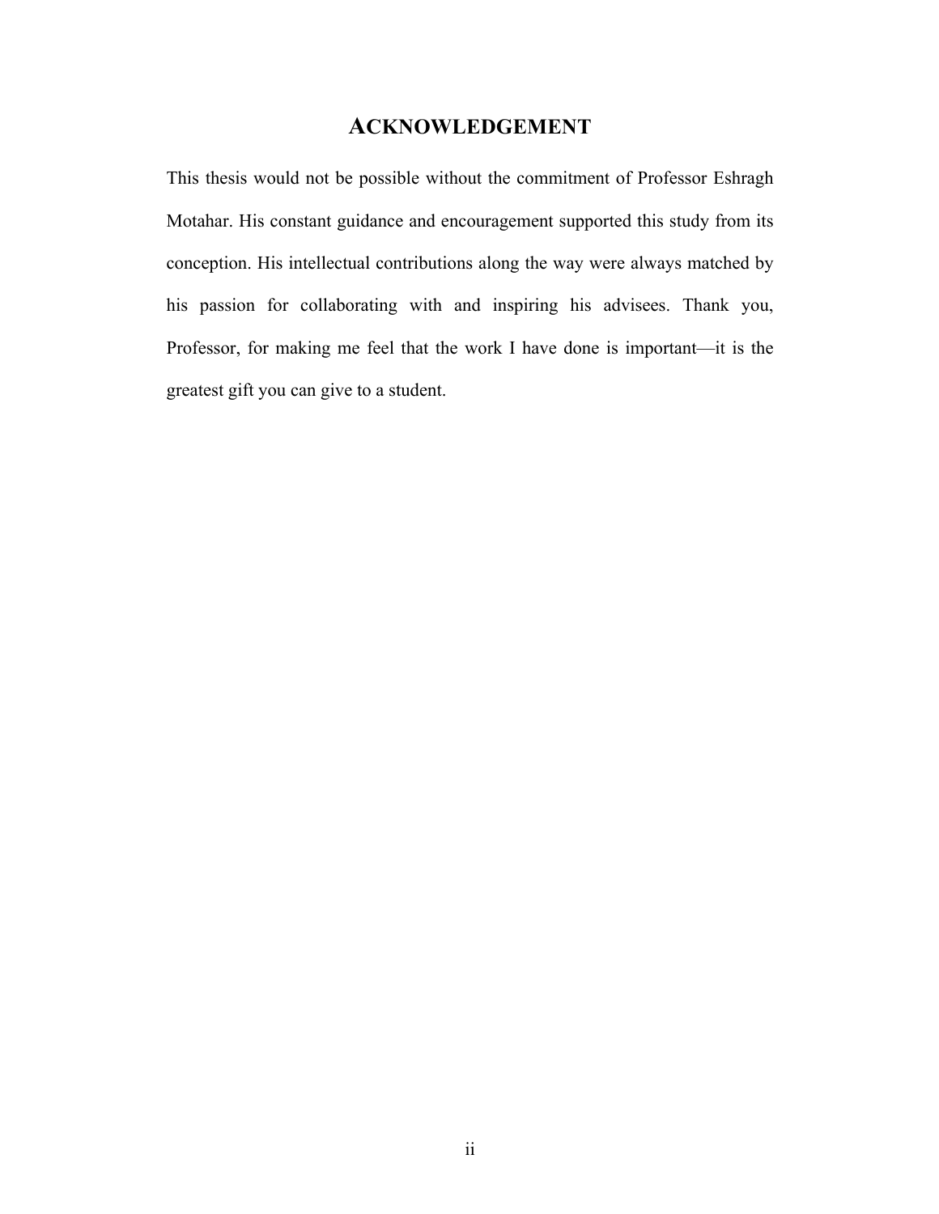# ACKNOWLEDGEMENT

This thesis would not be possible without the commitment of Professor Eshragh Motahar. His constant guidance and encouragement supported this study from its conception. His intellectual contributions along the way were always matched by his passion for collaborating with and inspiring his advisees. Thank you, Professor, for making me feel that the work I have done is important—it is the greatest gift you can give to a student.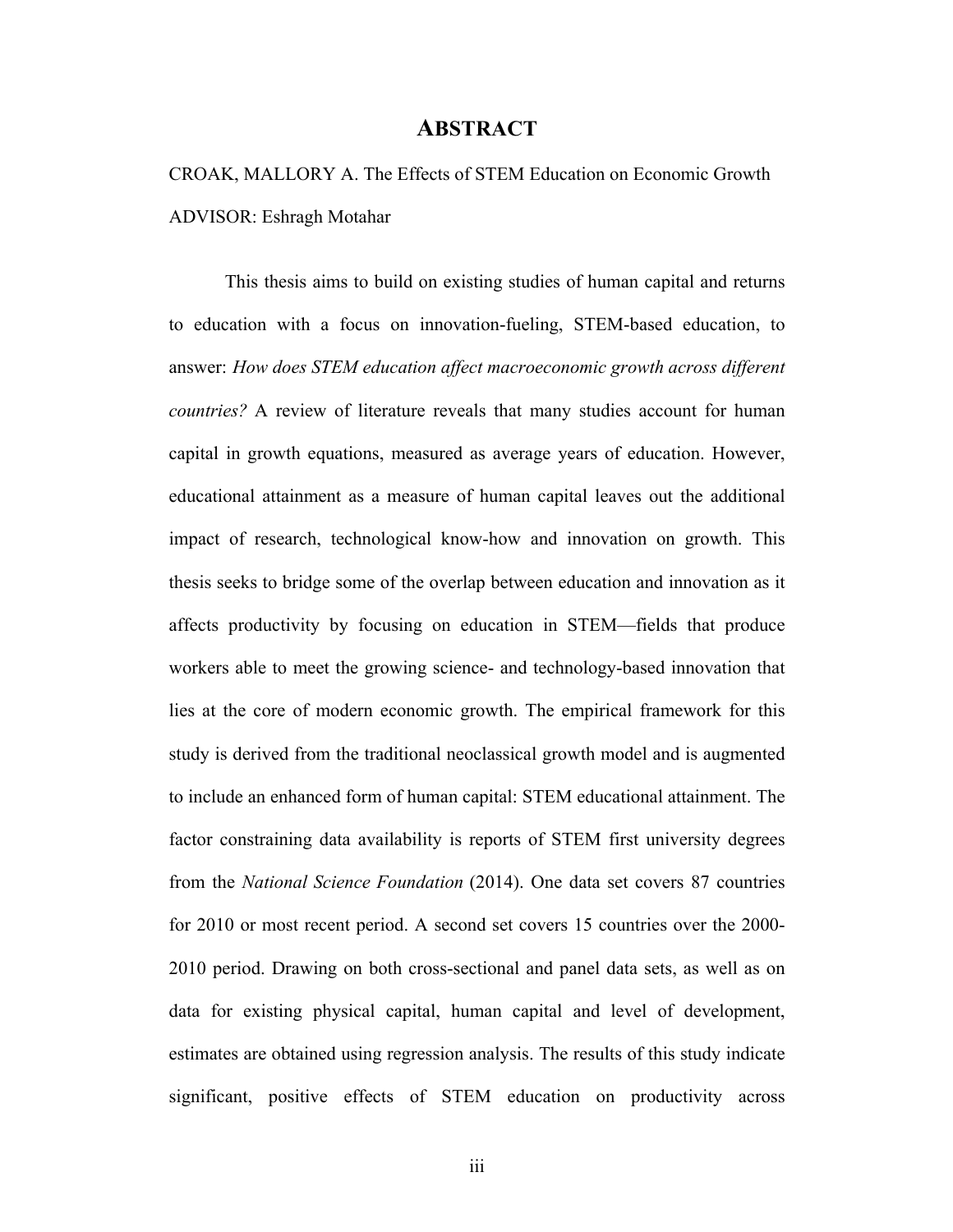# ABSTRACT

CROAK, MALLORY A. The Effects of STEM Education on Economic Growth

ADVISOR: Eshragh Motahar

This thesis aims to build on existing studies of human capital and returns to education with a focus on innovation-fueling, STEM-based education, to answer: *How does STEM education affect macroeconomic growth across different countries?* A review of literature reveals that many studies account for human capital in growth equations, measured as average years of education. However, educational attainment as a measure of human capital leaves out the additional impact of research, technological know-how and innovation on growth. This thesis seeks to bridge some of the overlap between education and innovation as it affects productivity by focusing on education in STEM—fields that produce workers able to meet the growing science- and technology-based innovation that lies at the core of modern economic growth. The empirical framework for this study is derived from the traditional neoclassical growth model and is augmented to include an enhanced form of human capital: STEM educational attainment. The factor constraining data availability is reports of STEM first university degrees from the *National Science Foundation* (2014). One data set covers 87 countries for 2010 or most recent period. A second set covers 15 countries over the 2000-2010 period. Drawing on both cross-sectional and panel data sets, as well as on data for existing physical capital, human capital and level of development, estimates are obtained using regression analysis. The results of this study indicate significant, positive effects of STEM education on productivity across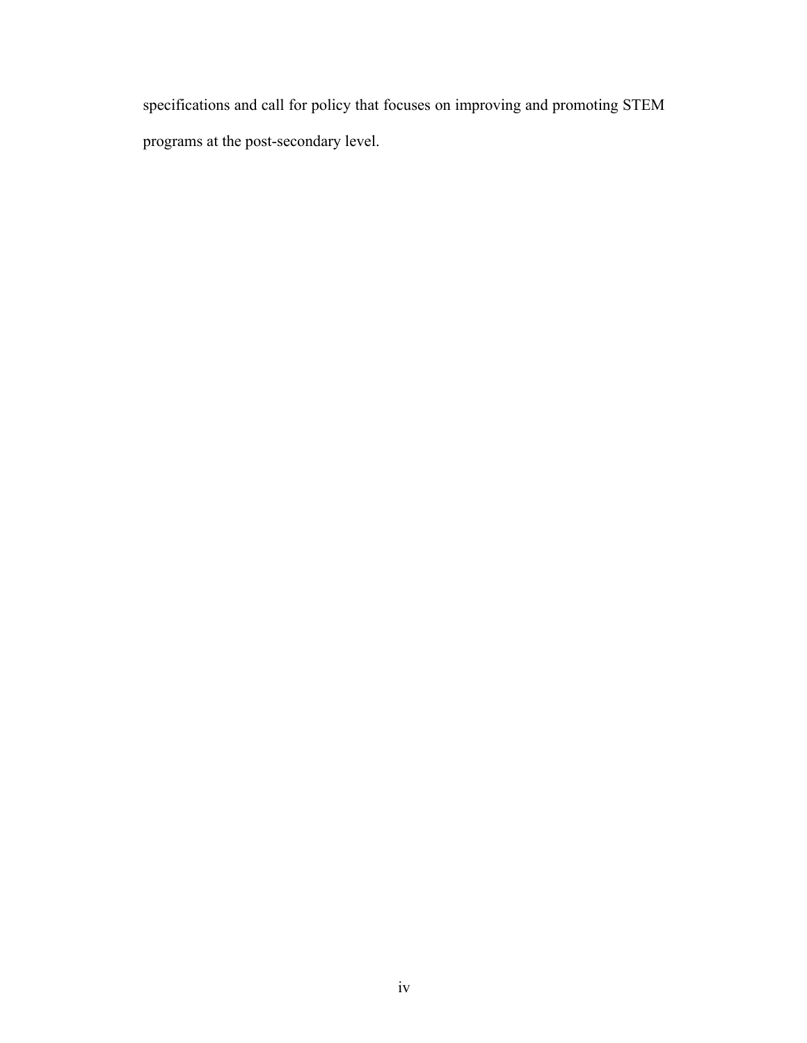specifications and call for policy that focuses on improving and promoting STEM programs at the post-secondary level.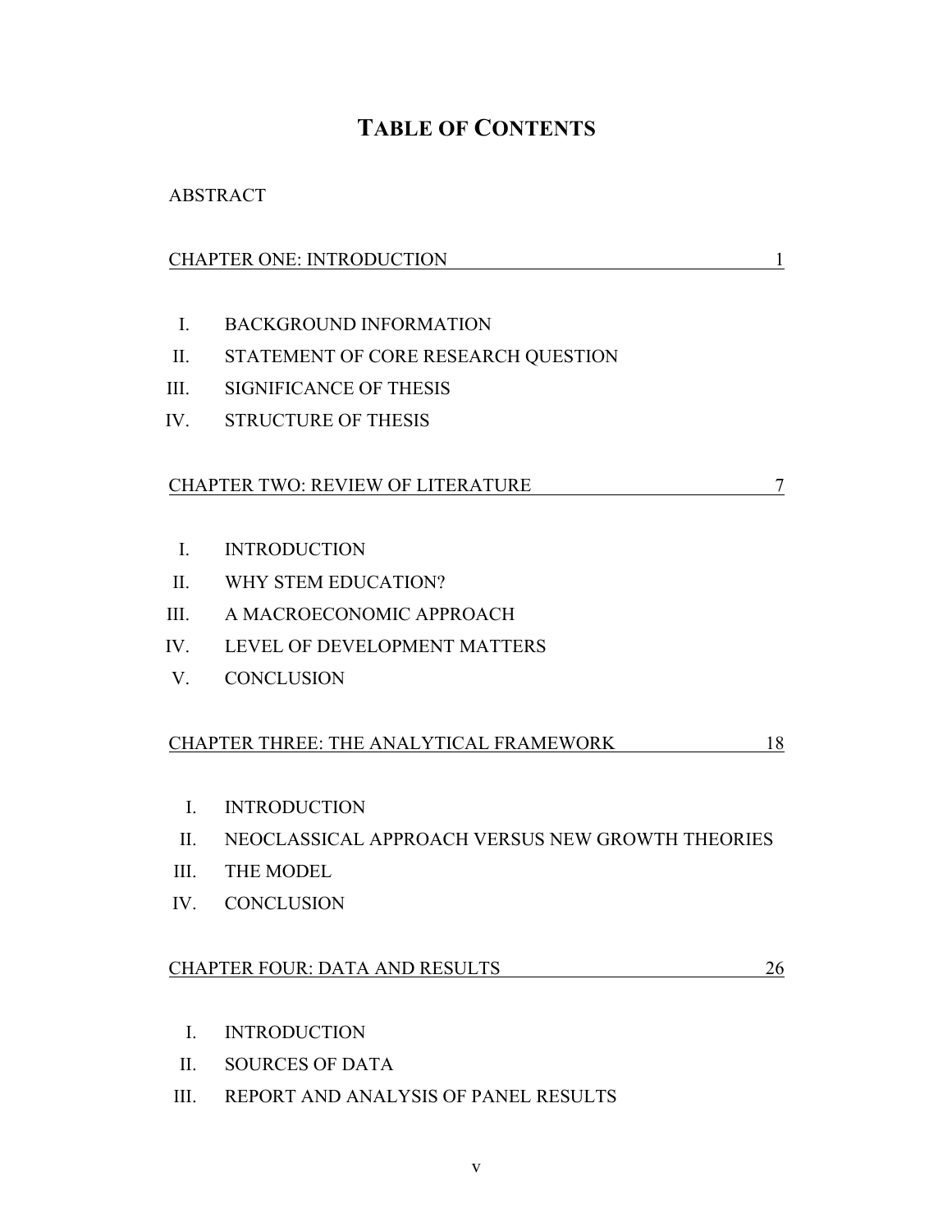# TABLE OF CONTENTS

ABSTRACT

CHAPTER ONE: INTRODUCTION 1

I. BACKGROUND INFORMATION
II. STATEMENT OF CORE RESEARCH QUESTION
III. SIGNIFICANCE OF THESIS
IV. STRUCTURE OF THESIS

CHAPTER TWO: REVIEW OF LITERATURE 7

I. INTRODUCTION
II. WHY STEM EDUCATION?
III. A MACROECONOMIC APPROACH
IV. LEVEL OF DEVELOPMENT MATTERS
V. CONCLUSION

CHAPTER THREE: THE ANALYTICAL FRAMEWORK 18

I. INTRODUCTION
II. NEOCLASSICAL APPROACH VERSUS NEW GROWTH THEORIES
III. THE MODEL
IV. CONCLUSION

CHAPTER FOUR: DATA AND RESULTS 26

I. INTRODUCTION
II. SOURCES OF DATA
III. REPORT AND ANALYSIS OF PANEL RESULTS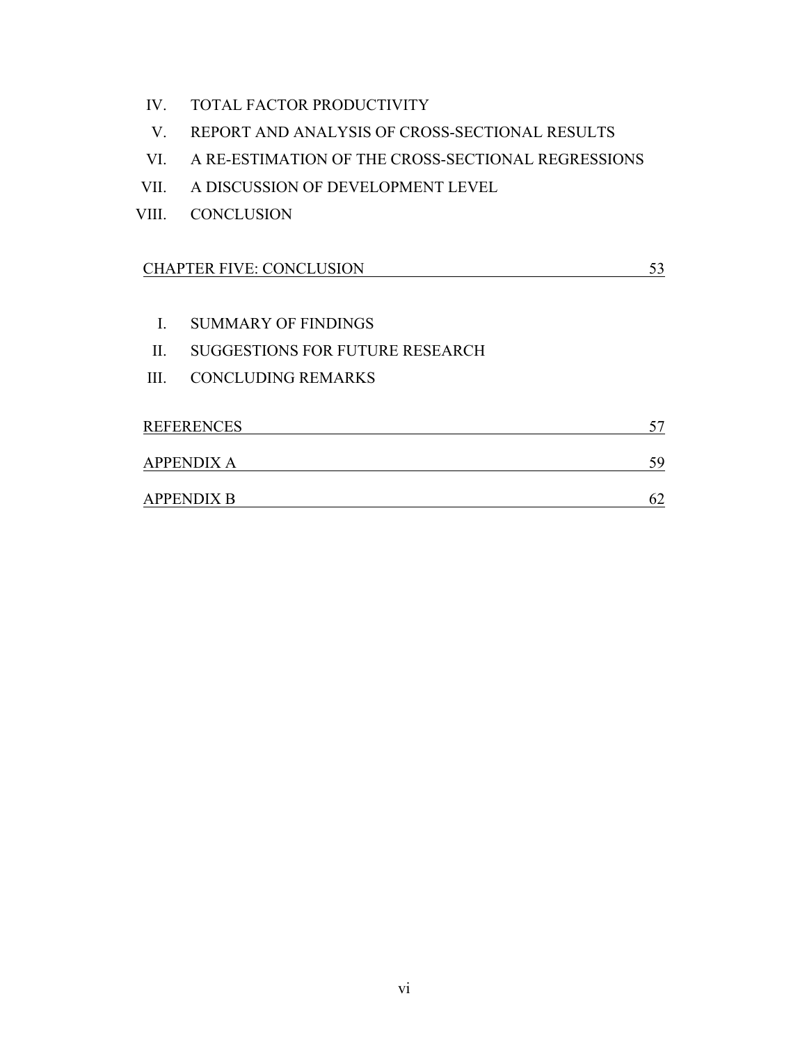IV. TOTAL FACTOR PRODUCTIVITY

V. REPORT AND ANALYSIS OF CROSS-SECTIONAL RESULTS

VI. A RE-ESTIMATION OF THE CROSS-SECTIONAL REGRESSIONS

VII. A DISCUSSION OF DEVELOPMENT LEVEL

VIII. CONCLUSION

CHAPTER FIVE: CONCLUSION — 53

I. SUMMARY OF FINDINGS

II. SUGGESTIONS FOR FUTURE RESEARCH

III. CONCLUDING REMARKS

REFERENCES — 57

APPENDIX A — 59

APPENDIX B — 62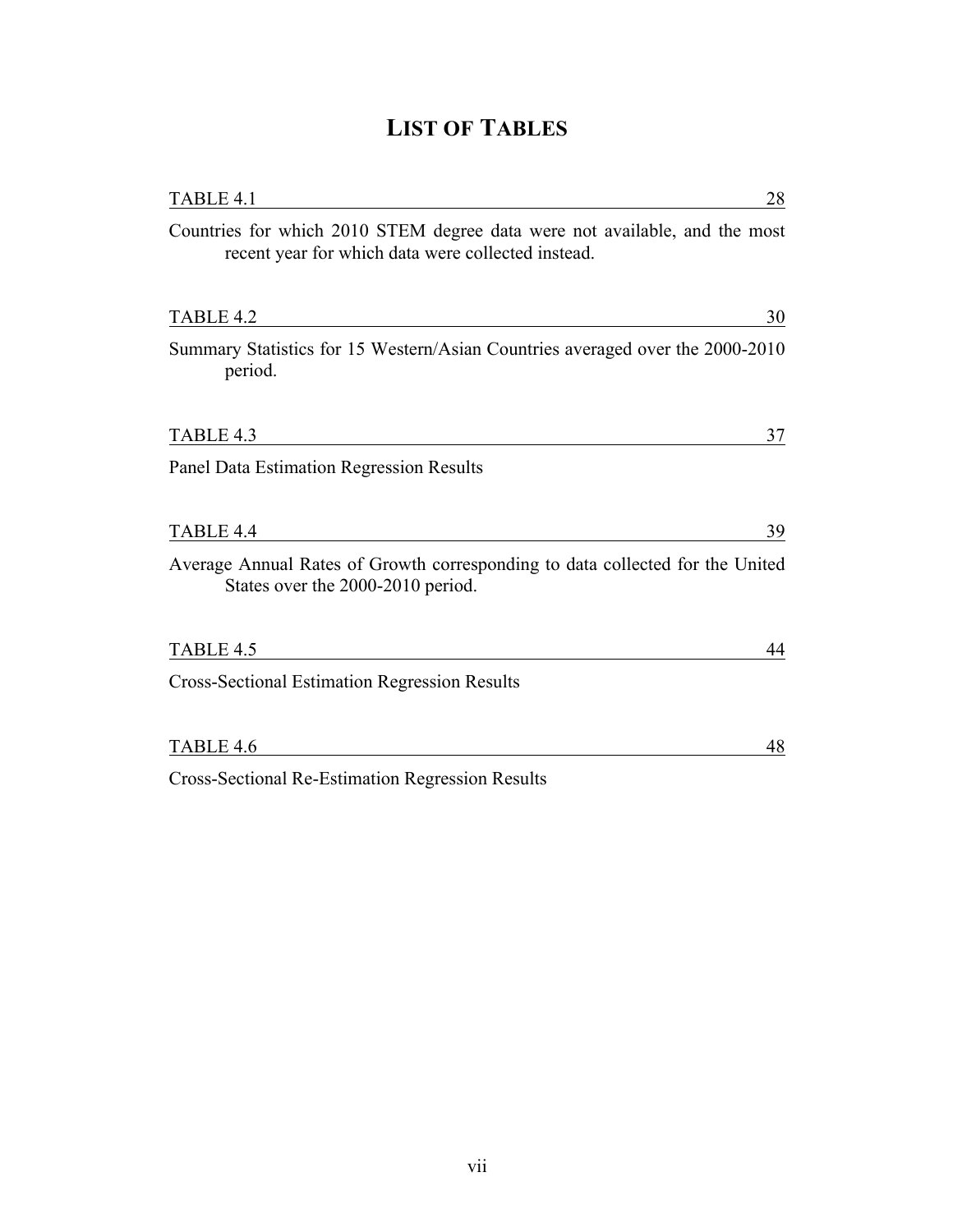# LIST OF TABLES

TABLE 4.1 ........ 28

Countries for which 2010 STEM degree data were not available, and the most recent year for which data were collected instead.

TABLE 4.2 ........ 30

Summary Statistics for 15 Western/Asian Countries averaged over the 2000-2010 period.

TABLE 4.3 ........ 37

Panel Data Estimation Regression Results

TABLE 4.4 ........ 39

Average Annual Rates of Growth corresponding to data collected for the United States over the 2000-2010 period.

TABLE 4.5 ........ 44

Cross-Sectional Estimation Regression Results

TABLE 4.6 ........ 48

Cross-Sectional Re-Estimation Regression Results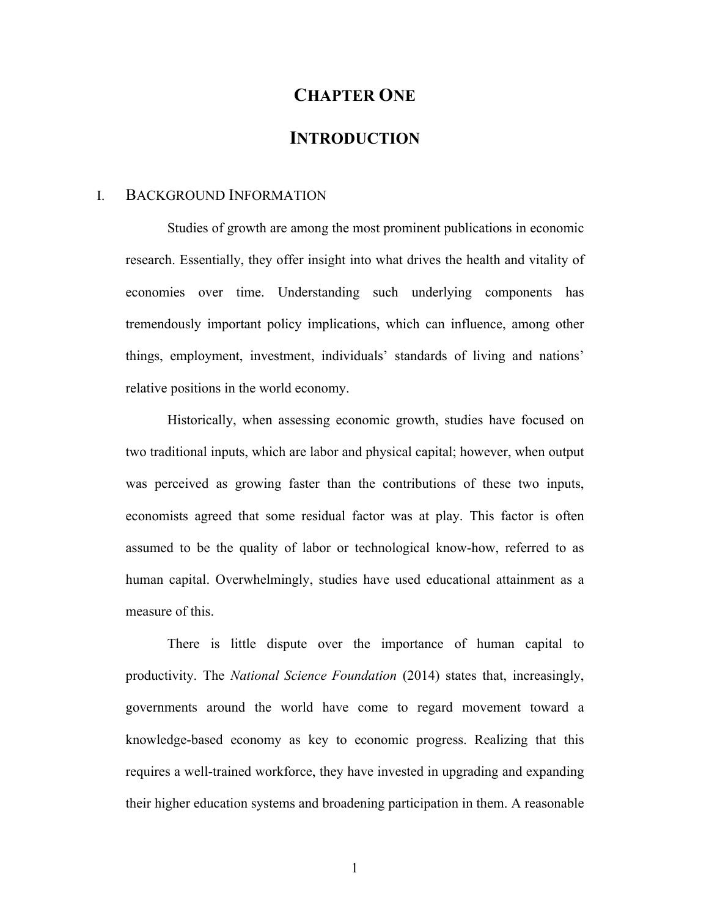# CHAPTER ONE

# INTRODUCTION

## I. BACKGROUND INFORMATION

Studies of growth are among the most prominent publications in economic research. Essentially, they offer insight into what drives the health and vitality of economies over time. Understanding such underlying components has tremendously important policy implications, which can influence, among other things, employment, investment, individuals' standards of living and nations' relative positions in the world economy.

Historically, when assessing economic growth, studies have focused on two traditional inputs, which are labor and physical capital; however, when output was perceived as growing faster than the contributions of these two inputs, economists agreed that some residual factor was at play. This factor is often assumed to be the quality of labor or technological know-how, referred to as human capital. Overwhelmingly, studies have used educational attainment as a measure of this.

There is little dispute over the importance of human capital to productivity. The *National Science Foundation* (2014) states that, increasingly, governments around the world have come to regard movement toward a knowledge-based economy as key to economic progress. Realizing that this requires a well-trained workforce, they have invested in upgrading and expanding their higher education systems and broadening participation in them. A reasonable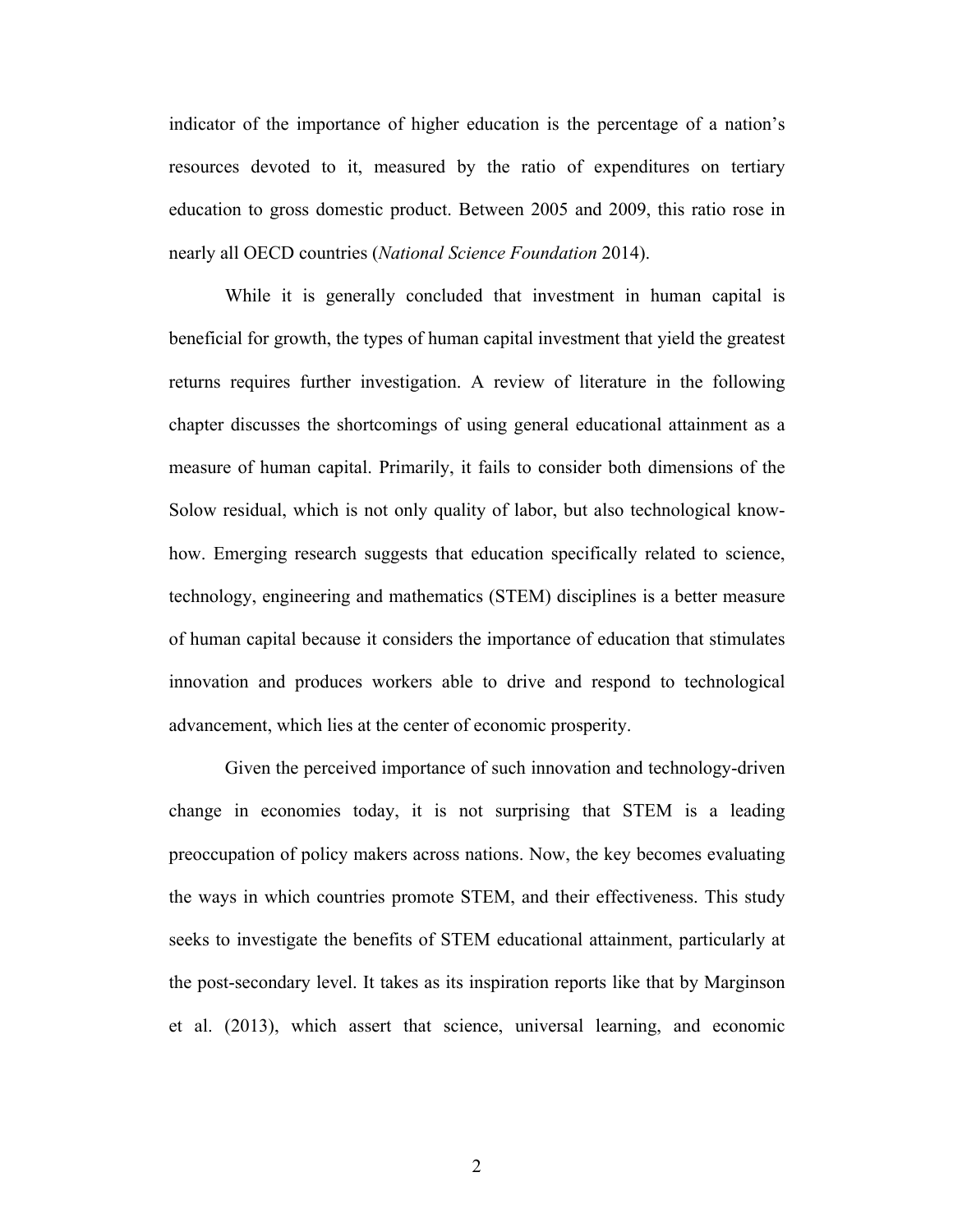indicator of the importance of higher education is the percentage of a nation's resources devoted to it, measured by the ratio of expenditures on tertiary education to gross domestic product. Between 2005 and 2009, this ratio rose in nearly all OECD countries (*National Science Foundation* 2014).

While it is generally concluded that investment in human capital is beneficial for growth, the types of human capital investment that yield the greatest returns requires further investigation. A review of literature in the following chapter discusses the shortcomings of using general educational attainment as a measure of human capital. Primarily, it fails to consider both dimensions of the Solow residual, which is not only quality of labor, but also technological know-how. Emerging research suggests that education specifically related to science, technology, engineering and mathematics (STEM) disciplines is a better measure of human capital because it considers the importance of education that stimulates innovation and produces workers able to drive and respond to technological advancement, which lies at the center of economic prosperity.

Given the perceived importance of such innovation and technology-driven change in economies today, it is not surprising that STEM is a leading preoccupation of policy makers across nations. Now, the key becomes evaluating the ways in which countries promote STEM, and their effectiveness. This study seeks to investigate the benefits of STEM educational attainment, particularly at the post-secondary level. It takes as its inspiration reports like that by Marginson et al. (2013), which assert that science, universal learning, and economic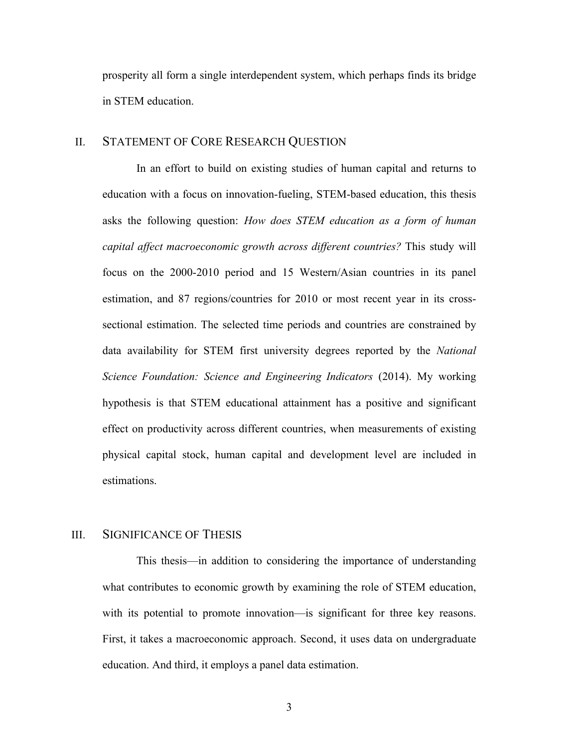prosperity all form a single interdependent system, which perhaps finds its bridge in STEM education.

## II. STATEMENT OF CORE RESEARCH QUESTION

In an effort to build on existing studies of human capital and returns to education with a focus on innovation-fueling, STEM-based education, this thesis asks the following question: *How does STEM education as a form of human capital affect macroeconomic growth across different countries?* This study will focus on the 2000-2010 period and 15 Western/Asian countries in its panel estimation, and 87 regions/countries for 2010 or most recent year in its cross-sectional estimation. The selected time periods and countries are constrained by data availability for STEM first university degrees reported by the *National Science Foundation: Science and Engineering Indicators* (2014). My working hypothesis is that STEM educational attainment has a positive and significant effect on productivity across different countries, when measurements of existing physical capital stock, human capital and development level are included in estimations.

## III. SIGNIFICANCE OF THESIS

This thesis—in addition to considering the importance of understanding what contributes to economic growth by examining the role of STEM education, with its potential to promote innovation—is significant for three key reasons. First, it takes a macroeconomic approach. Second, it uses data on undergraduate education. And third, it employs a panel data estimation.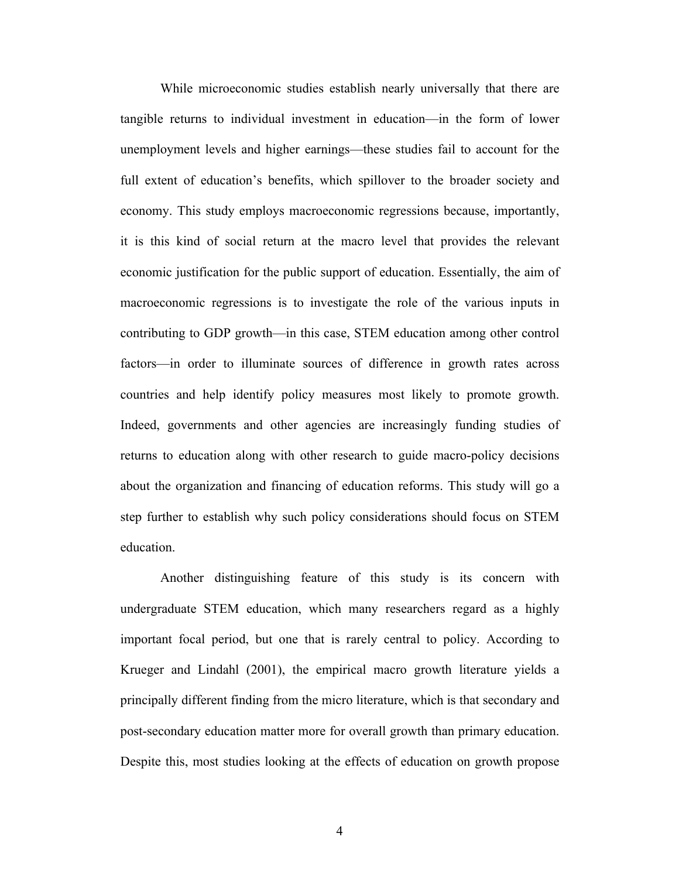While microeconomic studies establish nearly universally that there are tangible returns to individual investment in education—in the form of lower unemployment levels and higher earnings—these studies fail to account for the full extent of education's benefits, which spillover to the broader society and economy. This study employs macroeconomic regressions because, importantly, it is this kind of social return at the macro level that provides the relevant economic justification for the public support of education. Essentially, the aim of macroeconomic regressions is to investigate the role of the various inputs in contributing to GDP growth—in this case, STEM education among other control factors—in order to illuminate sources of difference in growth rates across countries and help identify policy measures most likely to promote growth. Indeed, governments and other agencies are increasingly funding studies of returns to education along with other research to guide macro-policy decisions about the organization and financing of education reforms. This study will go a step further to establish why such policy considerations should focus on STEM education.

Another distinguishing feature of this study is its concern with undergraduate STEM education, which many researchers regard as a highly important focal period, but one that is rarely central to policy. According to Krueger and Lindahl (2001), the empirical macro growth literature yields a principally different finding from the micro literature, which is that secondary and post-secondary education matter more for overall growth than primary education. Despite this, most studies looking at the effects of education on growth propose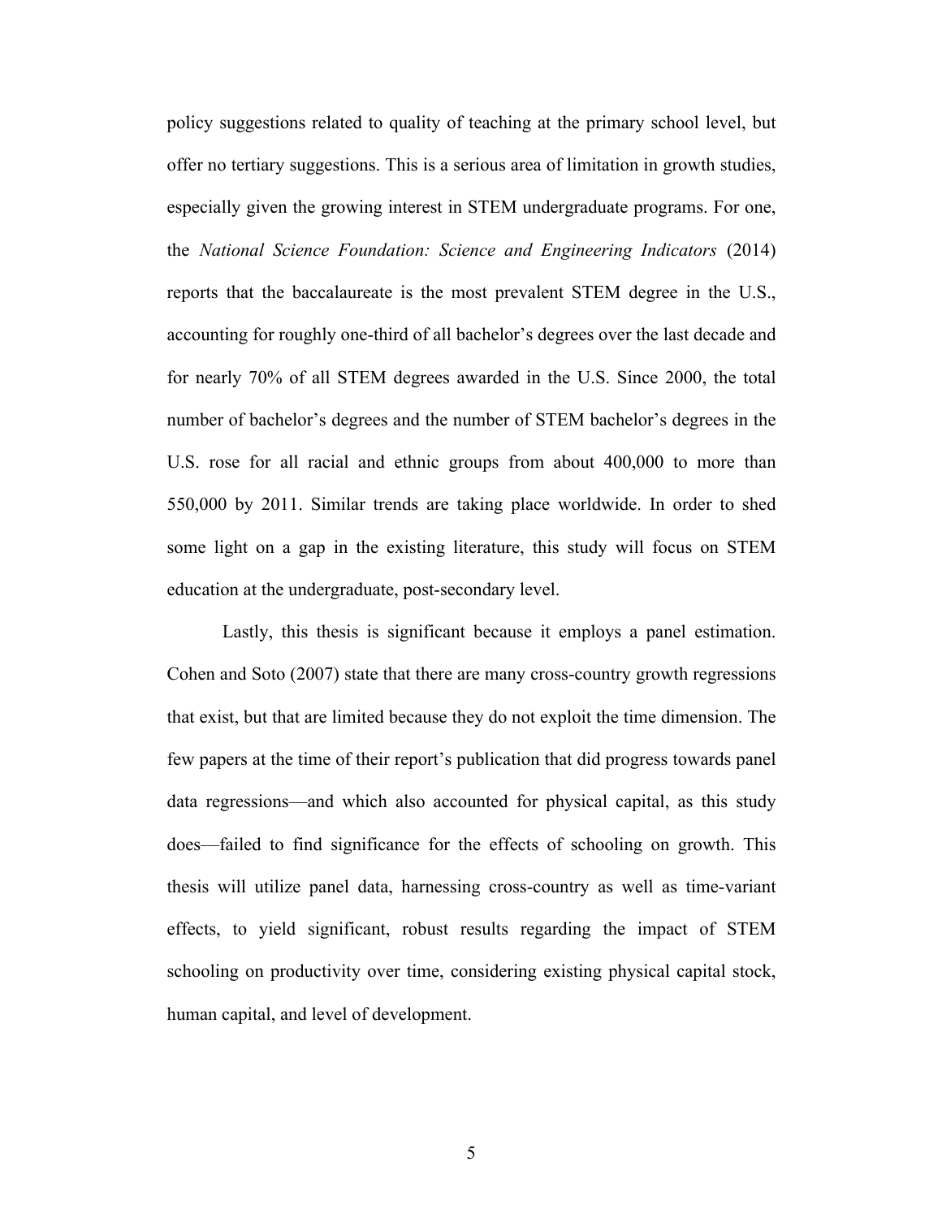policy suggestions related to quality of teaching at the primary school level, but offer no tertiary suggestions. This is a serious area of limitation in growth studies, especially given the growing interest in STEM undergraduate programs. For one, the *National Science Foundation: Science and Engineering Indicators* (2014) reports that the baccalaureate is the most prevalent STEM degree in the U.S., accounting for roughly one-third of all bachelor's degrees over the last decade and for nearly 70% of all STEM degrees awarded in the U.S. Since 2000, the total number of bachelor's degrees and the number of STEM bachelor's degrees in the U.S. rose for all racial and ethnic groups from about 400,000 to more than 550,000 by 2011. Similar trends are taking place worldwide. In order to shed some light on a gap in the existing literature, this study will focus on STEM education at the undergraduate, post-secondary level.

Lastly, this thesis is significant because it employs a panel estimation. Cohen and Soto (2007) state that there are many cross-country growth regressions that exist, but that are limited because they do not exploit the time dimension. The few papers at the time of their report's publication that did progress towards panel data regressions—and which also accounted for physical capital, as this study does—failed to find significance for the effects of schooling on growth. This thesis will utilize panel data, harnessing cross-country as well as time-variant effects, to yield significant, robust results regarding the impact of STEM schooling on productivity over time, considering existing physical capital stock, human capital, and level of development.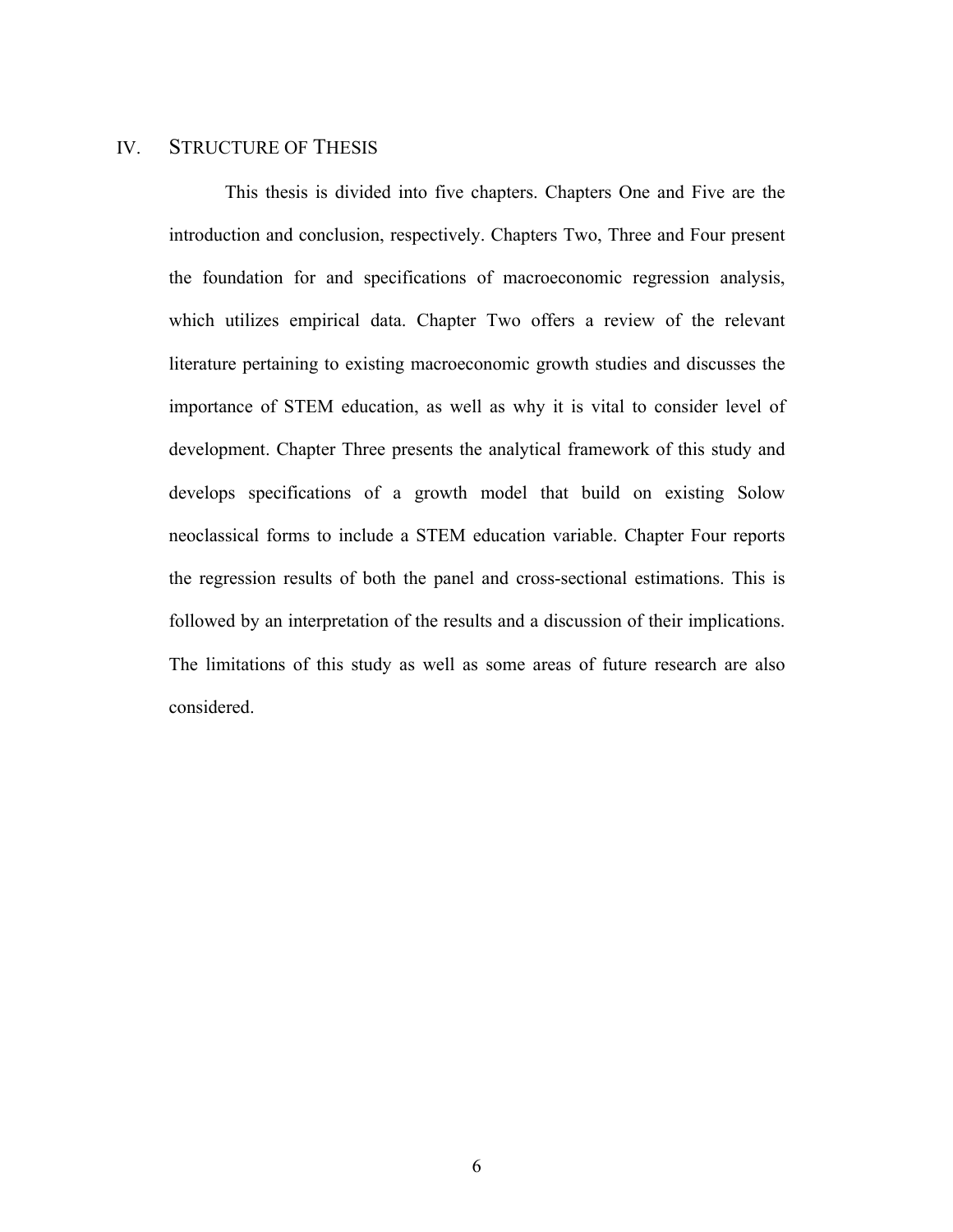## IV. Structure of Thesis

This thesis is divided into five chapters. Chapters One and Five are the introduction and conclusion, respectively. Chapters Two, Three and Four present the foundation for and specifications of macroeconomic regression analysis, which utilizes empirical data. Chapter Two offers a review of the relevant literature pertaining to existing macroeconomic growth studies and discusses the importance of STEM education, as well as why it is vital to consider level of development. Chapter Three presents the analytical framework of this study and develops specifications of a growth model that build on existing Solow neoclassical forms to include a STEM education variable. Chapter Four reports the regression results of both the panel and cross-sectional estimations. This is followed by an interpretation of the results and a discussion of their implications. The limitations of this study as well as some areas of future research are also considered.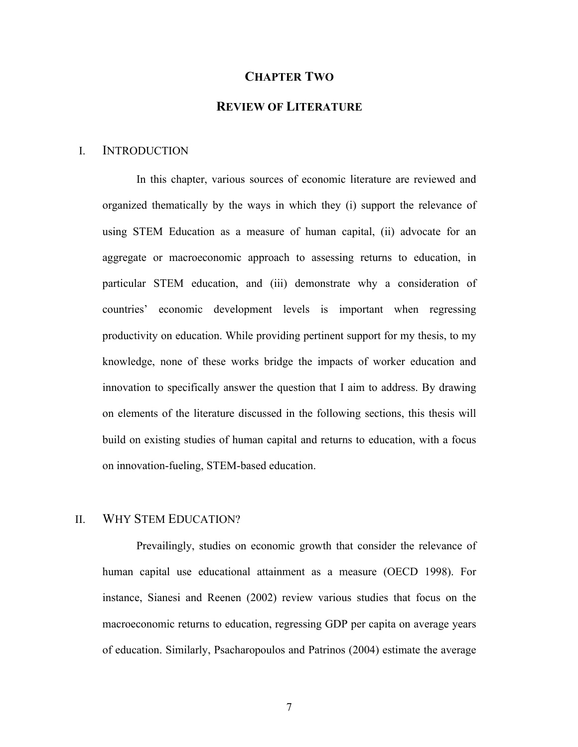# CHAPTER TWO

# REVIEW OF LITERATURE

## I. INTRODUCTION

In this chapter, various sources of economic literature are reviewed and organized thematically by the ways in which they (i) support the relevance of using STEM Education as a measure of human capital, (ii) advocate for an aggregate or macroeconomic approach to assessing returns to education, in particular STEM education, and (iii) demonstrate why a consideration of countries' economic development levels is important when regressing productivity on education. While providing pertinent support for my thesis, to my knowledge, none of these works bridge the impacts of worker education and innovation to specifically answer the question that I aim to address. By drawing on elements of the literature discussed in the following sections, this thesis will build on existing studies of human capital and returns to education, with a focus on innovation-fueling, STEM-based education.

## II. WHY STEM EDUCATION?

Prevailingly, studies on economic growth that consider the relevance of human capital use educational attainment as a measure (OECD 1998). For instance, Sianesi and Reenen (2002) review various studies that focus on the macroeconomic returns to education, regressing GDP per capita on average years of education. Similarly, Psacharopoulos and Patrinos (2004) estimate the average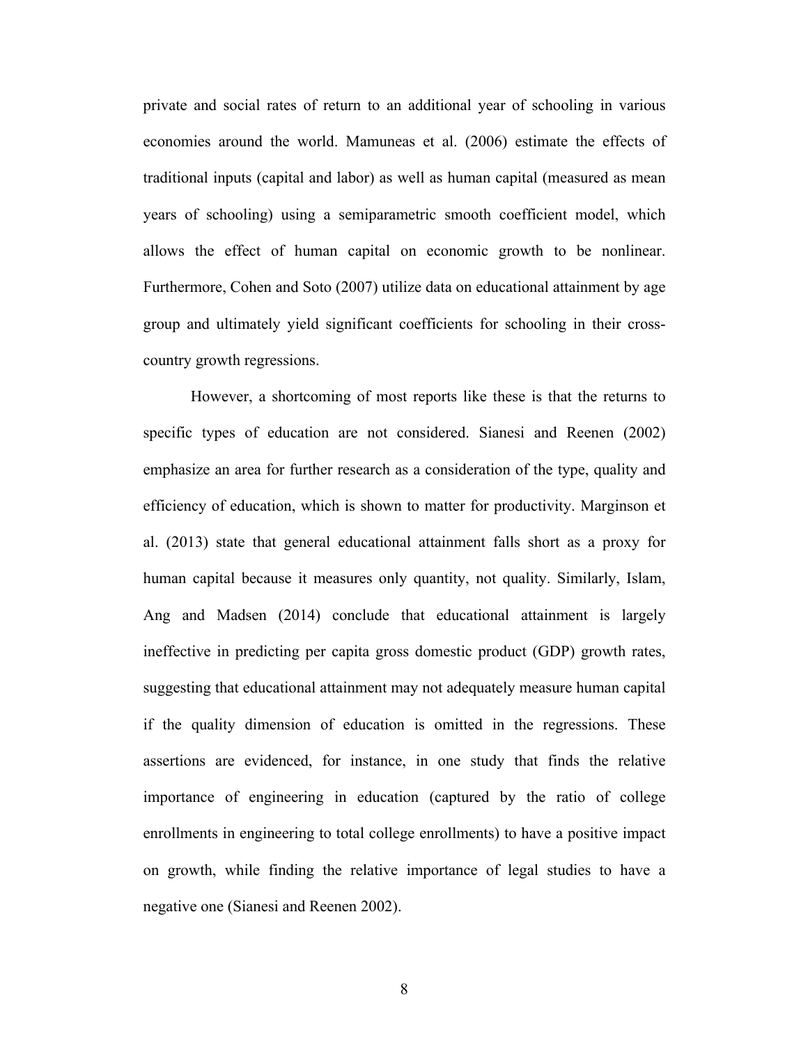private and social rates of return to an additional year of schooling in various economies around the world. Mamuneas et al. (2006) estimate the effects of traditional inputs (capital and labor) as well as human capital (measured as mean years of schooling) using a semiparametric smooth coefficient model, which allows the effect of human capital on economic growth to be nonlinear. Furthermore, Cohen and Soto (2007) utilize data on educational attainment by age group and ultimately yield significant coefficients for schooling in their cross-country growth regressions.

However, a shortcoming of most reports like these is that the returns to specific types of education are not considered. Sianesi and Reenen (2002) emphasize an area for further research as a consideration of the type, quality and efficiency of education, which is shown to matter for productivity. Marginson et al. (2013) state that general educational attainment falls short as a proxy for human capital because it measures only quantity, not quality. Similarly, Islam, Ang and Madsen (2014) conclude that educational attainment is largely ineffective in predicting per capita gross domestic product (GDP) growth rates, suggesting that educational attainment may not adequately measure human capital if the quality dimension of education is omitted in the regressions. These assertions are evidenced, for instance, in one study that finds the relative importance of engineering in education (captured by the ratio of college enrollments in engineering to total college enrollments) to have a positive impact on growth, while finding the relative importance of legal studies to have a negative one (Sianesi and Reenen 2002).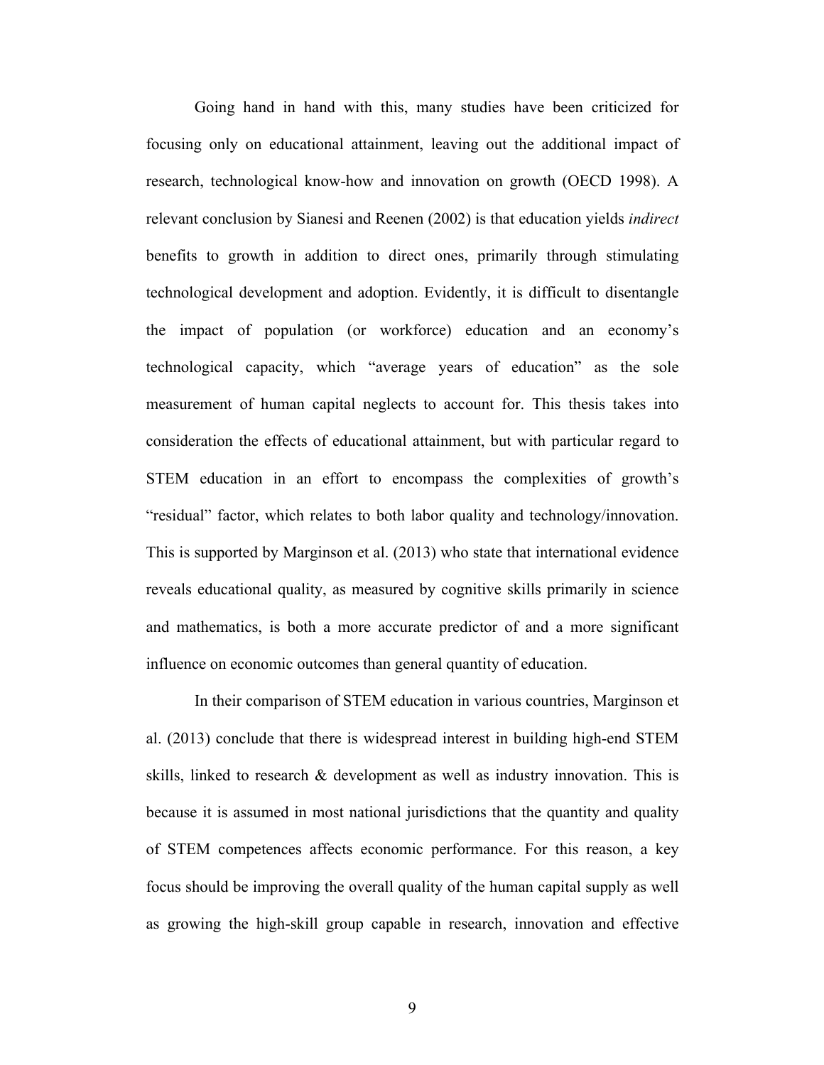Going hand in hand with this, many studies have been criticized for focusing only on educational attainment, leaving out the additional impact of research, technological know-how and innovation on growth (OECD 1998). A relevant conclusion by Sianesi and Reenen (2002) is that education yields *indirect* benefits to growth in addition to direct ones, primarily through stimulating technological development and adoption. Evidently, it is difficult to disentangle the impact of population (or workforce) education and an economy's technological capacity, which "average years of education" as the sole measurement of human capital neglects to account for. This thesis takes into consideration the effects of educational attainment, but with particular regard to STEM education in an effort to encompass the complexities of growth's "residual" factor, which relates to both labor quality and technology/innovation. This is supported by Marginson et al. (2013) who state that international evidence reveals educational quality, as measured by cognitive skills primarily in science and mathematics, is both a more accurate predictor of and a more significant influence on economic outcomes than general quantity of education.

In their comparison of STEM education in various countries, Marginson et al. (2013) conclude that there is widespread interest in building high-end STEM skills, linked to research & development as well as industry innovation. This is because it is assumed in most national jurisdictions that the quantity and quality of STEM competences affects economic performance. For this reason, a key focus should be improving the overall quality of the human capital supply as well as growing the high-skill group capable in research, innovation and effective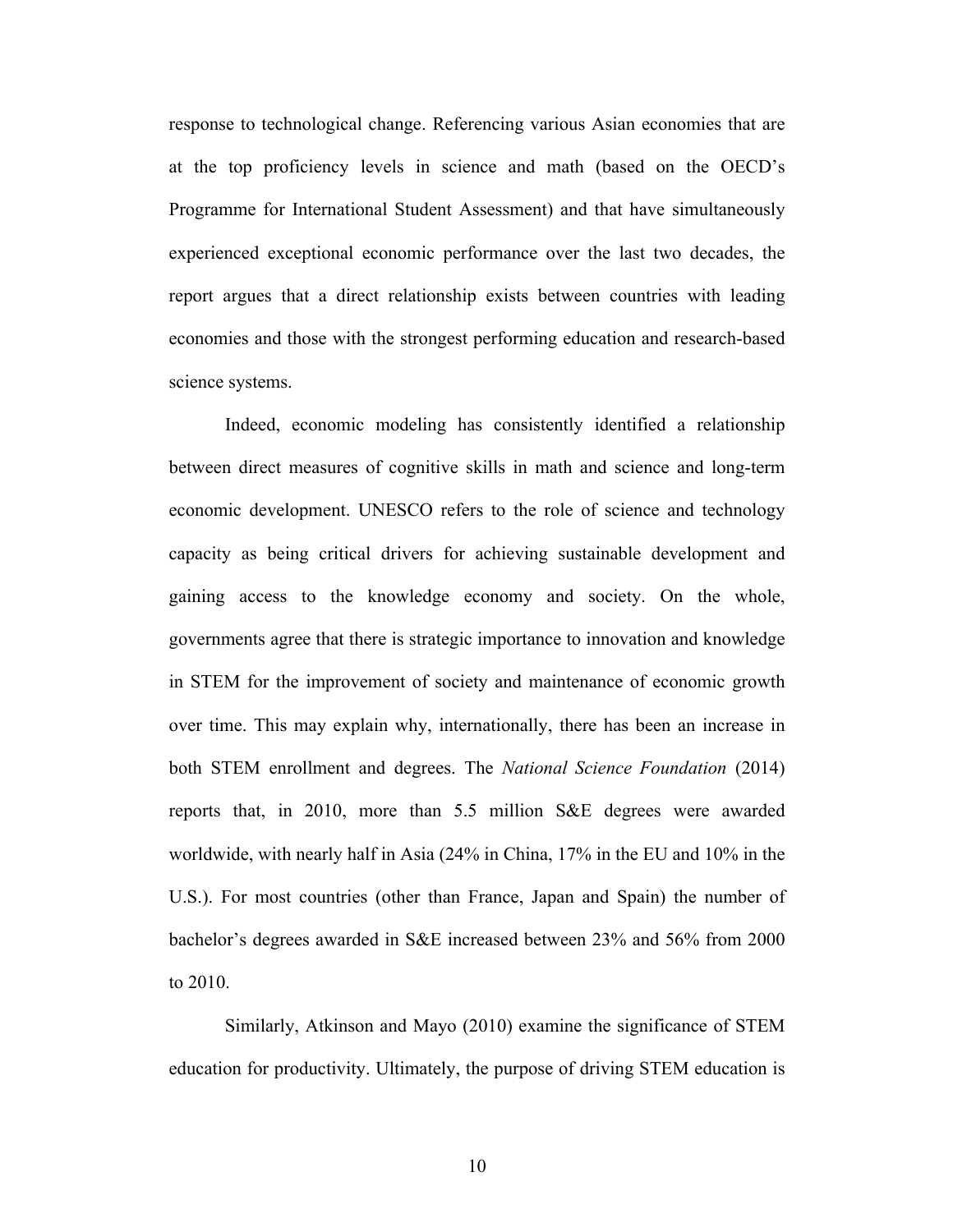response to technological change. Referencing various Asian economies that are at the top proficiency levels in science and math (based on the OECD's Programme for International Student Assessment) and that have simultaneously experienced exceptional economic performance over the last two decades, the report argues that a direct relationship exists between countries with leading economies and those with the strongest performing education and research-based science systems.

Indeed, economic modeling has consistently identified a relationship between direct measures of cognitive skills in math and science and long-term economic development. UNESCO refers to the role of science and technology capacity as being critical drivers for achieving sustainable development and gaining access to the knowledge economy and society. On the whole, governments agree that there is strategic importance to innovation and knowledge in STEM for the improvement of society and maintenance of economic growth over time. This may explain why, internationally, there has been an increase in both STEM enrollment and degrees. The *National Science Foundation* (2014) reports that, in 2010, more than 5.5 million S&E degrees were awarded worldwide, with nearly half in Asia (24% in China, 17% in the EU and 10% in the U.S.). For most countries (other than France, Japan and Spain) the number of bachelor's degrees awarded in S&E increased between 23% and 56% from 2000 to 2010.

Similarly, Atkinson and Mayo (2010) examine the significance of STEM education for productivity. Ultimately, the purpose of driving STEM education is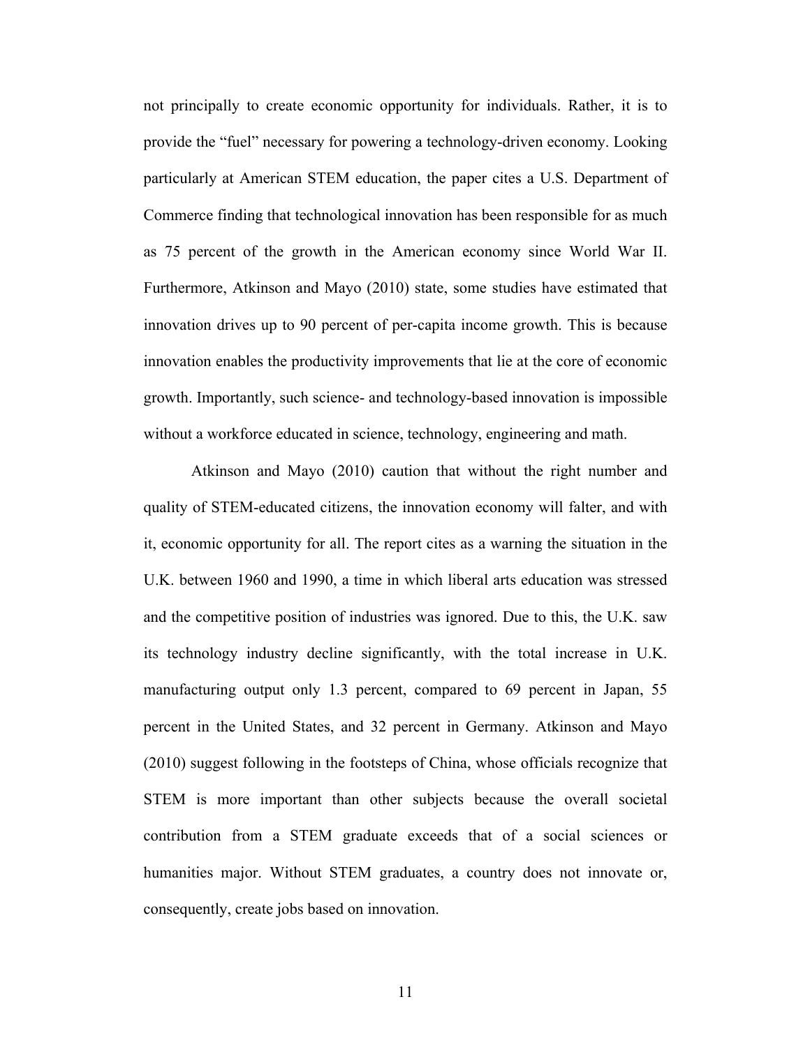not principally to create economic opportunity for individuals. Rather, it is to provide the "fuel" necessary for powering a technology-driven economy. Looking particularly at American STEM education, the paper cites a U.S. Department of Commerce finding that technological innovation has been responsible for as much as 75 percent of the growth in the American economy since World War II. Furthermore, Atkinson and Mayo (2010) state, some studies have estimated that innovation drives up to 90 percent of per-capita income growth. This is because innovation enables the productivity improvements that lie at the core of economic growth. Importantly, such science- and technology-based innovation is impossible without a workforce educated in science, technology, engineering and math.

Atkinson and Mayo (2010) caution that without the right number and quality of STEM-educated citizens, the innovation economy will falter, and with it, economic opportunity for all. The report cites as a warning the situation in the U.K. between 1960 and 1990, a time in which liberal arts education was stressed and the competitive position of industries was ignored. Due to this, the U.K. saw its technology industry decline significantly, with the total increase in U.K. manufacturing output only 1.3 percent, compared to 69 percent in Japan, 55 percent in the United States, and 32 percent in Germany. Atkinson and Mayo (2010) suggest following in the footsteps of China, whose officials recognize that STEM is more important than other subjects because the overall societal contribution from a STEM graduate exceeds that of a social sciences or humanities major. Without STEM graduates, a country does not innovate or, consequently, create jobs based on innovation.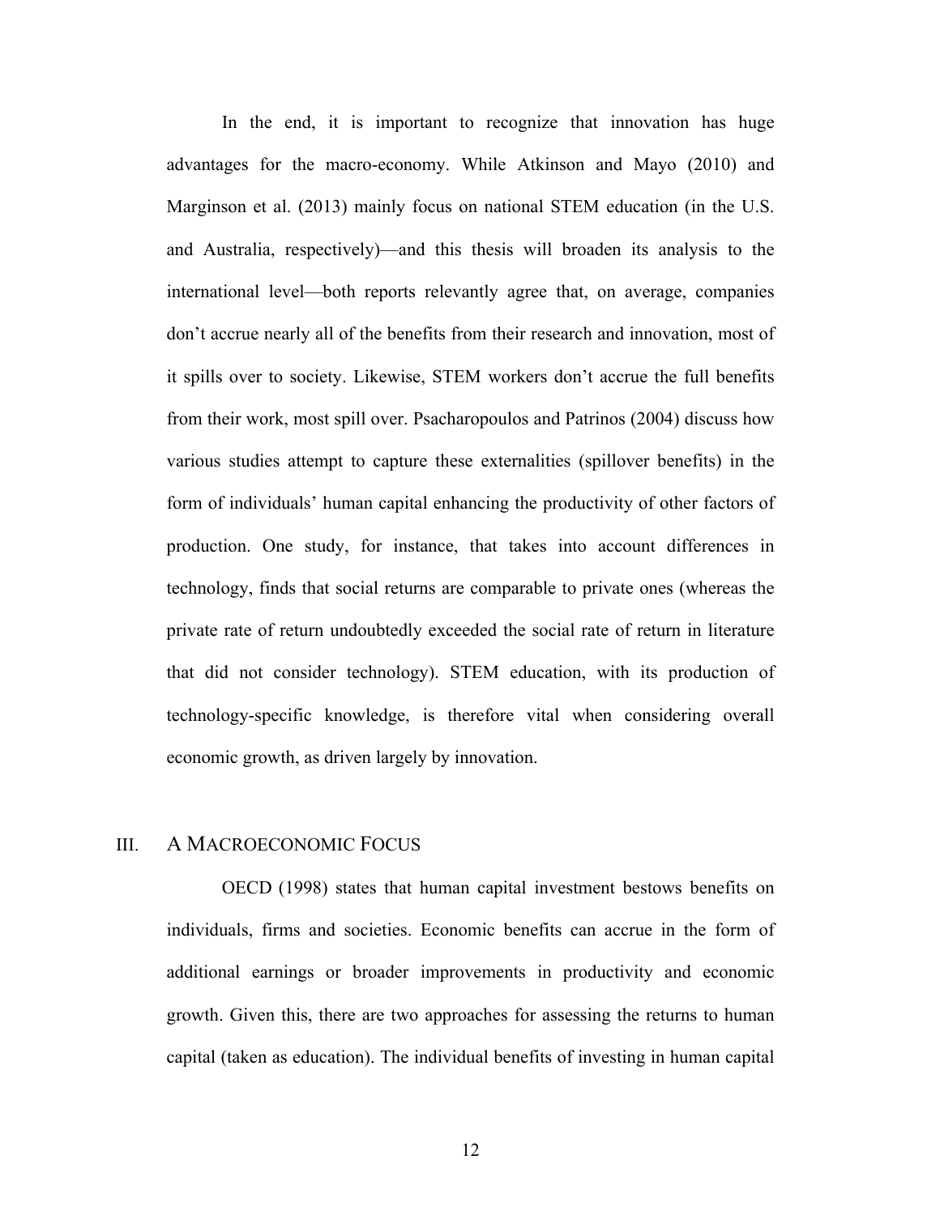In the end, it is important to recognize that innovation has huge advantages for the macro-economy. While Atkinson and Mayo (2010) and Marginson et al. (2013) mainly focus on national STEM education (in the U.S. and Australia, respectively)—and this thesis will broaden its analysis to the international level—both reports relevantly agree that, on average, companies don't accrue nearly all of the benefits from their research and innovation, most of it spills over to society. Likewise, STEM workers don't accrue the full benefits from their work, most spill over. Psacharopoulos and Patrinos (2004) discuss how various studies attempt to capture these externalities (spillover benefits) in the form of individuals' human capital enhancing the productivity of other factors of production. One study, for instance, that takes into account differences in technology, finds that social returns are comparable to private ones (whereas the private rate of return undoubtedly exceeded the social rate of return in literature that did not consider technology). STEM education, with its production of technology-specific knowledge, is therefore vital when considering overall economic growth, as driven largely by innovation.

## III. A Macroeconomic Focus

OECD (1998) states that human capital investment bestows benefits on individuals, firms and societies. Economic benefits can accrue in the form of additional earnings or broader improvements in productivity and economic growth. Given this, there are two approaches for assessing the returns to human capital (taken as education). The individual benefits of investing in human capital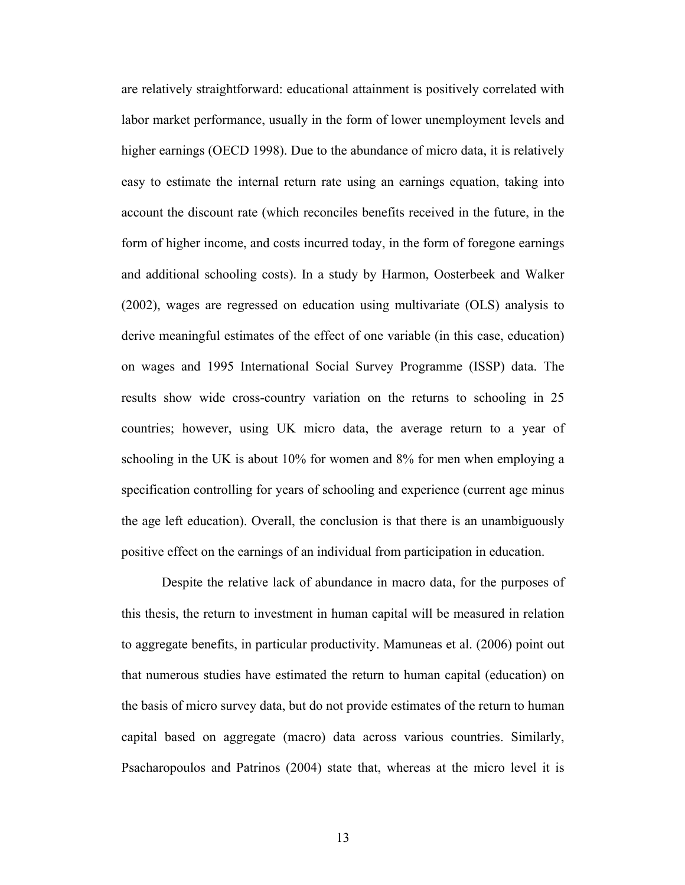are relatively straightforward: educational attainment is positively correlated with labor market performance, usually in the form of lower unemployment levels and higher earnings (OECD 1998). Due to the abundance of micro data, it is relatively easy to estimate the internal return rate using an earnings equation, taking into account the discount rate (which reconciles benefits received in the future, in the form of higher income, and costs incurred today, in the form of foregone earnings and additional schooling costs). In a study by Harmon, Oosterbeek and Walker (2002), wages are regressed on education using multivariate (OLS) analysis to derive meaningful estimates of the effect of one variable (in this case, education) on wages and 1995 International Social Survey Programme (ISSP) data. The results show wide cross-country variation on the returns to schooling in 25 countries; however, using UK micro data, the average return to a year of schooling in the UK is about 10% for women and 8% for men when employing a specification controlling for years of schooling and experience (current age minus the age left education). Overall, the conclusion is that there is an unambiguously positive effect on the earnings of an individual from participation in education.

Despite the relative lack of abundance in macro data, for the purposes of this thesis, the return to investment in human capital will be measured in relation to aggregate benefits, in particular productivity. Mamuneas et al. (2006) point out that numerous studies have estimated the return to human capital (education) on the basis of micro survey data, but do not provide estimates of the return to human capital based on aggregate (macro) data across various countries. Similarly, Psacharopoulos and Patrinos (2004) state that, whereas at the micro level it is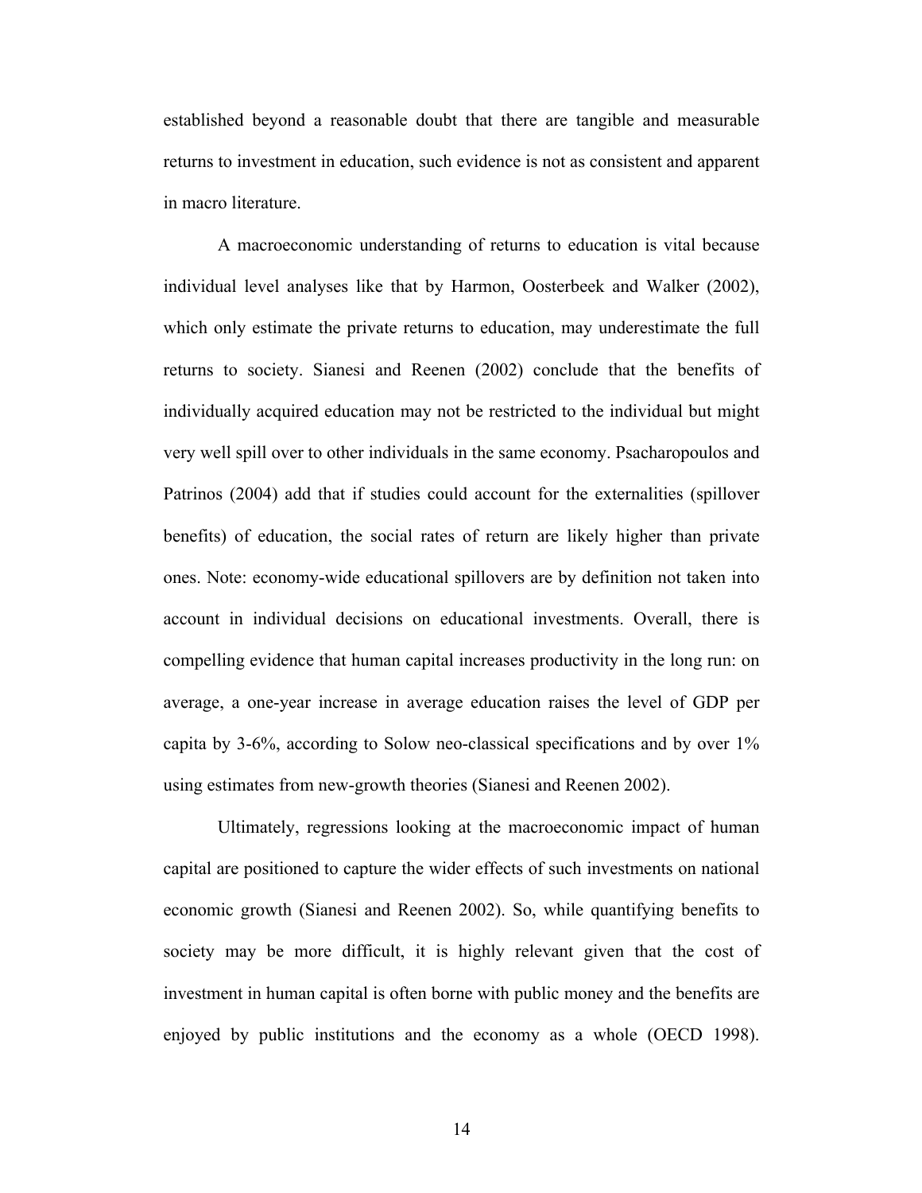established beyond a reasonable doubt that there are tangible and measurable returns to investment in education, such evidence is not as consistent and apparent in macro literature.

A macroeconomic understanding of returns to education is vital because individual level analyses like that by Harmon, Oosterbeek and Walker (2002), which only estimate the private returns to education, may underestimate the full returns to society. Sianesi and Reenen (2002) conclude that the benefits of individually acquired education may not be restricted to the individual but might very well spill over to other individuals in the same economy. Psacharopoulos and Patrinos (2004) add that if studies could account for the externalities (spillover benefits) of education, the social rates of return are likely higher than private ones. Note: economy-wide educational spillovers are by definition not taken into account in individual decisions on educational investments. Overall, there is compelling evidence that human capital increases productivity in the long run: on average, a one-year increase in average education raises the level of GDP per capita by 3-6%, according to Solow neo-classical specifications and by over 1% using estimates from new-growth theories (Sianesi and Reenen 2002).

Ultimately, regressions looking at the macroeconomic impact of human capital are positioned to capture the wider effects of such investments on national economic growth (Sianesi and Reenen 2002). So, while quantifying benefits to society may be more difficult, it is highly relevant given that the cost of investment in human capital is often borne with public money and the benefits are enjoyed by public institutions and the economy as a whole (OECD 1998).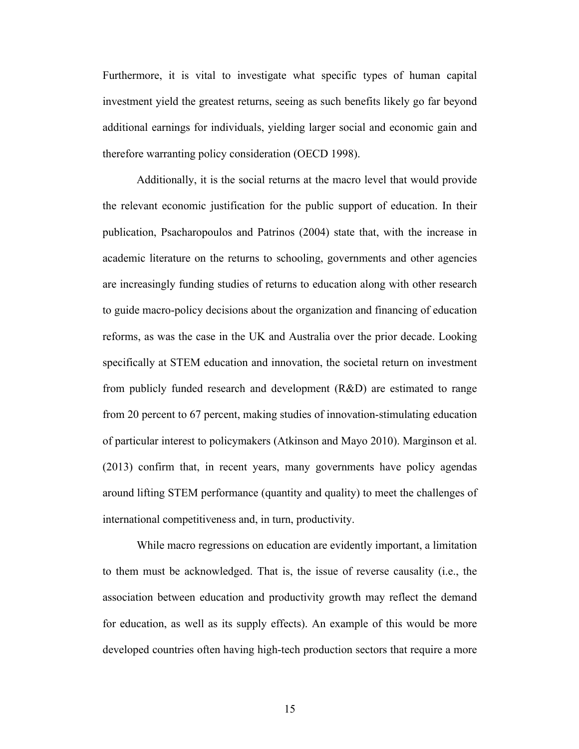Furthermore, it is vital to investigate what specific types of human capital investment yield the greatest returns, seeing as such benefits likely go far beyond additional earnings for individuals, yielding larger social and economic gain and therefore warranting policy consideration (OECD 1998).

Additionally, it is the social returns at the macro level that would provide the relevant economic justification for the public support of education. In their publication, Psacharopoulos and Patrinos (2004) state that, with the increase in academic literature on the returns to schooling, governments and other agencies are increasingly funding studies of returns to education along with other research to guide macro-policy decisions about the organization and financing of education reforms, as was the case in the UK and Australia over the prior decade. Looking specifically at STEM education and innovation, the societal return on investment from publicly funded research and development (R&D) are estimated to range from 20 percent to 67 percent, making studies of innovation-stimulating education of particular interest to policymakers (Atkinson and Mayo 2010). Marginson et al. (2013) confirm that, in recent years, many governments have policy agendas around lifting STEM performance (quantity and quality) to meet the challenges of international competitiveness and, in turn, productivity.

While macro regressions on education are evidently important, a limitation to them must be acknowledged. That is, the issue of reverse causality (i.e., the association between education and productivity growth may reflect the demand for education, as well as its supply effects). An example of this would be more developed countries often having high-tech production sectors that require a more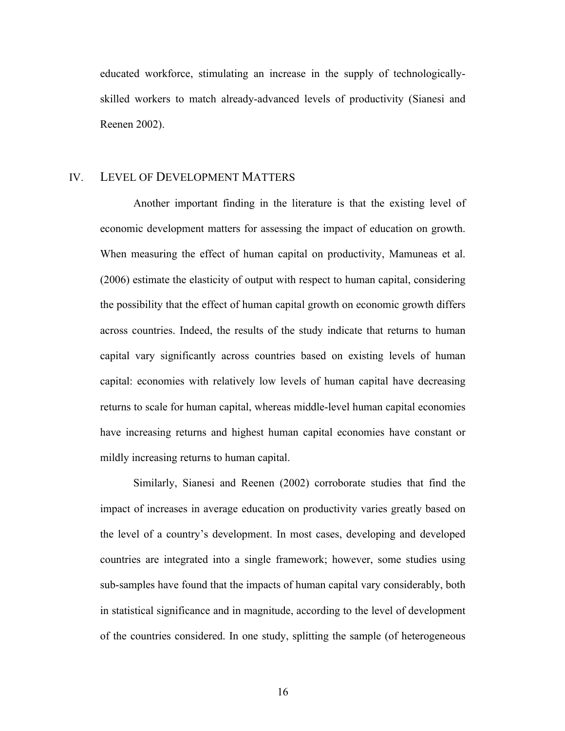educated workforce, stimulating an increase in the supply of technologically-skilled workers to match already-advanced levels of productivity (Sianesi and Reenen 2002).

## IV. LEVEL OF DEVELOPMENT MATTERS

Another important finding in the literature is that the existing level of economic development matters for assessing the impact of education on growth. When measuring the effect of human capital on productivity, Mamuneas et al. (2006) estimate the elasticity of output with respect to human capital, considering the possibility that the effect of human capital growth on economic growth differs across countries. Indeed, the results of the study indicate that returns to human capital vary significantly across countries based on existing levels of human capital: economies with relatively low levels of human capital have decreasing returns to scale for human capital, whereas middle-level human capital economies have increasing returns and highest human capital economies have constant or mildly increasing returns to human capital.

Similarly, Sianesi and Reenen (2002) corroborate studies that find the impact of increases in average education on productivity varies greatly based on the level of a country's development. In most cases, developing and developed countries are integrated into a single framework; however, some studies using sub-samples have found that the impacts of human capital vary considerably, both in statistical significance and in magnitude, according to the level of development of the countries considered. In one study, splitting the sample (of heterogeneous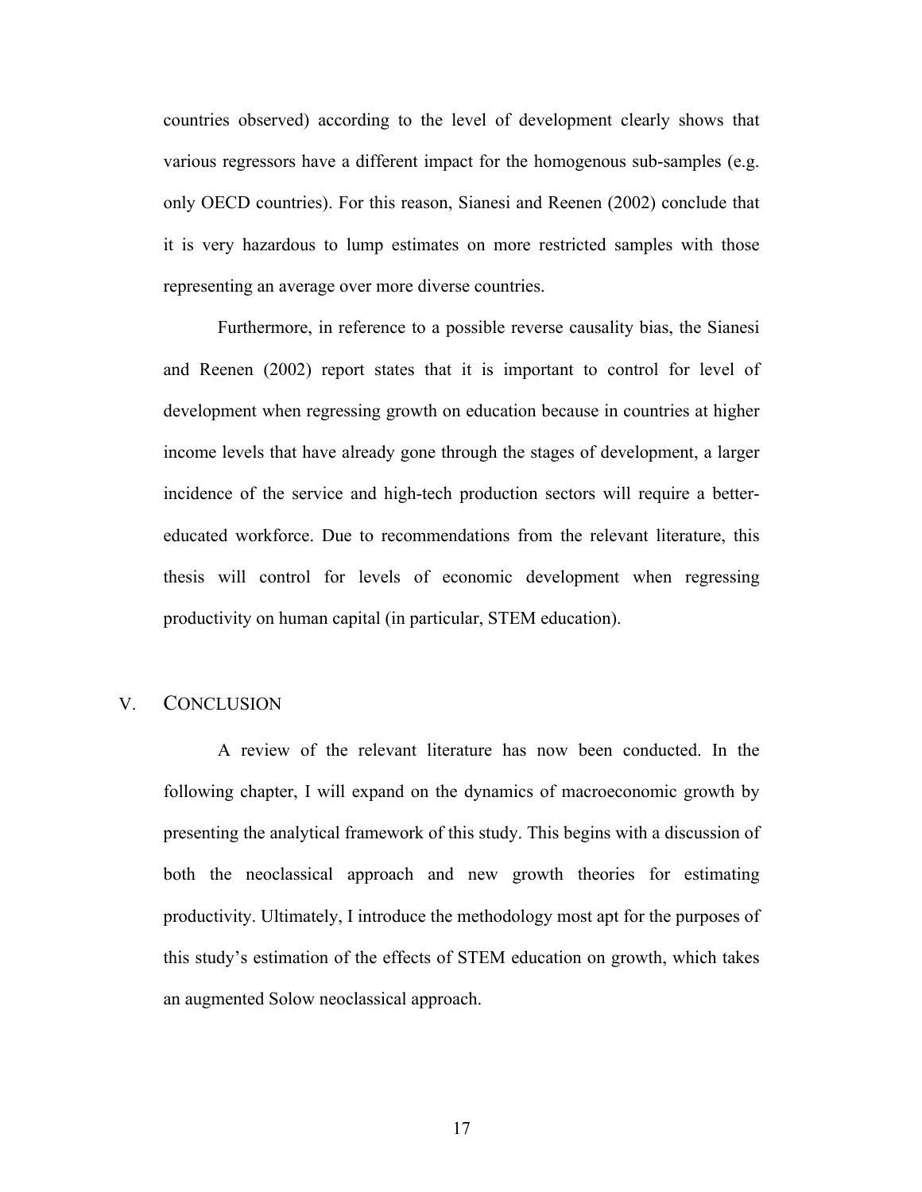countries observed) according to the level of development clearly shows that various regressors have a different impact for the homogenous sub-samples (e.g. only OECD countries). For this reason, Sianesi and Reenen (2002) conclude that it is very hazardous to lump estimates on more restricted samples with those representing an average over more diverse countries.

Furthermore, in reference to a possible reverse causality bias, the Sianesi and Reenen (2002) report states that it is important to control for level of development when regressing growth on education because in countries at higher income levels that have already gone through the stages of development, a larger incidence of the service and high-tech production sectors will require a better-educated workforce. Due to recommendations from the relevant literature, this thesis will control for levels of economic development when regressing productivity on human capital (in particular, STEM education).

## V. CONCLUSION

A review of the relevant literature has now been conducted. In the following chapter, I will expand on the dynamics of macroeconomic growth by presenting the analytical framework of this study. This begins with a discussion of both the neoclassical approach and new growth theories for estimating productivity. Ultimately, I introduce the methodology most apt for the purposes of this study's estimation of the effects of STEM education on growth, which takes an augmented Solow neoclassical approach.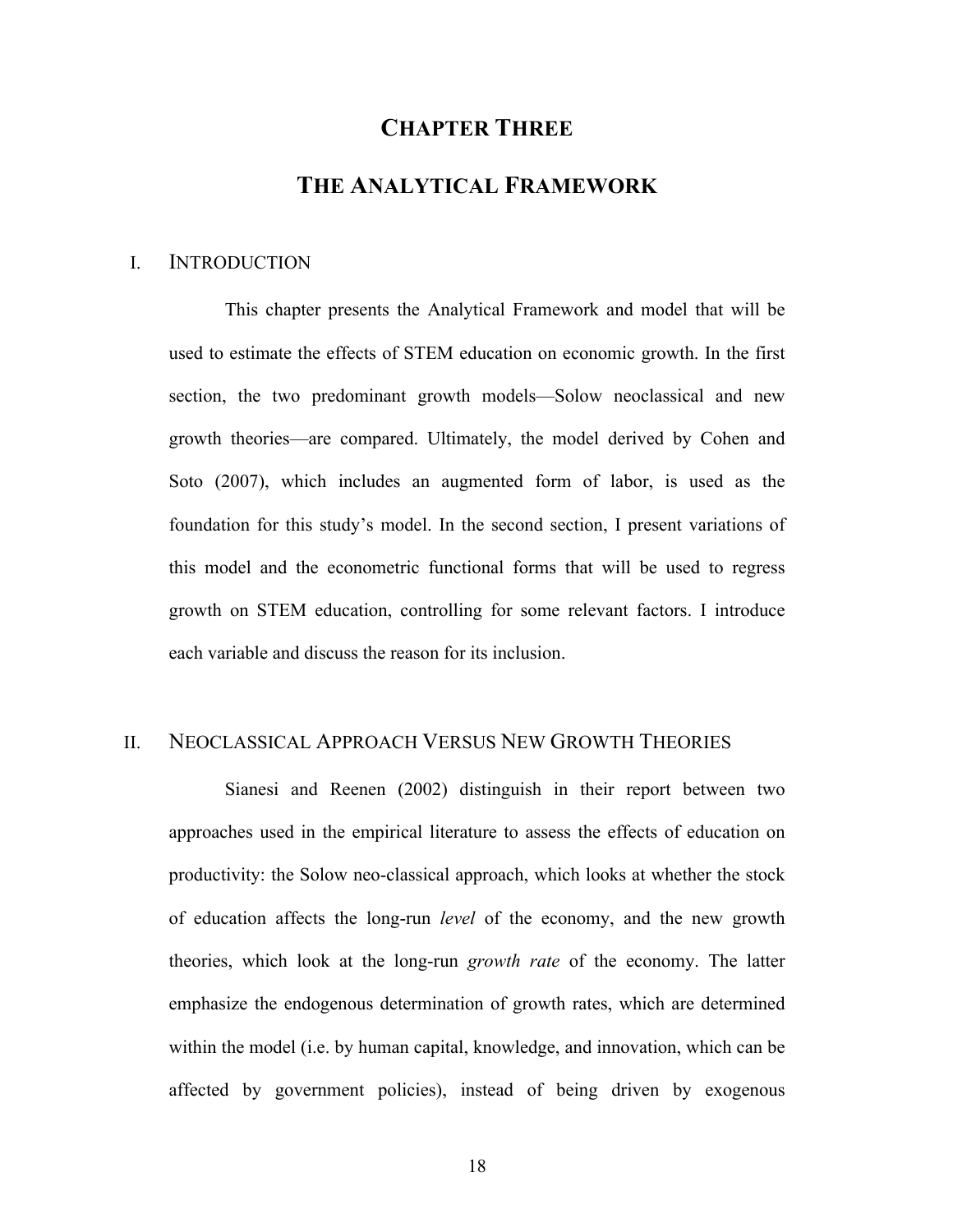# CHAPTER THREE

# THE ANALYTICAL FRAMEWORK

## I. INTRODUCTION

This chapter presents the Analytical Framework and model that will be used to estimate the effects of STEM education on economic growth. In the first section, the two predominant growth models—Solow neoclassical and new growth theories—are compared. Ultimately, the model derived by Cohen and Soto (2007), which includes an augmented form of labor, is used as the foundation for this study's model. In the second section, I present variations of this model and the econometric functional forms that will be used to regress growth on STEM education, controlling for some relevant factors. I introduce each variable and discuss the reason for its inclusion.

## II. NEOCLASSICAL APPROACH VERSUS NEW GROWTH THEORIES

Sianesi and Reenen (2002) distinguish in their report between two approaches used in the empirical literature to assess the effects of education on productivity: the Solow neo-classical approach, which looks at whether the stock of education affects the long-run *level* of the economy, and the new growth theories, which look at the long-run *growth rate* of the economy. The latter emphasize the endogenous determination of growth rates, which are determined within the model (i.e. by human capital, knowledge, and innovation, which can be affected by government policies), instead of being driven by exogenous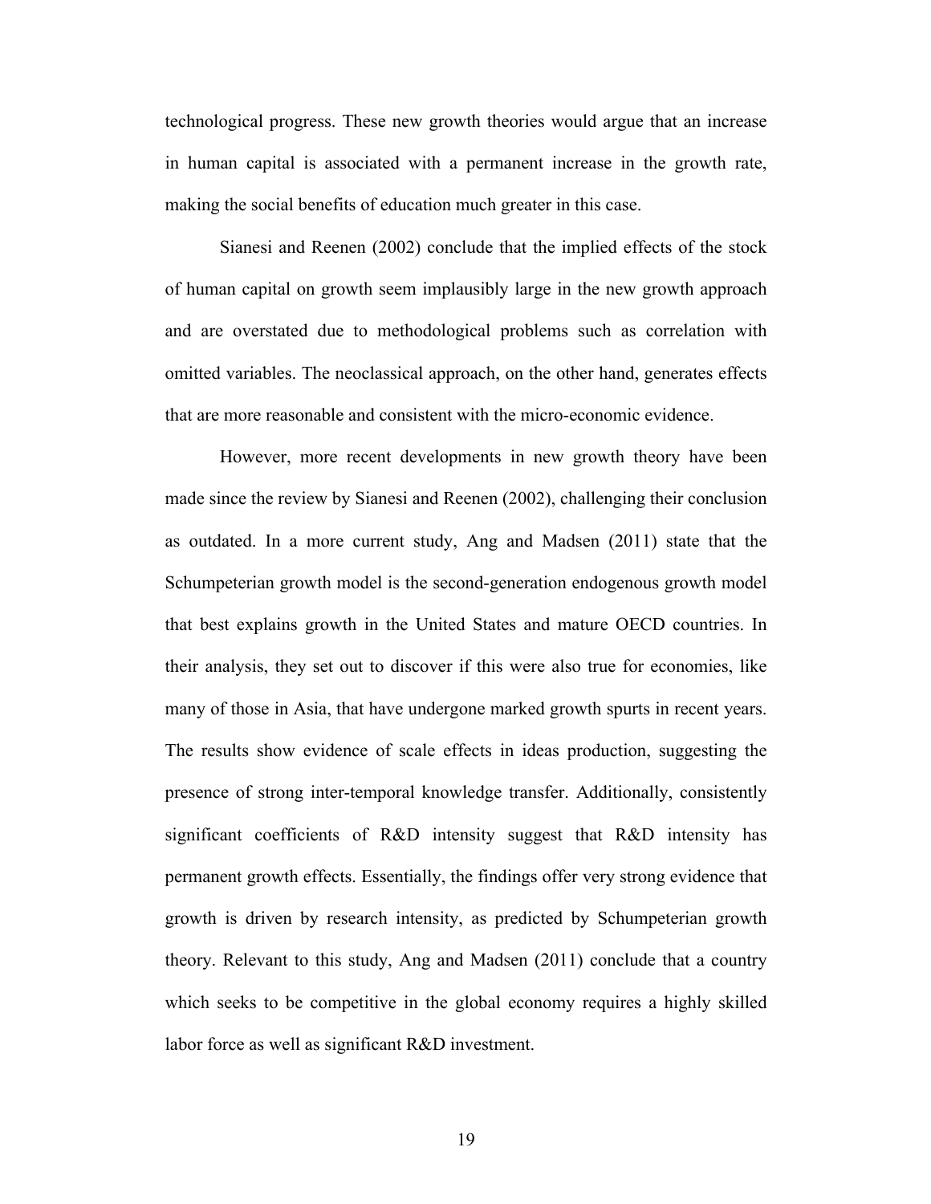technological progress. These new growth theories would argue that an increase in human capital is associated with a permanent increase in the growth rate, making the social benefits of education much greater in this case.

Sianesi and Reenen (2002) conclude that the implied effects of the stock of human capital on growth seem implausibly large in the new growth approach and are overstated due to methodological problems such as correlation with omitted variables. The neoclassical approach, on the other hand, generates effects that are more reasonable and consistent with the micro-economic evidence.

However, more recent developments in new growth theory have been made since the review by Sianesi and Reenen (2002), challenging their conclusion as outdated. In a more current study, Ang and Madsen (2011) state that the Schumpeterian growth model is the second-generation endogenous growth model that best explains growth in the United States and mature OECD countries. In their analysis, they set out to discover if this were also true for economies, like many of those in Asia, that have undergone marked growth spurts in recent years. The results show evidence of scale effects in ideas production, suggesting the presence of strong inter-temporal knowledge transfer. Additionally, consistently significant coefficients of R&D intensity suggest that R&D intensity has permanent growth effects. Essentially, the findings offer very strong evidence that growth is driven by research intensity, as predicted by Schumpeterian growth theory. Relevant to this study, Ang and Madsen (2011) conclude that a country which seeks to be competitive in the global economy requires a highly skilled labor force as well as significant R&D investment.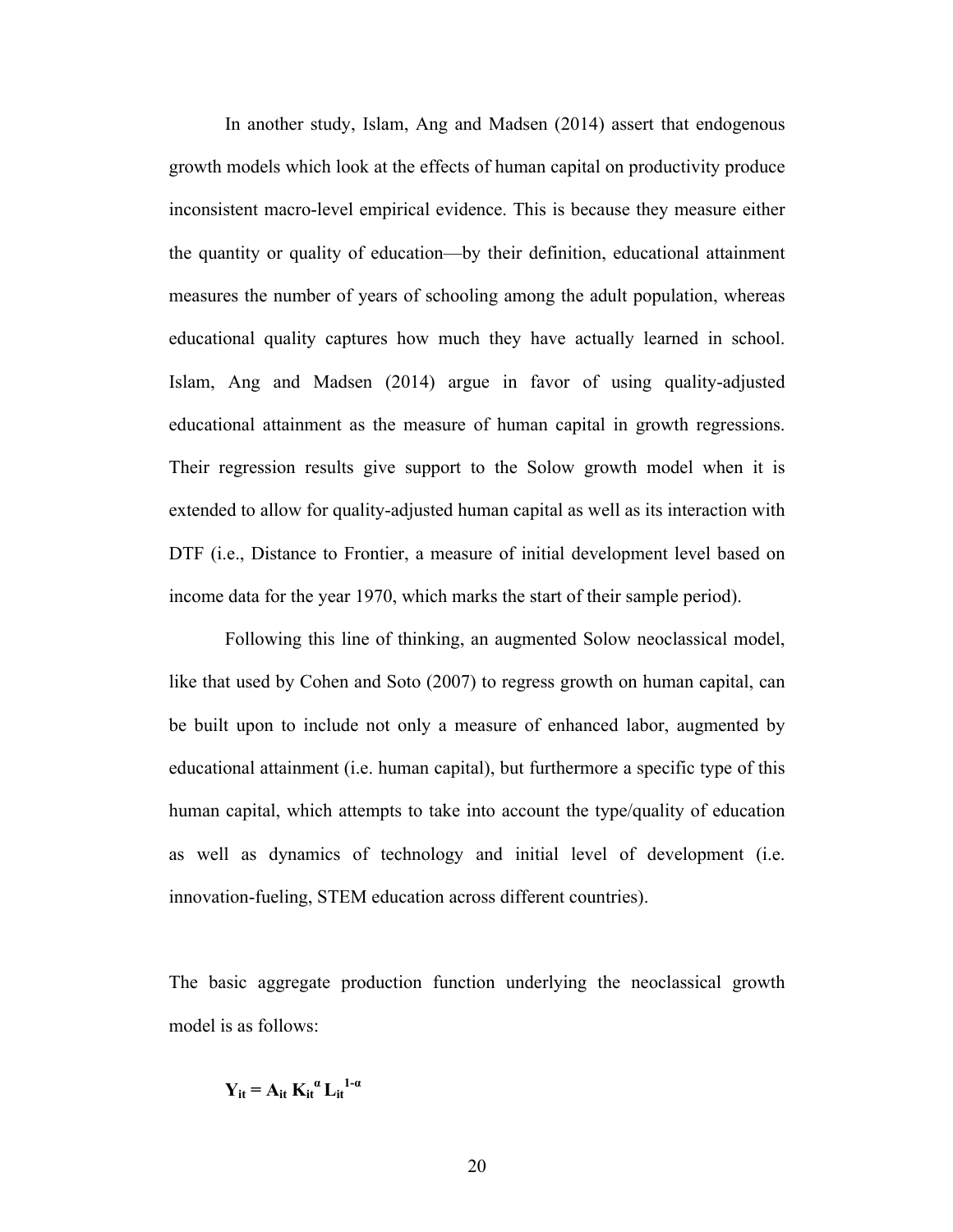In another study, Islam, Ang and Madsen (2014) assert that endogenous growth models which look at the effects of human capital on productivity produce inconsistent macro-level empirical evidence. This is because they measure either the quantity or quality of education—by their definition, educational attainment measures the number of years of schooling among the adult population, whereas educational quality captures how much they have actually learned in school. Islam, Ang and Madsen (2014) argue in favor of using quality-adjusted educational attainment as the measure of human capital in growth regressions. Their regression results give support to the Solow growth model when it is extended to allow for quality-adjusted human capital as well as its interaction with DTF (i.e., Distance to Frontier, a measure of initial development level based on income data for the year 1970, which marks the start of their sample period).

Following this line of thinking, an augmented Solow neoclassical model, like that used by Cohen and Soto (2007) to regress growth on human capital, can be built upon to include not only a measure of enhanced labor, augmented by educational attainment (i.e. human capital), but furthermore a specific type of this human capital, which attempts to take into account the type/quality of education as well as dynamics of technology and initial level of development (i.e. innovation-fueling, STEM education across different countries).

The basic aggregate production function underlying the neoclassical growth model is as follows:

$$\mathbf{Y_{it} = A_{it}\, K_{it}^{\alpha}\, L_{it}^{1-\alpha}}$$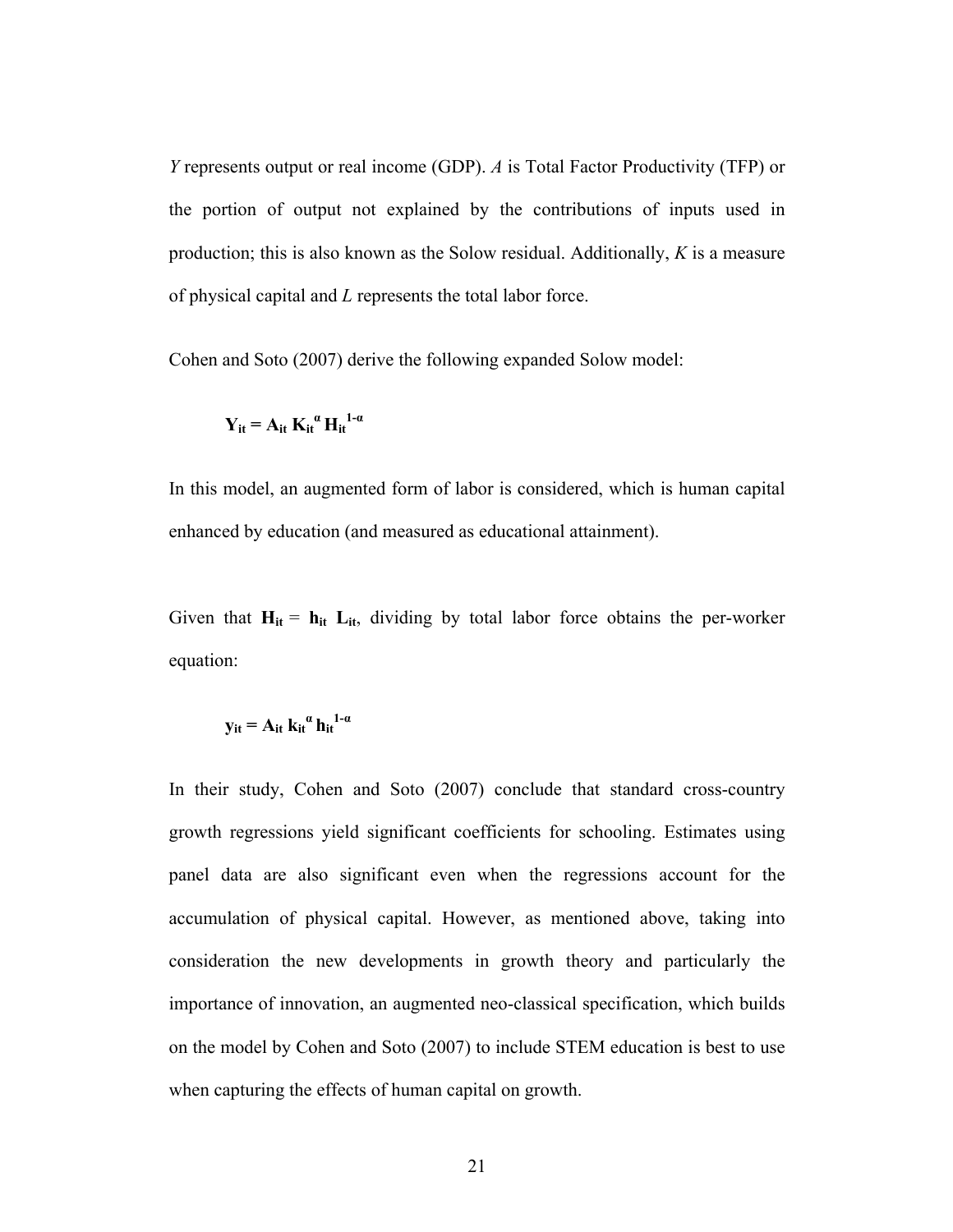*Y* represents output or real income (GDP). *A* is Total Factor Productivity (TFP) or the portion of output not explained by the contributions of inputs used in production; this is also known as the Solow residual. Additionally, *K* is a measure of physical capital and *L* represents the total labor force.

Cohen and Soto (2007) derive the following expanded Solow model:

$$\mathbf{Y_{it} = A_{it}\, K_{it}^{\alpha}\, H_{it}^{1-\alpha}}$$

In this model, an augmented form of labor is considered, which is human capital enhanced by education (and measured as educational attainment).

Given that $\mathbf{H_{it}} = \mathbf{h_{it}}\ \mathbf{L_{it}}$, dividing by total labor force obtains the per-worker equation:

$$\mathbf{y_{it} = A_{it}\, k_{it}^{\alpha}\, h_{it}^{1-\alpha}}$$

In their study, Cohen and Soto (2007) conclude that standard cross-country growth regressions yield significant coefficients for schooling. Estimates using panel data are also significant even when the regressions account for the accumulation of physical capital. However, as mentioned above, taking into consideration the new developments in growth theory and particularly the importance of innovation, an augmented neo-classical specification, which builds on the model by Cohen and Soto (2007) to include STEM education is best to use when capturing the effects of human capital on growth.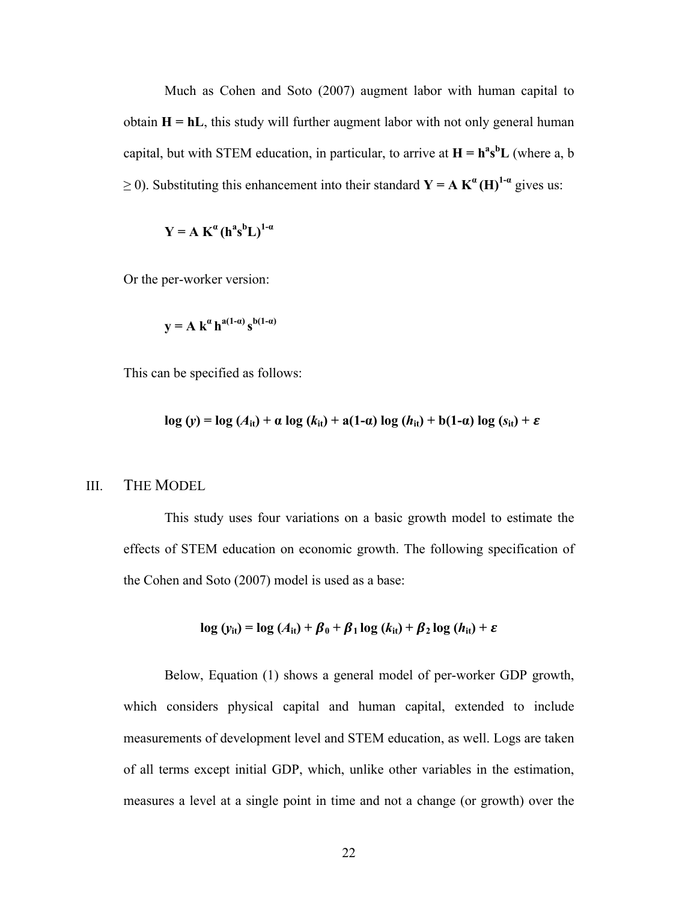Much as Cohen and Soto (2007) augment labor with human capital to obtain $\mathbf{H = hL}$, this study will further augment labor with not only general human capital, but with STEM education, in particular, to arrive at $\mathbf{H = h^a s^b L}$ (where a, b $\geq 0$). Substituting this enhancement into their standard $\mathbf{Y = A\,K^{\alpha}\,(H)^{1-\alpha}}$ gives us:

$$\mathbf{Y = A\,K^{\alpha}\,(h^a s^b L)^{1-\alpha}}$$

Or the per-worker version:

$$\mathbf{y = A\,k^{\alpha}\,h^{a(1-\alpha)}\,s^{b(1-\alpha)}}$$

This can be specified as follows:

$$\log(y) = \log(A_{it}) + \alpha \log(k_{it}) + a(1-\alpha)\log(h_{it}) + b(1-\alpha)\log(s_{it}) + \varepsilon$$

## III. THE MODEL

This study uses four variations on a basic growth model to estimate the effects of STEM education on economic growth. The following specification of the Cohen and Soto (2007) model is used as a base:

$$\log(y_{it}) = \log(A_{it}) + \beta_0 + \beta_1 \log(k_{it}) + \beta_2 \log(h_{it}) + \varepsilon$$

Below, Equation (1) shows a general model of per-worker GDP growth, which considers physical capital and human capital, extended to include measurements of development level and STEM education, as well. Logs are taken of all terms except initial GDP, which, unlike other variables in the estimation, measures a level at a single point in time and not a change (or growth) over the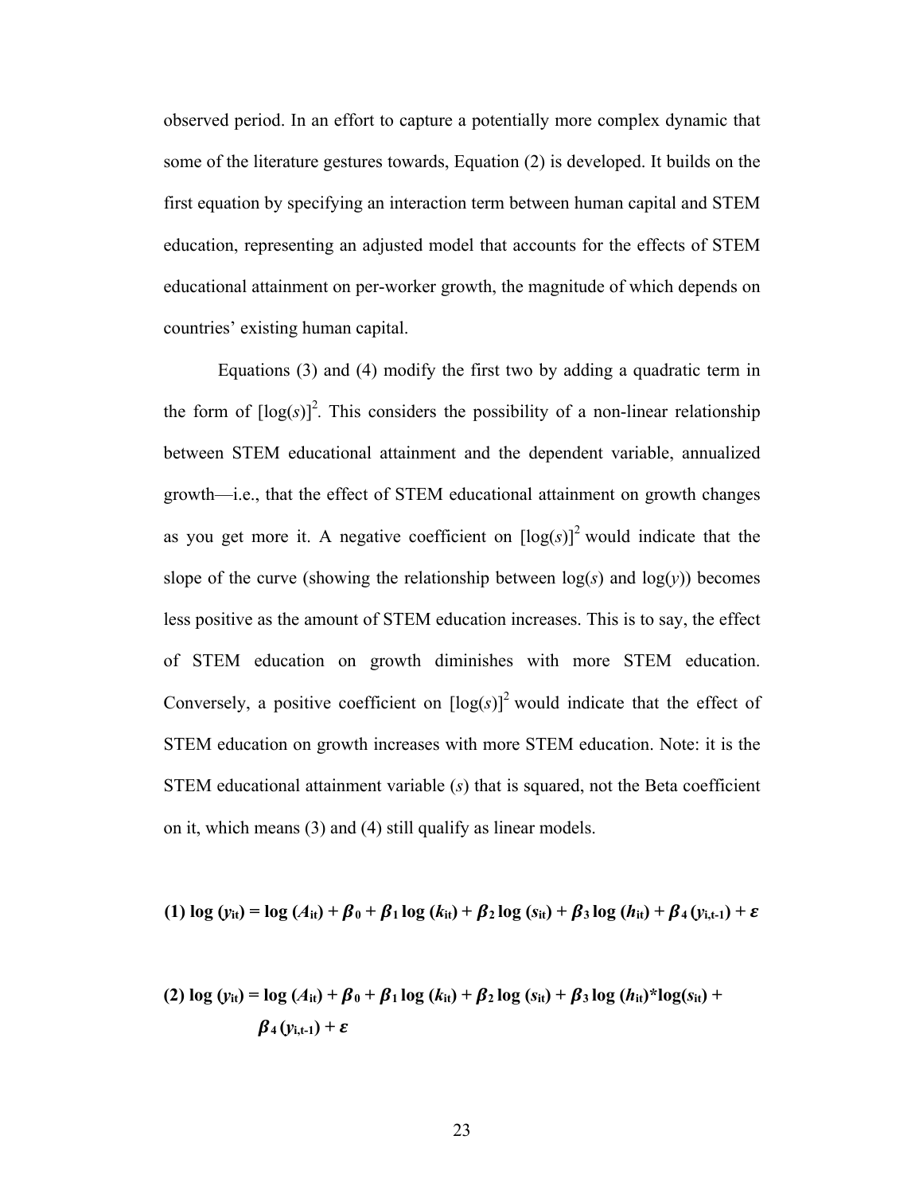observed period. In an effort to capture a potentially more complex dynamic that some of the literature gestures towards, Equation (2) is developed. It builds on the first equation by specifying an interaction term between human capital and STEM education, representing an adjusted model that accounts for the effects of STEM educational attainment on per-worker growth, the magnitude of which depends on countries' existing human capital.

Equations (3) and (4) modify the first two by adding a quadratic term in the form of $[\log(s)]^2$. This considers the possibility of a non-linear relationship between STEM educational attainment and the dependent variable, annualized growth—i.e., that the effect of STEM educational attainment on growth changes as you get more it. A negative coefficient on $[\log(s)]^2$ would indicate that the slope of the curve (showing the relationship between $\log(s)$ and $\log(y)$) becomes less positive as the amount of STEM education increases. This is to say, the effect of STEM education on growth diminishes with more STEM education. Conversely, a positive coefficient on $[\log(s)]^2$ would indicate that the effect of STEM education on growth increases with more STEM education. Note: it is the STEM educational attainment variable ($s$) that is squared, not the Beta coefficient on it, which means (3) and (4) still qualify as linear models.

$$\textbf{(1)}\ \log(y_{it}) = \log(A_{it}) + \beta_0 + \beta_1 \log(k_{it}) + \beta_2 \log(s_{it}) + \beta_3 \log(h_{it}) + \beta_4 (y_{i,t-1}) + \varepsilon$$

$$\textbf{(2)}\ \log(y_{it}) = \log(A_{it}) + \beta_0 + \beta_1 \log(k_{it}) + \beta_2 \log(s_{it}) + \beta_3 \log(h_{it})*\log(s_{it}) + \beta_4 (y_{i,t-1}) + \varepsilon$$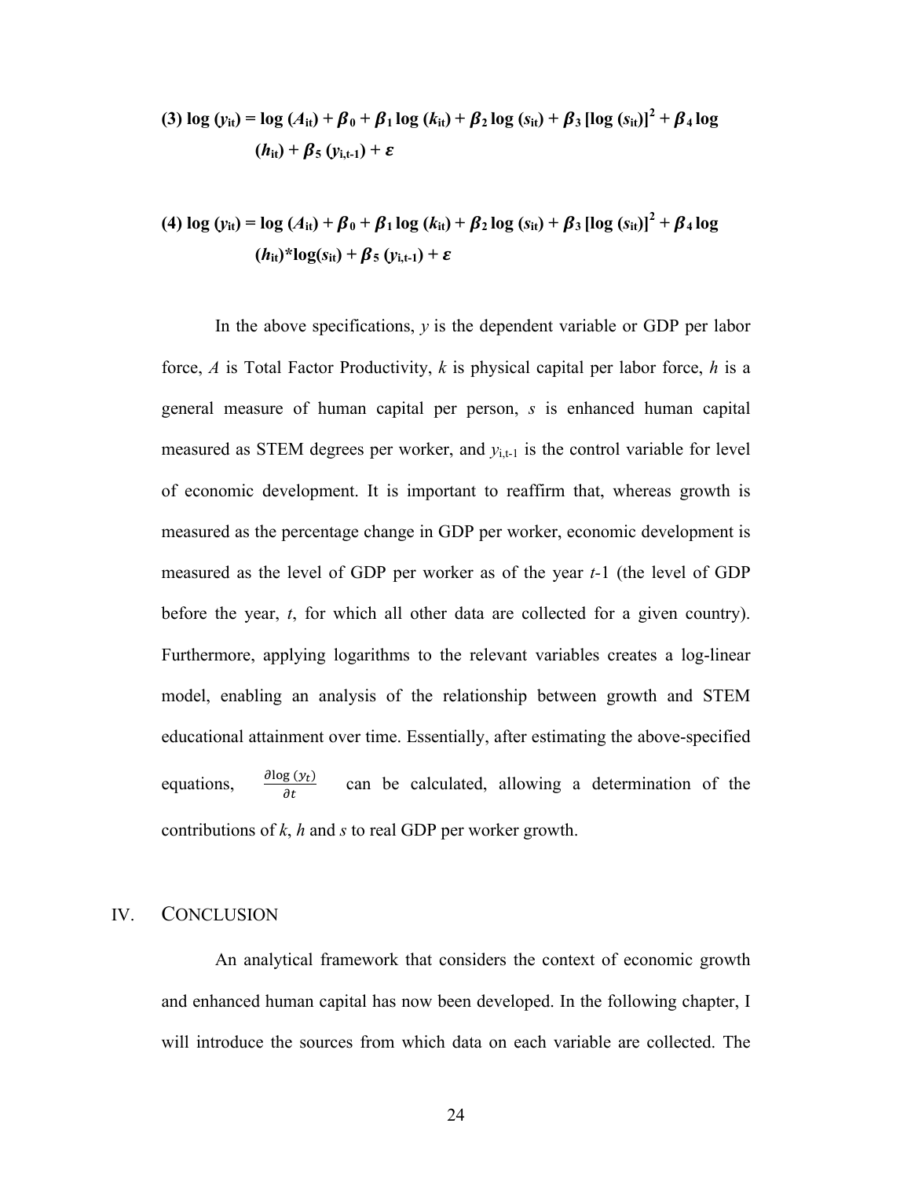$$(3)\ \log(y_{it}) = \log(A_{it}) + \beta_0 + \beta_1 \log(k_{it}) + \beta_2 \log(s_{it}) + \beta_3 [\log(s_{it})]^2 + \beta_4 \log(h_{it}) + \beta_5 (y_{i,t-1}) + \varepsilon$$

$$(4)\ \log(y_{it}) = \log(A_{it}) + \beta_0 + \beta_1 \log(k_{it}) + \beta_2 \log(s_{it}) + \beta_3 [\log(s_{it})]^2 + \beta_4 \log(h_{it}) * \log(s_{it}) + \beta_5 (y_{i,t-1}) + \varepsilon$$

In the above specifications, $y$ is the dependent variable or GDP per labor force, $A$ is Total Factor Productivity, $k$ is physical capital per labor force, $h$ is a general measure of human capital per person, $s$ is enhanced human capital measured as STEM degrees per worker, and $y_{i,t-1}$ is the control variable for level of economic development. It is important to reaffirm that, whereas growth is measured as the percentage change in GDP per worker, economic development is measured as the level of GDP per worker as of the year $t$-1 (the level of GDP before the year, $t$, for which all other data are collected for a given country). Furthermore, applying logarithms to the relevant variables creates a log-linear model, enabling an analysis of the relationship between growth and STEM educational attainment over time. Essentially, after estimating the above-specified equations, $\frac{\partial \log(y_t)}{\partial t}$ can be calculated, allowing a determination of the contributions of $k$, $h$ and $s$ to real GDP per worker growth.

## IV. CONCLUSION

An analytical framework that considers the context of economic growth and enhanced human capital has now been developed. In the following chapter, I will introduce the sources from which data on each variable are collected. The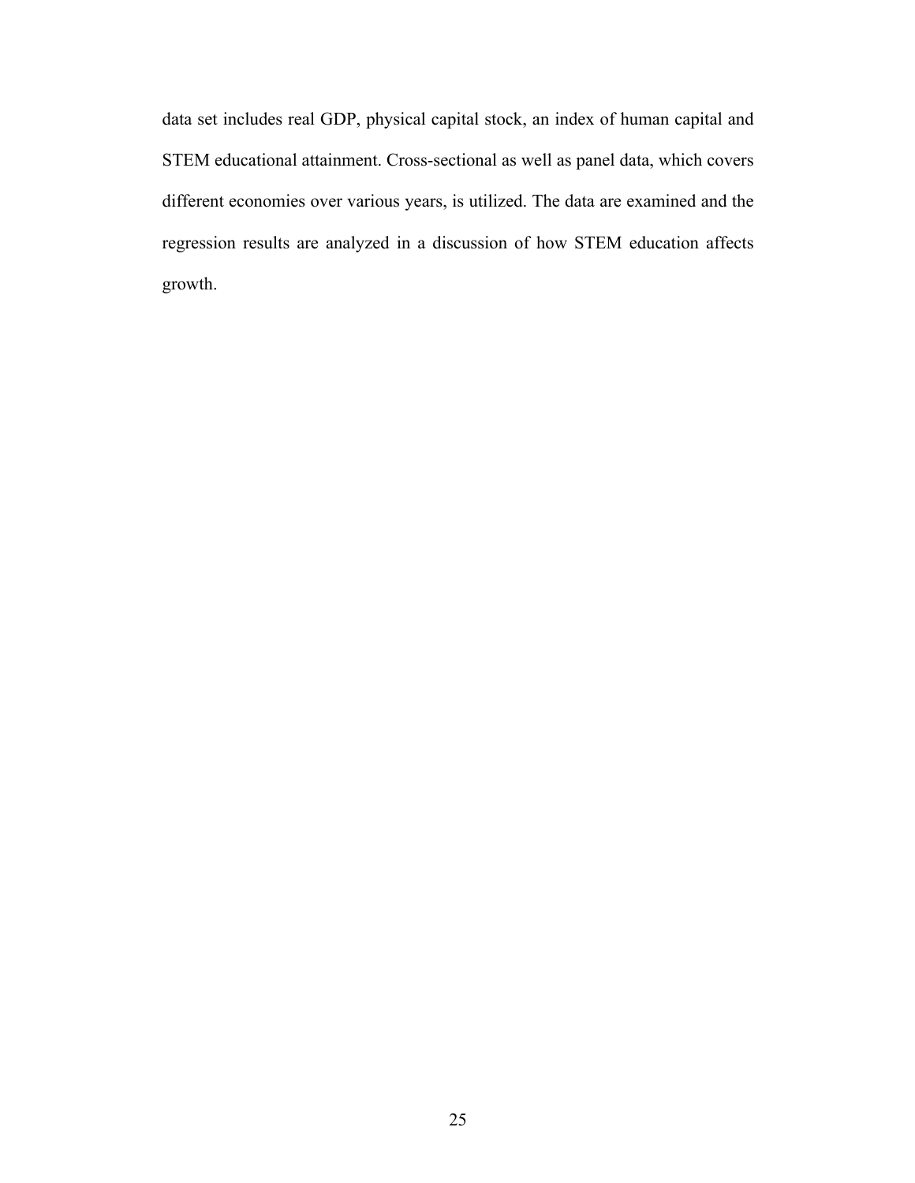data set includes real GDP, physical capital stock, an index of human capital and STEM educational attainment. Cross-sectional as well as panel data, which covers different economies over various years, is utilized. The data are examined and the regression results are analyzed in a discussion of how STEM education affects growth.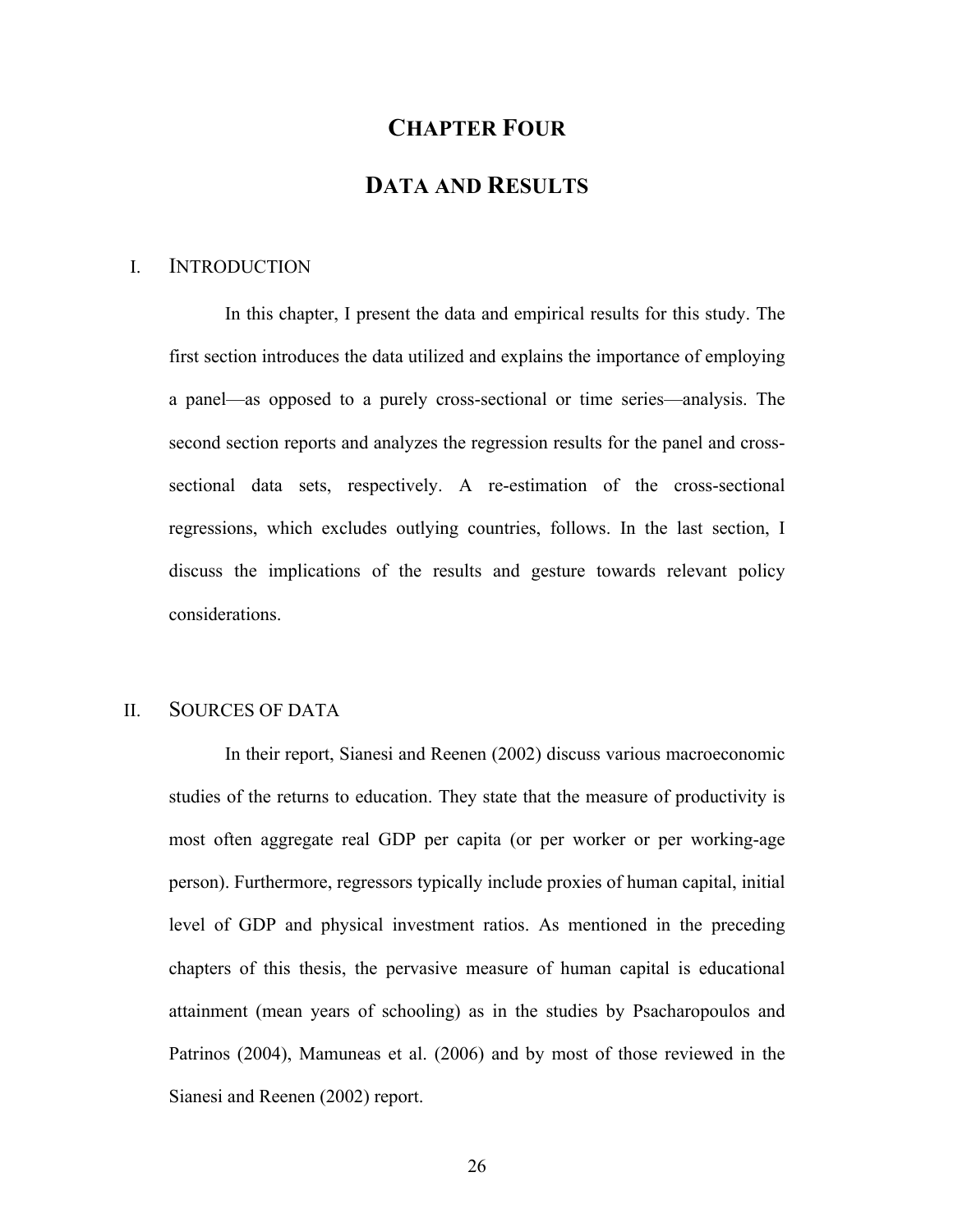# CHAPTER FOUR

# DATA AND RESULTS

## I. INTRODUCTION

In this chapter, I present the data and empirical results for this study. The first section introduces the data utilized and explains the importance of employing a panel—as opposed to a purely cross-sectional or time series—analysis. The second section reports and analyzes the regression results for the panel and cross-sectional data sets, respectively. A re-estimation of the cross-sectional regressions, which excludes outlying countries, follows. In the last section, I discuss the implications of the results and gesture towards relevant policy considerations.

## II. SOURCES OF DATA

In their report, Sianesi and Reenen (2002) discuss various macroeconomic studies of the returns to education. They state that the measure of productivity is most often aggregate real GDP per capita (or per worker or per working-age person). Furthermore, regressors typically include proxies of human capital, initial level of GDP and physical investment ratios. As mentioned in the preceding chapters of this thesis, the pervasive measure of human capital is educational attainment (mean years of schooling) as in the studies by Psacharopoulos and Patrinos (2004), Mamuneas et al. (2006) and by most of those reviewed in the Sianesi and Reenen (2002) report.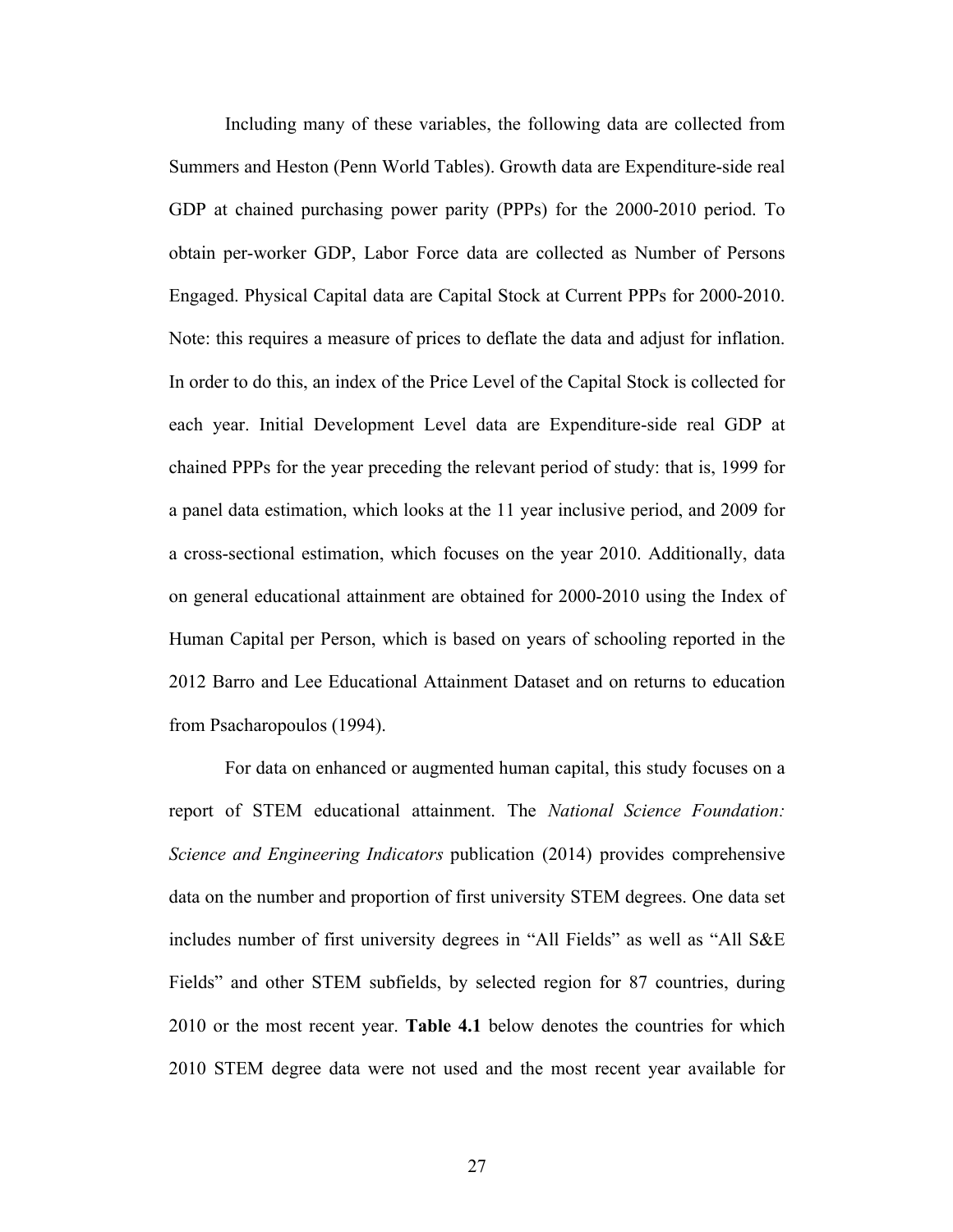Including many of these variables, the following data are collected from Summers and Heston (Penn World Tables). Growth data are Expenditure-side real GDP at chained purchasing power parity (PPPs) for the 2000-2010 period. To obtain per-worker GDP, Labor Force data are collected as Number of Persons Engaged. Physical Capital data are Capital Stock at Current PPPs for 2000-2010. Note: this requires a measure of prices to deflate the data and adjust for inflation. In order to do this, an index of the Price Level of the Capital Stock is collected for each year. Initial Development Level data are Expenditure-side real GDP at chained PPPs for the year preceding the relevant period of study: that is, 1999 for a panel data estimation, which looks at the 11 year inclusive period, and 2009 for a cross-sectional estimation, which focuses on the year 2010. Additionally, data on general educational attainment are obtained for 2000-2010 using the Index of Human Capital per Person, which is based on years of schooling reported in the 2012 Barro and Lee Educational Attainment Dataset and on returns to education from Psacharopoulos (1994).

For data on enhanced or augmented human capital, this study focuses on a report of STEM educational attainment. The *National Science Foundation: Science and Engineering Indicators* publication (2014) provides comprehensive data on the number and proportion of first university STEM degrees. One data set includes number of first university degrees in "All Fields" as well as "All S&E Fields" and other STEM subfields, by selected region for 87 countries, during 2010 or the most recent year. **Table 4.1** below denotes the countries for which 2010 STEM degree data were not used and the most recent year available for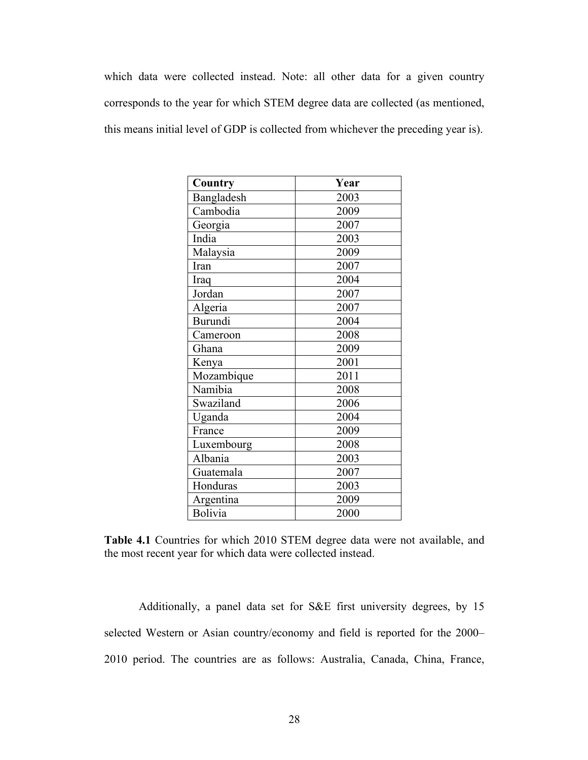which data were collected instead. Note: all other data for a given country corresponds to the year for which STEM degree data are collected (as mentioned, this means initial level of GDP is collected from whichever the preceding year is).

| Country | Year |
|---|---|
| Bangladesh | 2003 |
| Cambodia | 2009 |
| Georgia | 2007 |
| India | 2003 |
| Malaysia | 2009 |
| Iran | 2007 |
| Iraq | 2004 |
| Jordan | 2007 |
| Algeria | 2007 |
| Burundi | 2004 |
| Cameroon | 2008 |
| Ghana | 2009 |
| Kenya | 2001 |
| Mozambique | 2011 |
| Namibia | 2008 |
| Swaziland | 2006 |
| Uganda | 2004 |
| France | 2009 |
| Luxembourg | 2008 |
| Albania | 2003 |
| Guatemala | 2007 |
| Honduras | 2003 |
| Argentina | 2009 |
| Bolivia | 2000 |

**Table 4.1** Countries for which 2010 STEM degree data were not available, and the most recent year for which data were collected instead.

Additionally, a panel data set for S&E first university degrees, by 15 selected Western or Asian country/economy and field is reported for the 2000–2010 period. The countries are as follows: Australia, Canada, China, France,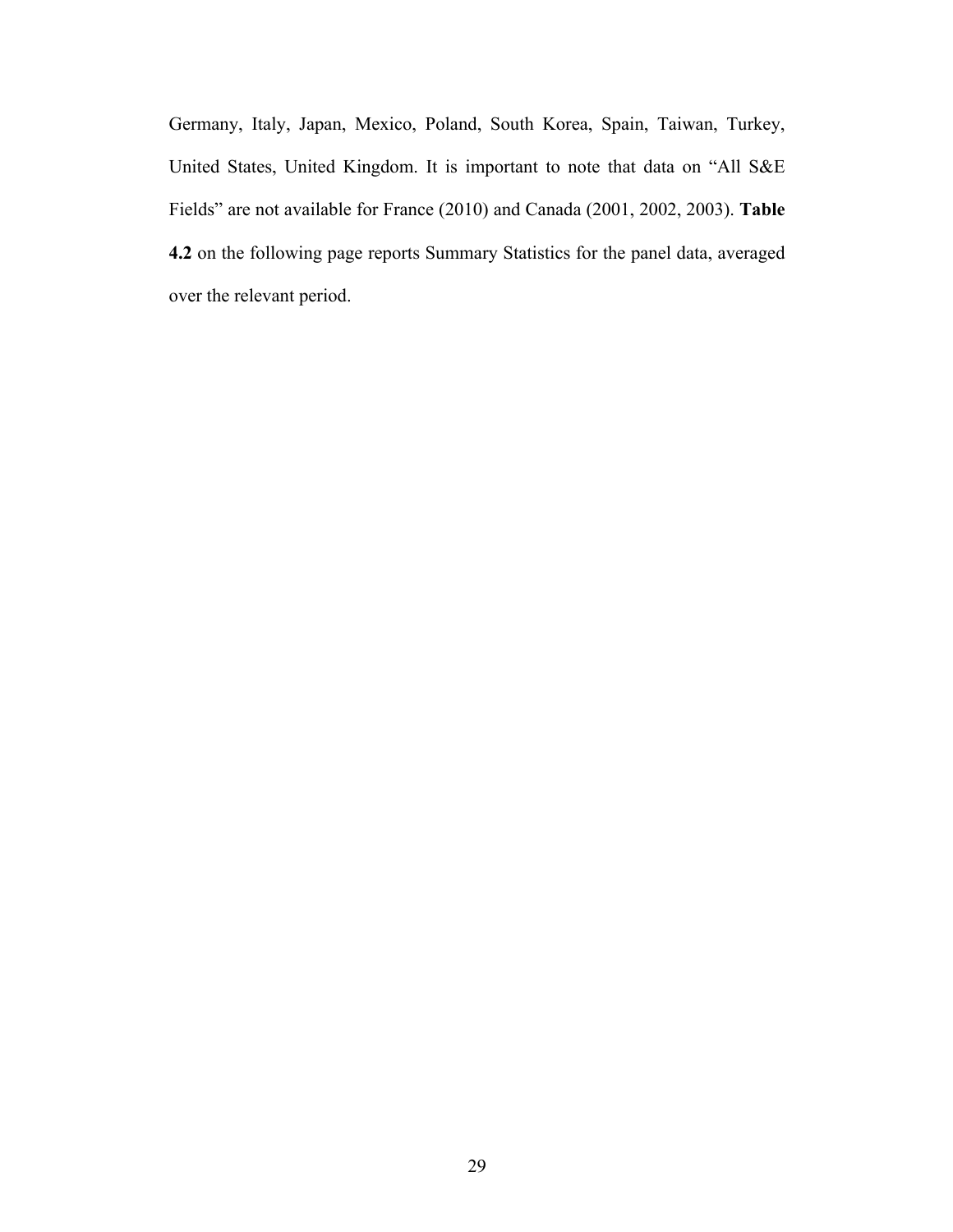Germany, Italy, Japan, Mexico, Poland, South Korea, Spain, Taiwan, Turkey, United States, United Kingdom. It is important to note that data on "All S&E Fields" are not available for France (2010) and Canada (2001, 2002, 2003). **Table 4.2** on the following page reports Summary Statistics for the panel data, averaged over the relevant period.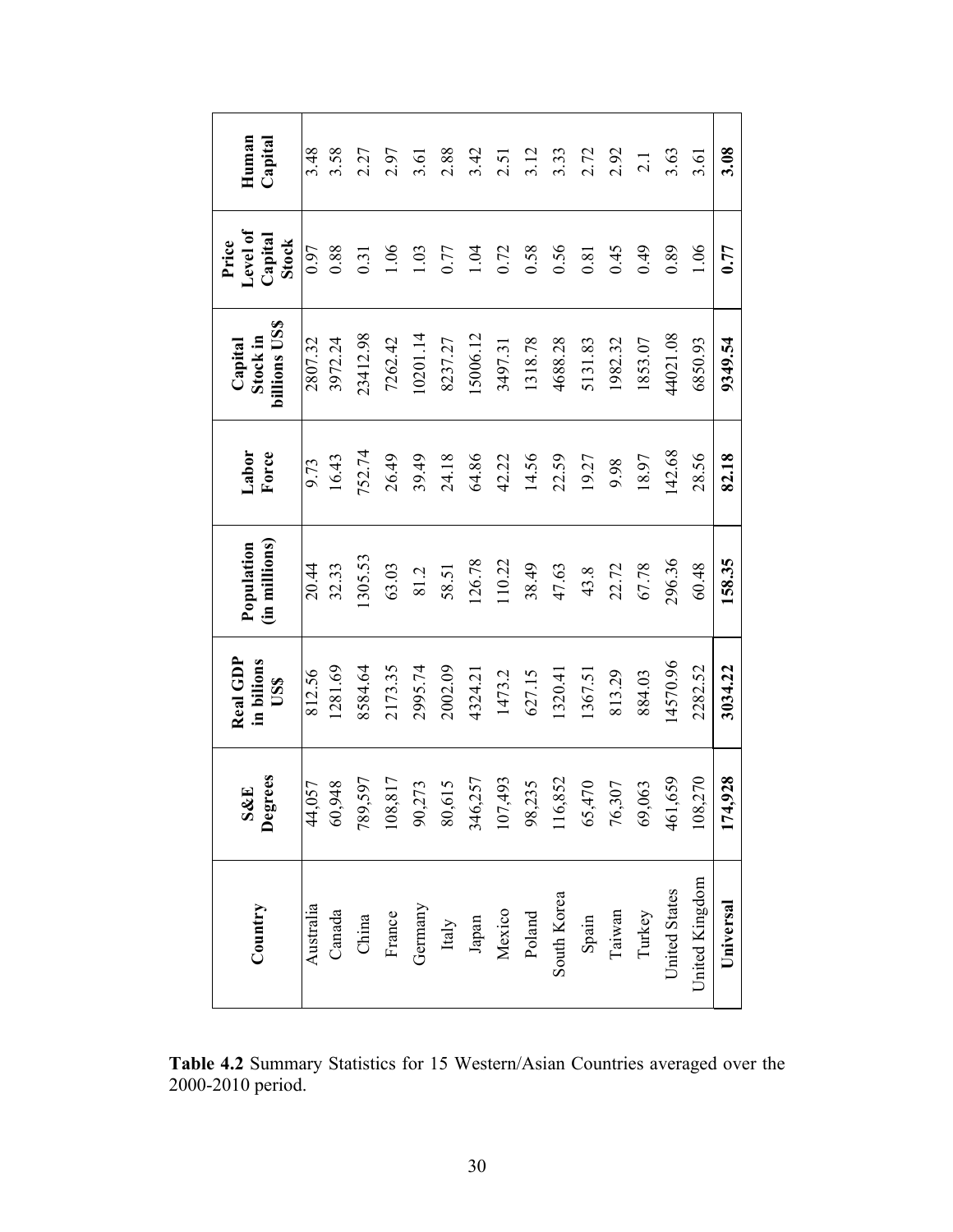| Country | S&E Degrees | Real GDP in bilions US$ | Population (in millions) | Labor Force | Capital Stock in billions US$ | Price Level of Capital Stock | Human Capital |
|---|---|---|---|---|---|---|---|
| Australia | 44,057 | 812.56 | 20.44 | 9.73 | 2807.32 | 0.97 | 3.48 |
| Canada | 60,948 | 1281.69 | 32.33 | 16.43 | 3972.24 | 0.88 | 3.58 |
| China | 789,597 | 8584.64 | 1305.53 | 752.74 | 23412.98 | 0.31 | 2.27 |
| France | 108,817 | 2173.35 | 63.03 | 26.49 | 7262.42 | 1.06 | 2.97 |
| Germany | 90,273 | 2995.74 | 81.2 | 39.49 | 10201.14 | 1.03 | 3.61 |
| Italy | 80,615 | 2002.09 | 58.51 | 24.18 | 8237.27 | 0.77 | 2.88 |
| Japan | 346,257 | 4324.21 | 126.78 | 64.86 | 15006.12 | 1.04 | 3.42 |
| Mexico | 107,493 | 1473.2 | 110.22 | 42.22 | 3497.31 | 0.72 | 2.51 |
| Poland | 98,235 | 627.15 | 38.49 | 14.56 | 1318.78 | 0.58 | 3.12 |
| South Korea | 116,852 | 1320.41 | 47.63 | 22.59 | 4688.28 | 0.56 | 3.33 |
| Spain | 65,470 | 1367.51 | 43.8 | 19.27 | 5131.83 | 0.81 | 2.72 |
| Taiwan | 76,307 | 813.29 | 22.72 | 9.98 | 1982.32 | 0.45 | 2.92 |
| Turkey | 69,063 | 884.03 | 67.78 | 18.97 | 1853.07 | 0.49 | 2.1 |
| United States | 461,659 | 14570.96 | 296.36 | 142.68 | 44021.08 | 0.89 | 3.63 |
| United Kingdom | 108,270 | 2282.52 | 60.48 | 28.56 | 6850.93 | 1.06 | 3.61 |
| **Universal** | **174,928** | **3034.22** | **158.35** | **82.18** | **9349.54** | **0.77** | **3.08** |

**Table 4.2** Summary Statistics for 15 Western/Asian Countries averaged over the 2000-2010 period.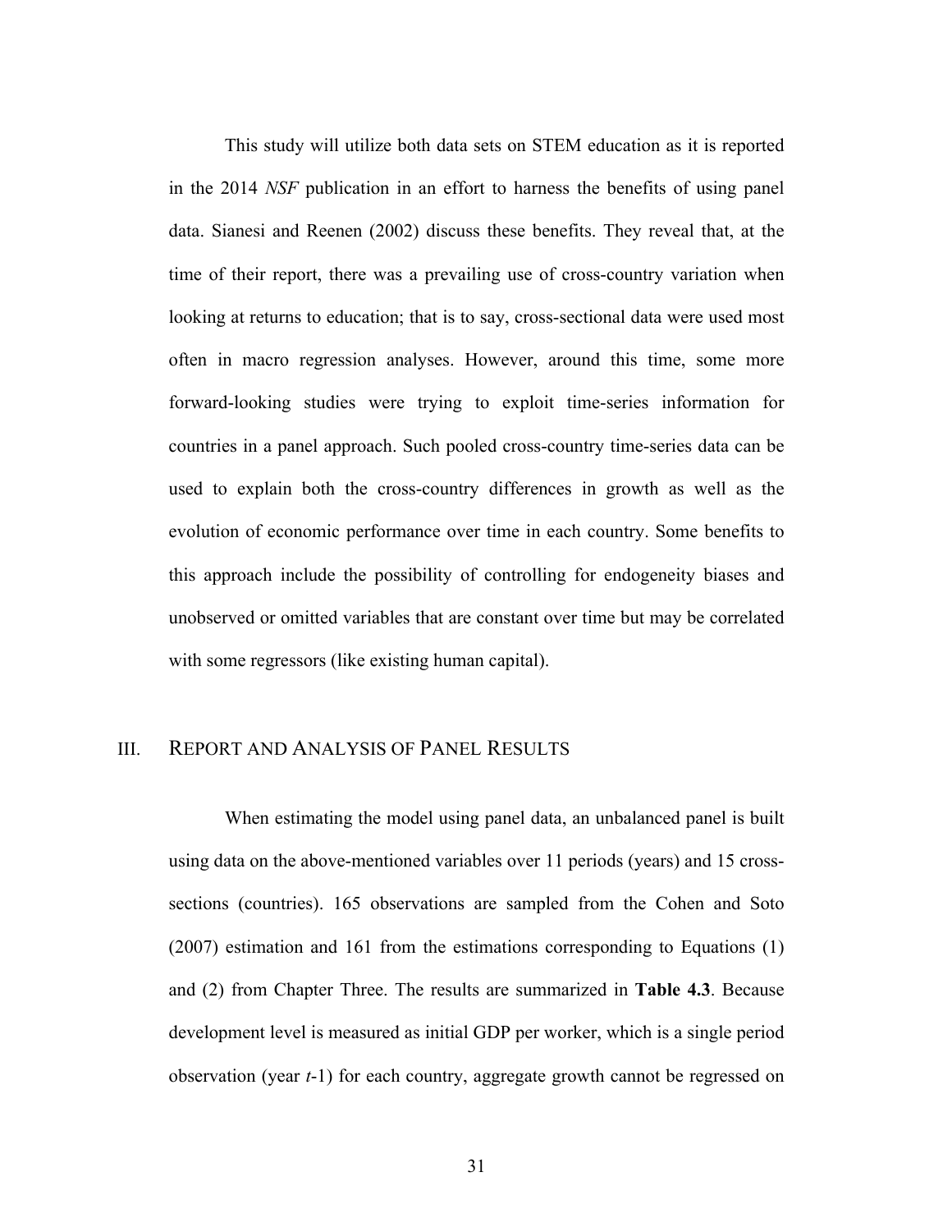This study will utilize both data sets on STEM education as it is reported in the 2014 *NSF* publication in an effort to harness the benefits of using panel data. Sianesi and Reenen (2002) discuss these benefits. They reveal that, at the time of their report, there was a prevailing use of cross-country variation when looking at returns to education; that is to say, cross-sectional data were used most often in macro regression analyses. However, around this time, some more forward-looking studies were trying to exploit time-series information for countries in a panel approach. Such pooled cross-country time-series data can be used to explain both the cross-country differences in growth as well as the evolution of economic performance over time in each country. Some benefits to this approach include the possibility of controlling for endogeneity biases and unobserved or omitted variables that are constant over time but may be correlated with some regressors (like existing human capital).

## III. REPORT AND ANALYSIS OF PANEL RESULTS

When estimating the model using panel data, an unbalanced panel is built using data on the above-mentioned variables over 11 periods (years) and 15 cross-sections (countries). 165 observations are sampled from the Cohen and Soto (2007) estimation and 161 from the estimations corresponding to Equations (1) and (2) from Chapter Three. The results are summarized in **Table 4.3**. Because development level is measured as initial GDP per worker, which is a single period observation (year *t*-1) for each country, aggregate growth cannot be regressed on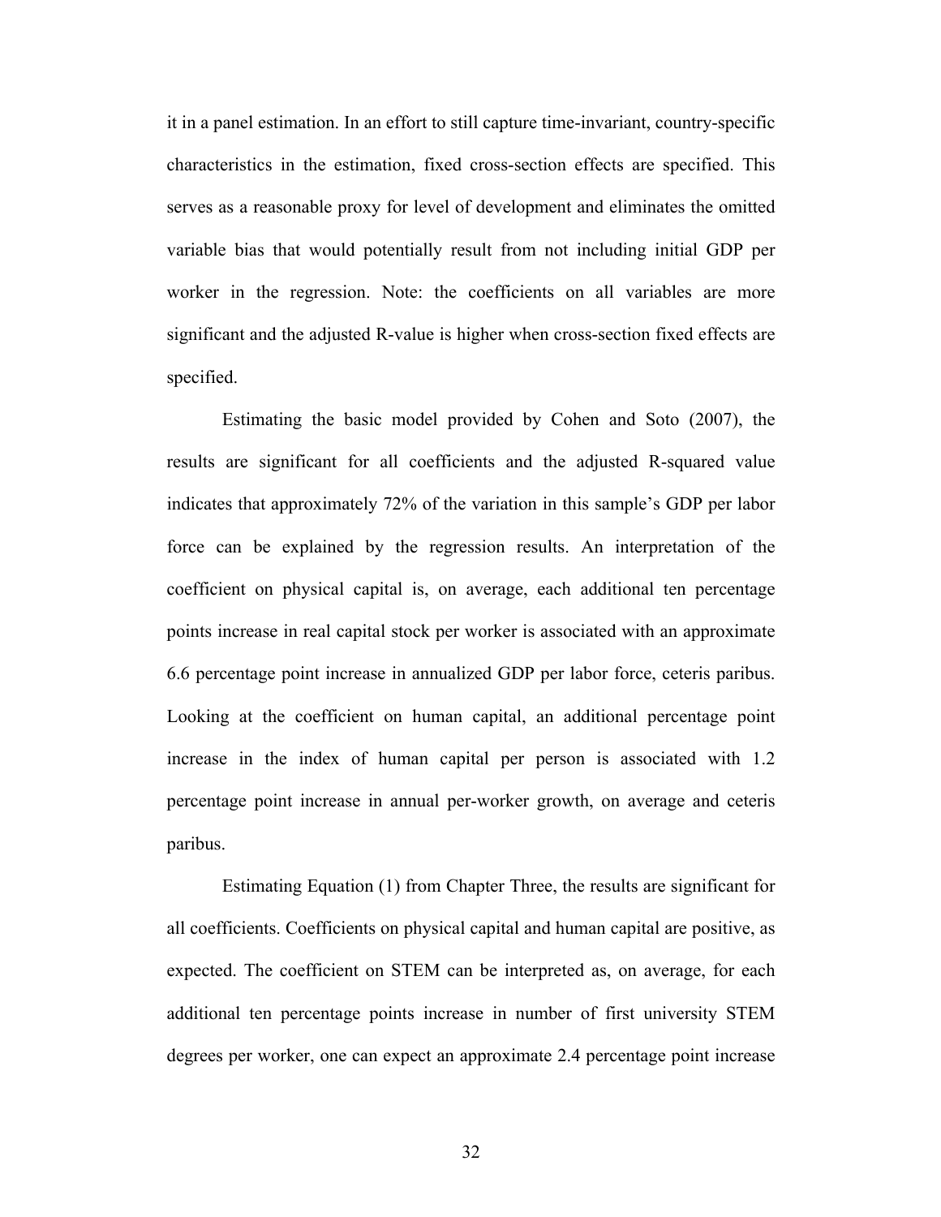it in a panel estimation. In an effort to still capture time-invariant, country-specific characteristics in the estimation, fixed cross-section effects are specified. This serves as a reasonable proxy for level of development and eliminates the omitted variable bias that would potentially result from not including initial GDP per worker in the regression. Note: the coefficients on all variables are more significant and the adjusted R-value is higher when cross-section fixed effects are specified.

Estimating the basic model provided by Cohen and Soto (2007), the results are significant for all coefficients and the adjusted R-squared value indicates that approximately 72% of the variation in this sample's GDP per labor force can be explained by the regression results. An interpretation of the coefficient on physical capital is, on average, each additional ten percentage points increase in real capital stock per worker is associated with an approximate 6.6 percentage point increase in annualized GDP per labor force, ceteris paribus. Looking at the coefficient on human capital, an additional percentage point increase in the index of human capital per person is associated with 1.2 percentage point increase in annual per-worker growth, on average and ceteris paribus.

Estimating Equation (1) from Chapter Three, the results are significant for all coefficients. Coefficients on physical capital and human capital are positive, as expected. The coefficient on STEM can be interpreted as, on average, for each additional ten percentage points increase in number of first university STEM degrees per worker, one can expect an approximate 2.4 percentage point increase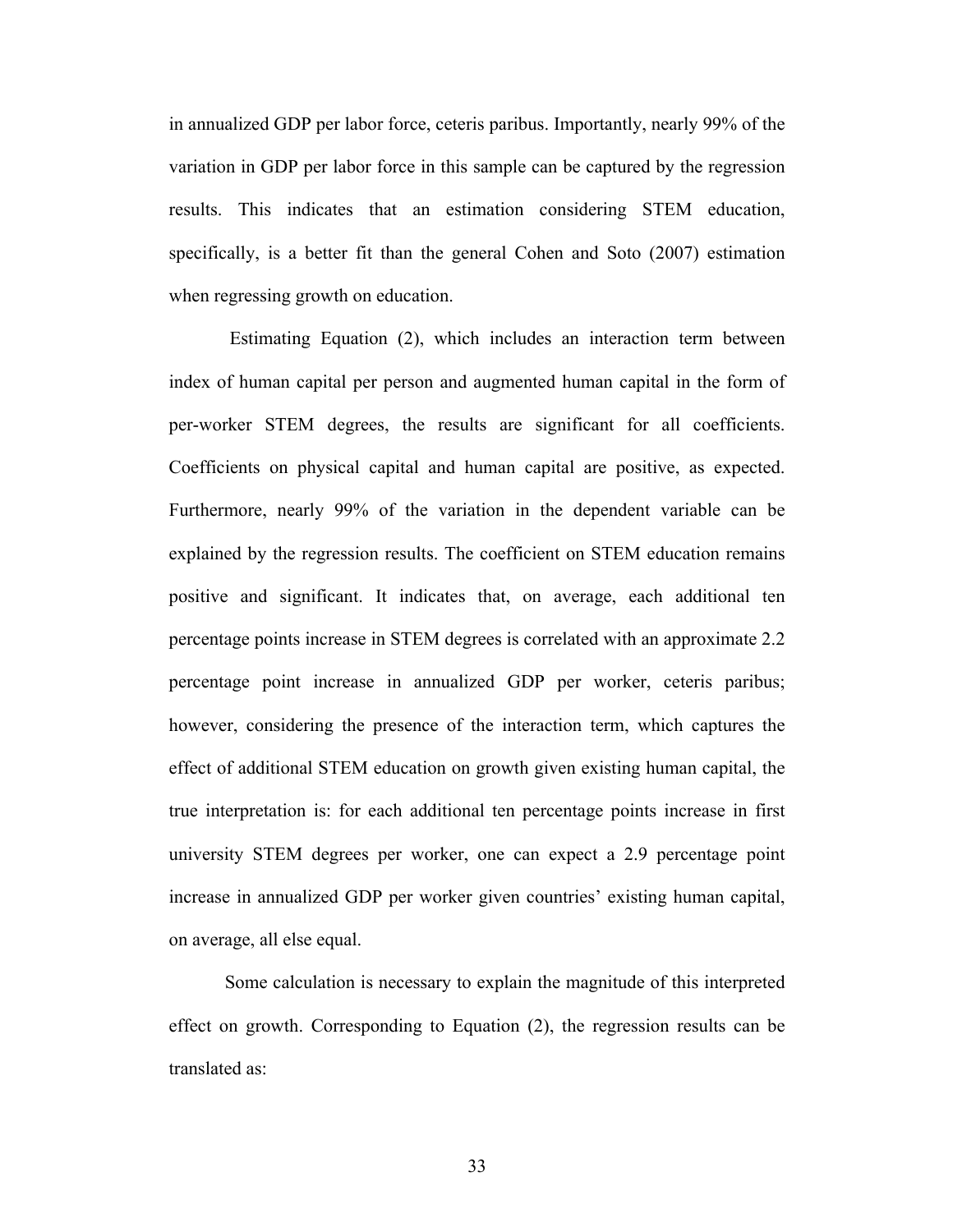in annualized GDP per labor force, ceteris paribus. Importantly, nearly 99% of the variation in GDP per labor force in this sample can be captured by the regression results. This indicates that an estimation considering STEM education, specifically, is a better fit than the general Cohen and Soto (2007) estimation when regressing growth on education.

Estimating Equation (2), which includes an interaction term between index of human capital per person and augmented human capital in the form of per-worker STEM degrees, the results are significant for all coefficients. Coefficients on physical capital and human capital are positive, as expected. Furthermore, nearly 99% of the variation in the dependent variable can be explained by the regression results. The coefficient on STEM education remains positive and significant. It indicates that, on average, each additional ten percentage points increase in STEM degrees is correlated with an approximate 2.2 percentage point increase in annualized GDP per worker, ceteris paribus; however, considering the presence of the interaction term, which captures the effect of additional STEM education on growth given existing human capital, the true interpretation is: for each additional ten percentage points increase in first university STEM degrees per worker, one can expect a 2.9 percentage point increase in annualized GDP per worker given countries' existing human capital, on average, all else equal.

Some calculation is necessary to explain the magnitude of this interpreted effect on growth. Corresponding to Equation (2), the regression results can be translated as: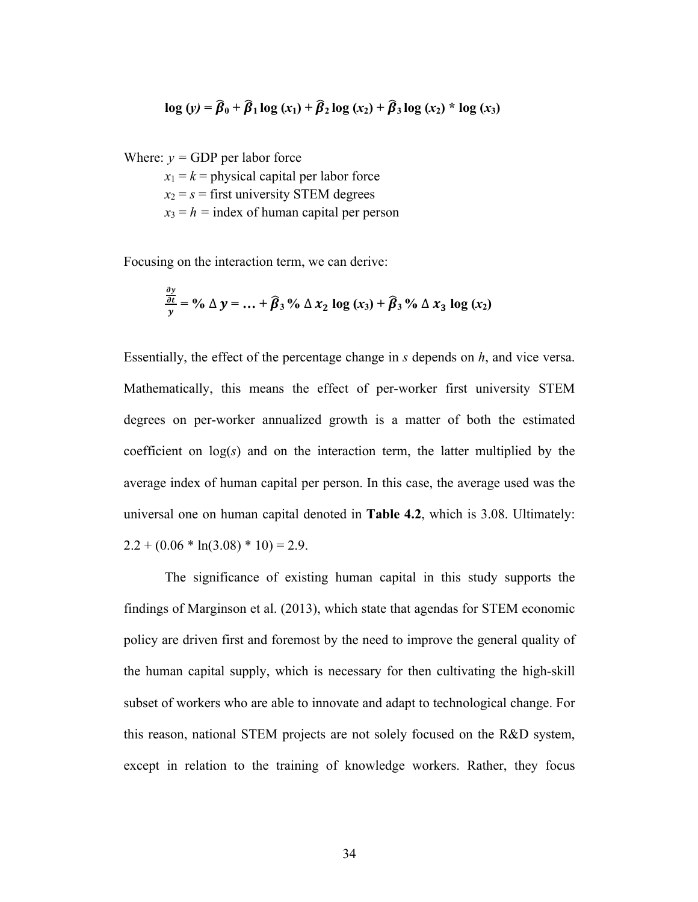$$\log(y) = \hat{\beta}_0 + \hat{\beta}_1 \log(x_1) + \hat{\beta}_2 \log(x_2) + \hat{\beta}_3 \log(x_2) * \log(x_3)$$

Where: $y$ = GDP per labor force

$x_1 = k$ = physical capital per labor force

$x_2 = s$ = first university STEM degrees

$x_3 = h$ = index of human capital per person

Focusing on the interaction term, we can derive:

$$\frac{\frac{\partial y}{\partial t}}{y} = \%\,\Delta\, y = \ldots + \hat{\beta}_3\,\%\,\Delta\, x_2 \log(x_3) + \hat{\beta}_3\,\%\,\Delta\, x_3 \log(x_2)$$

Essentially, the effect of the percentage change in $s$ depends on $h$, and vice versa. Mathematically, this means the effect of per-worker first university STEM degrees on per-worker annualized growth is a matter of both the estimated coefficient on log($s$) and on the interaction term, the latter multiplied by the average index of human capital per person. In this case, the average used was the universal one on human capital denoted in **Table 4.2**, which is 3.08. Ultimately: 2.2 + (0.06 * ln(3.08) * 10) = 2.9.

The significance of existing human capital in this study supports the findings of Marginson et al. (2013), which state that agendas for STEM economic policy are driven first and foremost by the need to improve the general quality of the human capital supply, which is necessary for then cultivating the high-skill subset of workers who are able to innovate and adapt to technological change. For this reason, national STEM projects are not solely focused on the R&D system, except in relation to the training of knowledge workers. Rather, they focus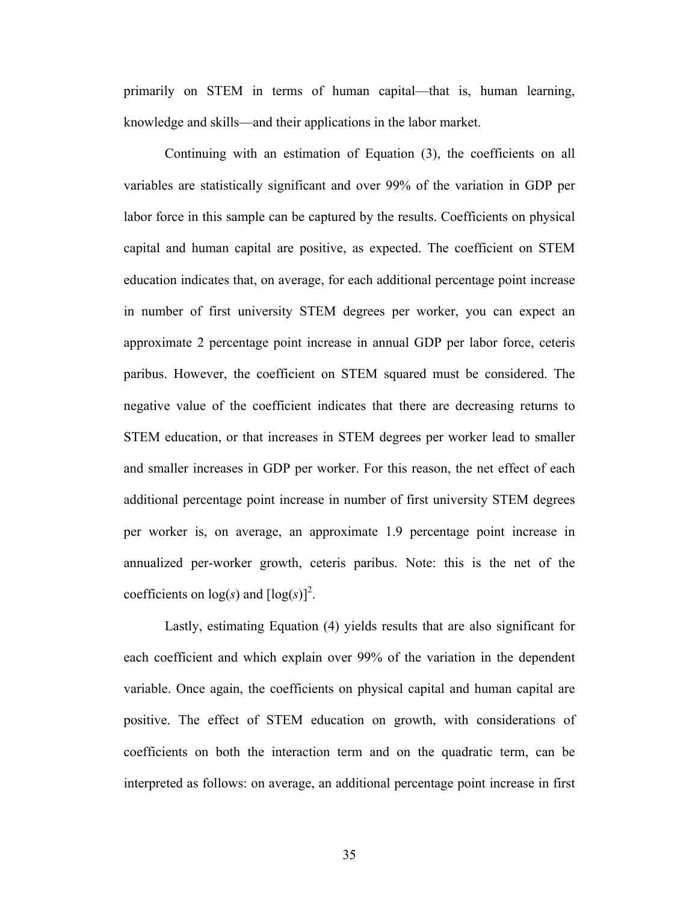primarily on STEM in terms of human capital—that is, human learning, knowledge and skills—and their applications in the labor market.

Continuing with an estimation of Equation (3), the coefficients on all variables are statistically significant and over 99% of the variation in GDP per labor force in this sample can be captured by the results. Coefficients on physical capital and human capital are positive, as expected. The coefficient on STEM education indicates that, on average, for each additional percentage point increase in number of first university STEM degrees per worker, you can expect an approximate 2 percentage point increase in annual GDP per labor force, ceteris paribus. However, the coefficient on STEM squared must be considered. The negative value of the coefficient indicates that there are decreasing returns to STEM education, or that increases in STEM degrees per worker lead to smaller and smaller increases in GDP per worker. For this reason, the net effect of each additional percentage point increase in number of first university STEM degrees per worker is, on average, an approximate 1.9 percentage point increase in annualized per-worker growth, ceteris paribus. Note: this is the net of the coefficients on $\log(s)$ and $[\log(s)]^2$.

Lastly, estimating Equation (4) yields results that are also significant for each coefficient and which explain over 99% of the variation in the dependent variable. Once again, the coefficients on physical capital and human capital are positive. The effect of STEM education on growth, with considerations of coefficients on both the interaction term and on the quadratic term, can be interpreted as follows: on average, an additional percentage point increase in first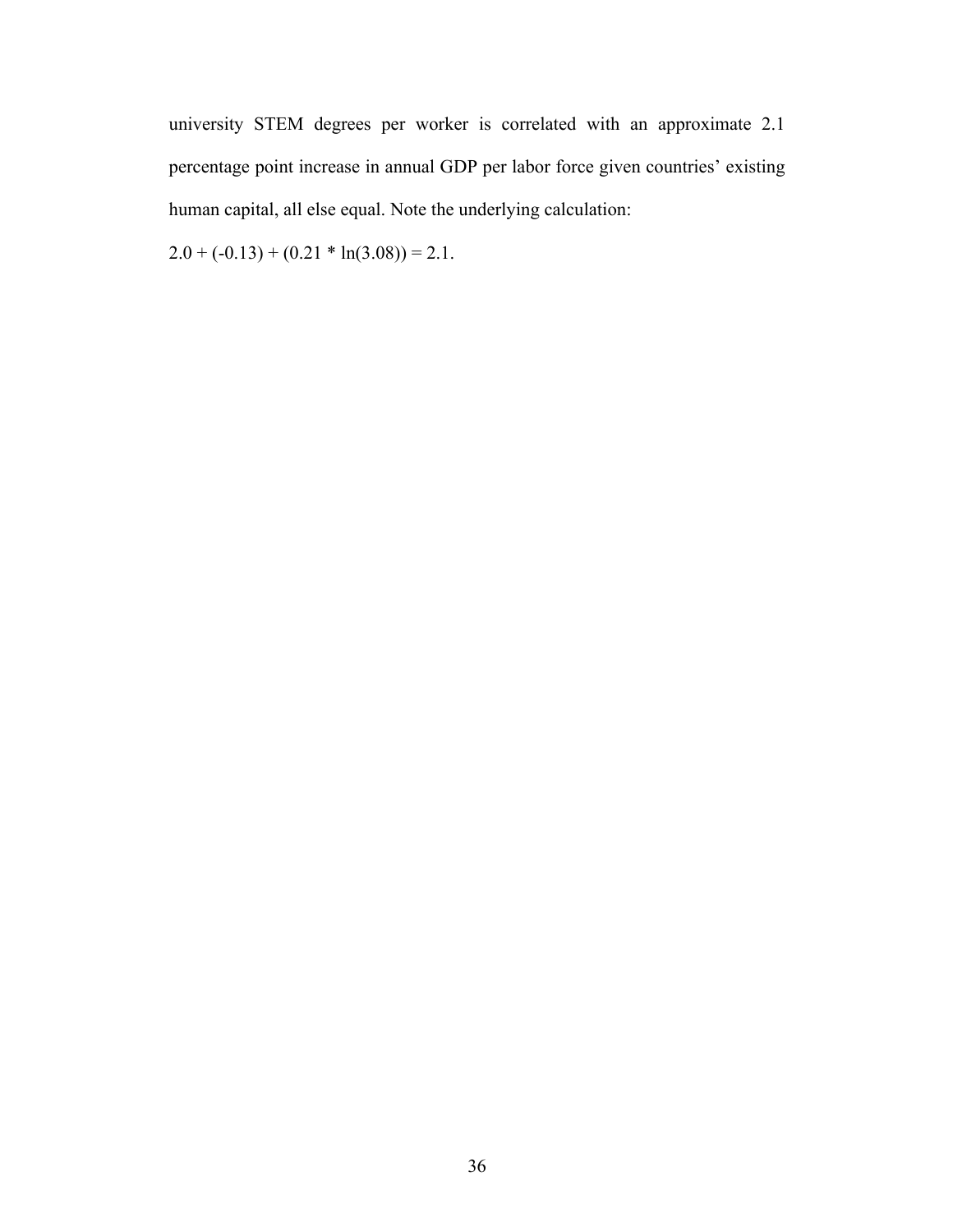university STEM degrees per worker is correlated with an approximate 2.1 percentage point increase in annual GDP per labor force given countries' existing human capital, all else equal. Note the underlying calculation:

$2.0 + (-0.13) + (0.21 * \ln(3.08)) = 2.1$.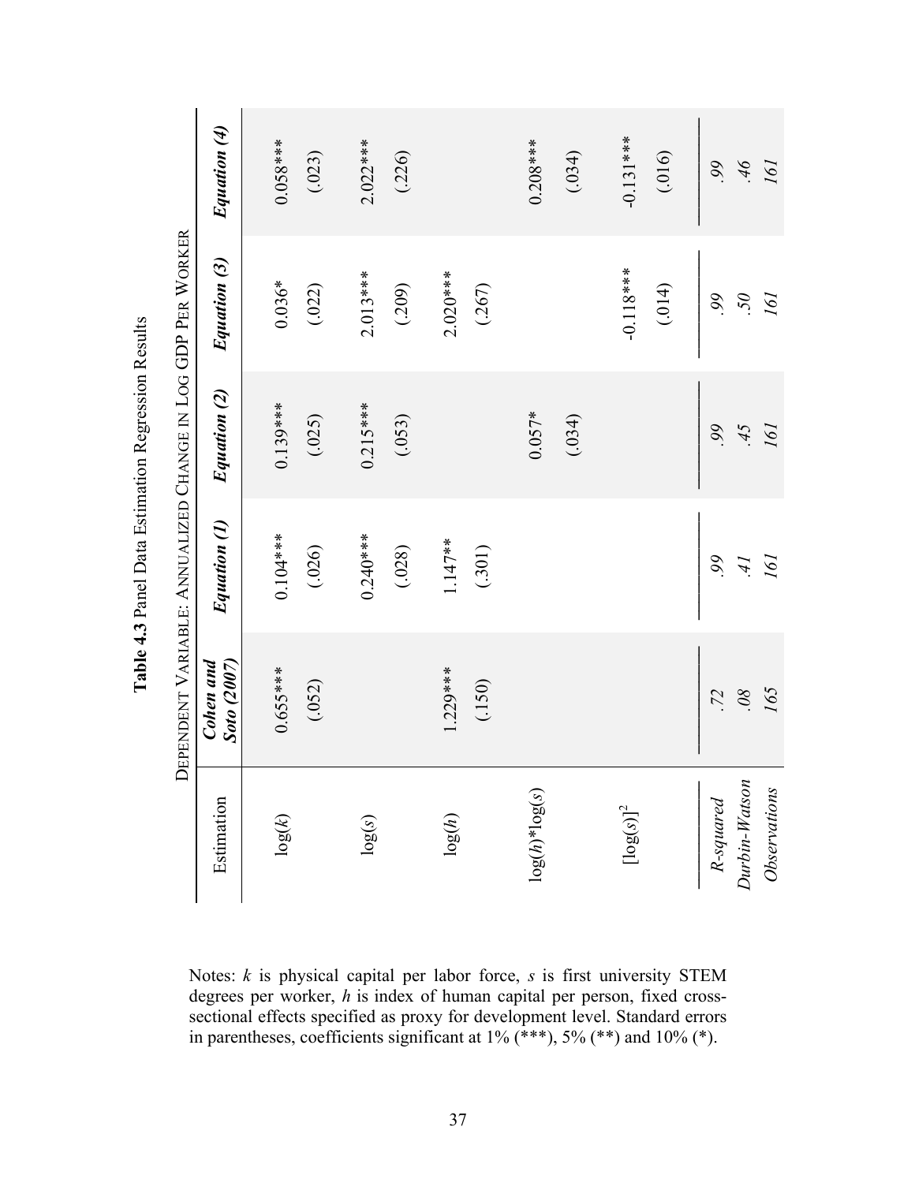**Table 4.3** Panel Data Estimation Regression Results

DEPENDENT VARIABLE: ANNUALIZED CHANGE IN LOG GDP PER WORKER

| Estimation | *Cohen and Soto (2007)* | *Equation (1)* | *Equation (2)* | *Equation (3)* | *Equation (4)* |
|---|---|---|---|---|---|
| $\log(k)$ | 0.655*** | 0.104*** | 0.139*** | 0.036* | 0.058*** |
| | (.052) | (.026) | (.025) | (.022) | (.023) |
| $\log(s)$ | | 0.240*** | 0.215*** | 2.013*** | 2.022*** |
| | | (.028) | (.053) | (.209) | (.226) |
| $\log(h)$ | 1.229*** | 1.147** | | 2.020*** | |
| | (.150) | (.301) | | (.267) | |
| $\log(h)*\log(s)$ | | | 0.057* | | 0.208*** |
| | | | (.034) | | (.034) |
| $[\log(s)]^2$ | | | | -0.118*** | -0.131*** |
| | | | | (.014) | (.016) |
| *R-squared* | *.72* | *.99* | *.99* | *.99* | *.99* |
| *Durbin-Watson* | *.08* | *.41* | *.45* | *.50* | *.46* |
| *Observations* | *165* | *161* | *161* | *161* | *161* |

Notes: $k$ is physical capital per labor force, $s$ is first university STEM degrees per worker, $h$ is index of human capital per person, fixed cross-sectional effects specified as proxy for development level. Standard errors in parentheses, coefficients significant at 1% (***), 5% (**) and 10% (*).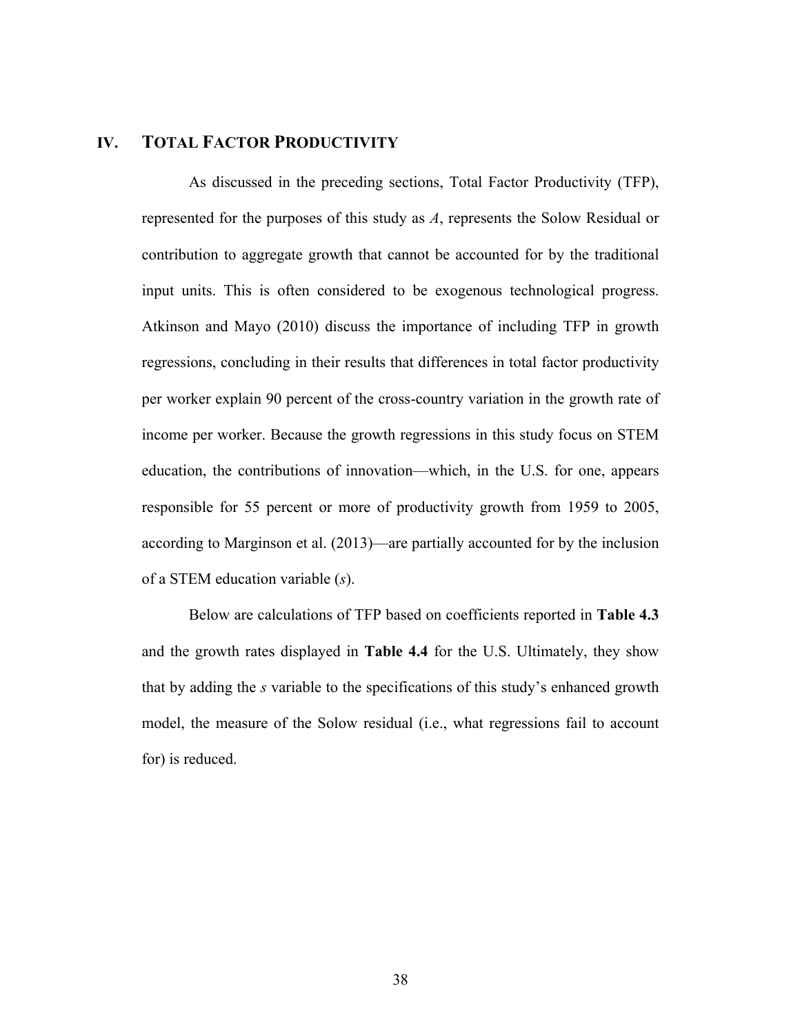# IV. TOTAL FACTOR PRODUCTIVITY

As discussed in the preceding sections, Total Factor Productivity (TFP), represented for the purposes of this study as $A$, represents the Solow Residual or contribution to aggregate growth that cannot be accounted for by the traditional input units. This is often considered to be exogenous technological progress. Atkinson and Mayo (2010) discuss the importance of including TFP in growth regressions, concluding in their results that differences in total factor productivity per worker explain 90 percent of the cross-country variation in the growth rate of income per worker. Because the growth regressions in this study focus on STEM education, the contributions of innovation—which, in the U.S. for one, appears responsible for 55 percent or more of productivity growth from 1959 to 2005, according to Marginson et al. (2013)—are partially accounted for by the inclusion of a STEM education variable ($s$).

Below are calculations of TFP based on coefficients reported in **Table 4.3** and the growth rates displayed in **Table 4.4** for the U.S. Ultimately, they show that by adding the $s$ variable to the specifications of this study's enhanced growth model, the measure of the Solow residual (i.e., what regressions fail to account for) is reduced.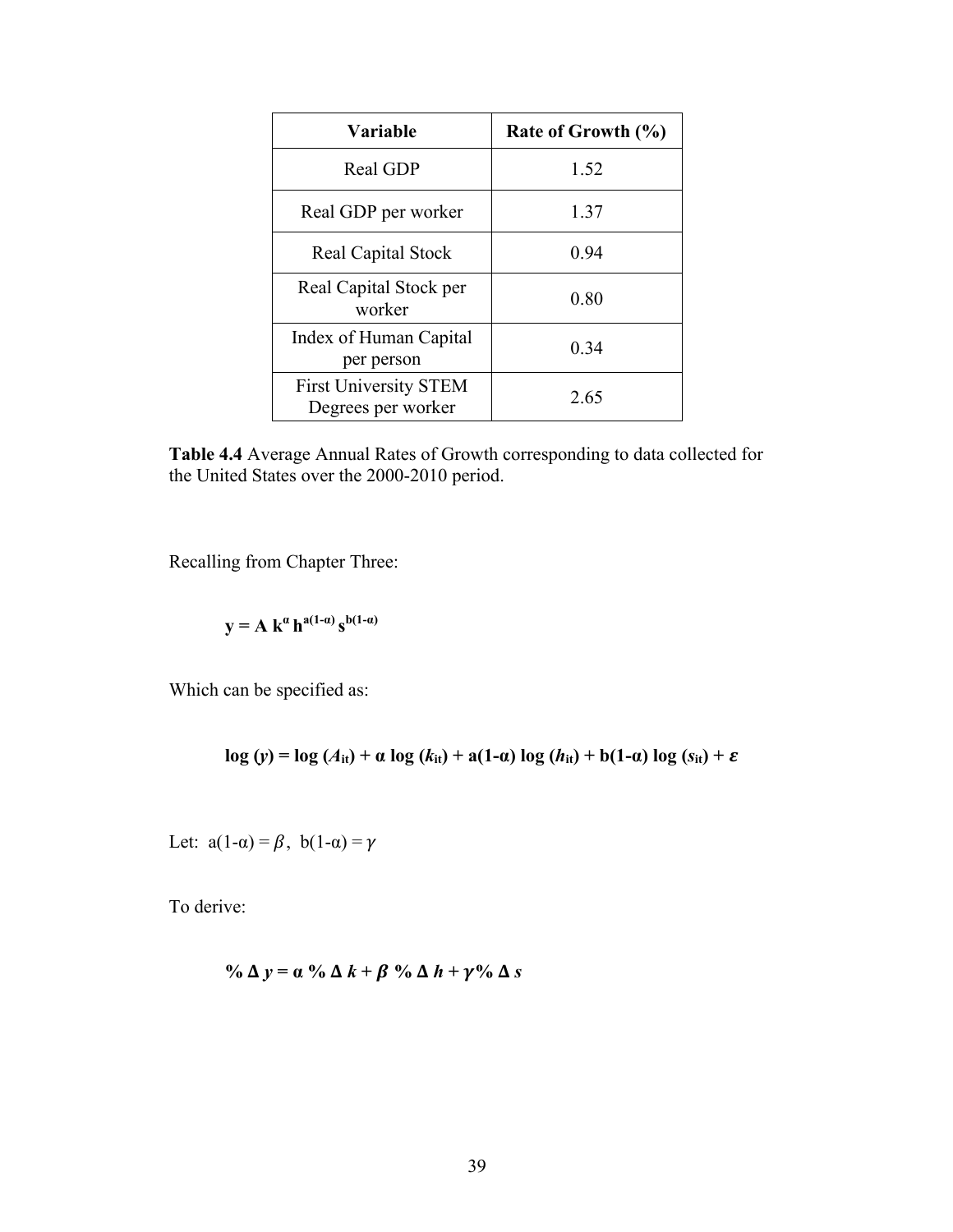| Variable | Rate of Growth (%) |
|---|---|
| Real GDP | 1.52 |
| Real GDP per worker | 1.37 |
| Real Capital Stock | 0.94 |
| Real Capital Stock per worker | 0.80 |
| Index of Human Capital per person | 0.34 |
| First University STEM Degrees per worker | 2.65 |

**Table 4.4** Average Annual Rates of Growth corresponding to data collected for the United States over the 2000-2010 period.

Recalling from Chapter Three:

$$\mathbf{y = A\, k^{\alpha}\, h^{a(1-\alpha)}\, s^{b(1-\alpha)}}$$

Which can be specified as:

$$\mathbf{\log(y) = \log(A_{it}) + \alpha \log(k_{it}) + a(1-\alpha)\log(h_{it}) + b(1-\alpha)\log(s_{it}) + \varepsilon}$$

Let: $a(1-\alpha) = \beta$, $b(1-\alpha) = \gamma$

To derive:

$$\mathbf{\%\,\Delta\, y = \alpha\ \%\,\Delta\, k + \beta\ \%\,\Delta\, h + \gamma\%\,\Delta\, s}$$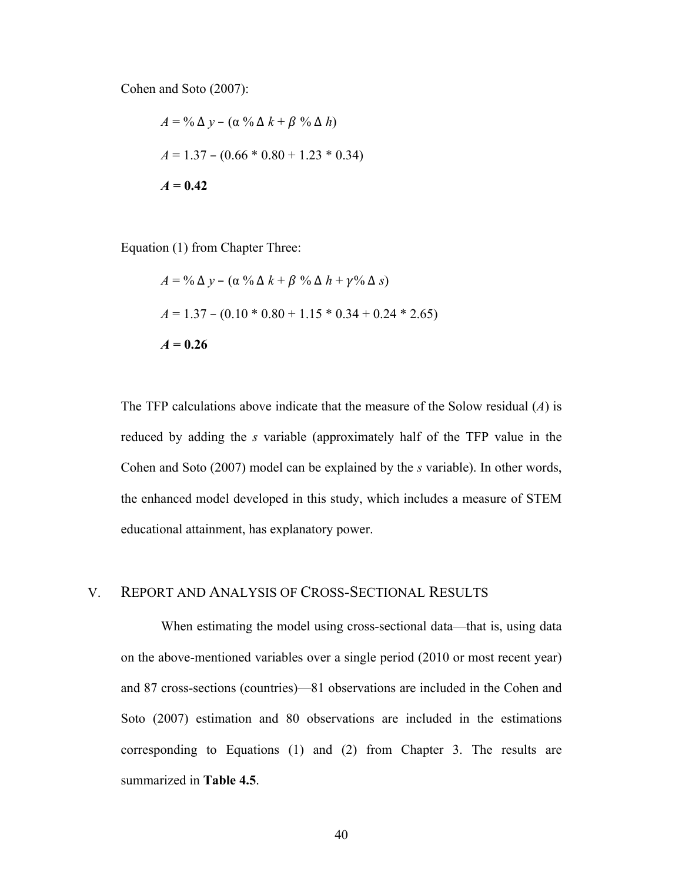Cohen and Soto (2007):

$$A = \% \Delta\, y - (\alpha\, \% \Delta\, k + \beta\, \% \Delta\, h)$$

$$A = 1.37 - (0.66 * 0.80 + 1.23 * 0.34)$$

$$\boldsymbol{A = 0.42}$$

Equation (1) from Chapter Three:

$$A = \% \Delta\, y - (\alpha\, \% \Delta\, k + \beta\, \% \Delta\, h + \gamma \% \Delta\, s)$$

$$A = 1.37 - (0.10 * 0.80 + 1.15 * 0.34 + 0.24 * 2.65)$$

$$\boldsymbol{A = 0.26}$$

The TFP calculations above indicate that the measure of the Solow residual ($A$) is reduced by adding the $s$ variable (approximately half of the TFP value in the Cohen and Soto (2007) model can be explained by the $s$ variable). In other words, the enhanced model developed in this study, which includes a measure of STEM educational attainment, has explanatory power.

## V. Report and Analysis of Cross-Sectional Results

When estimating the model using cross-sectional data—that is, using data on the above-mentioned variables over a single period (2010 or most recent year) and 87 cross-sections (countries)—81 observations are included in the Cohen and Soto (2007) estimation and 80 observations are included in the estimations corresponding to Equations (1) and (2) from Chapter 3. The results are summarized in **Table 4.5**.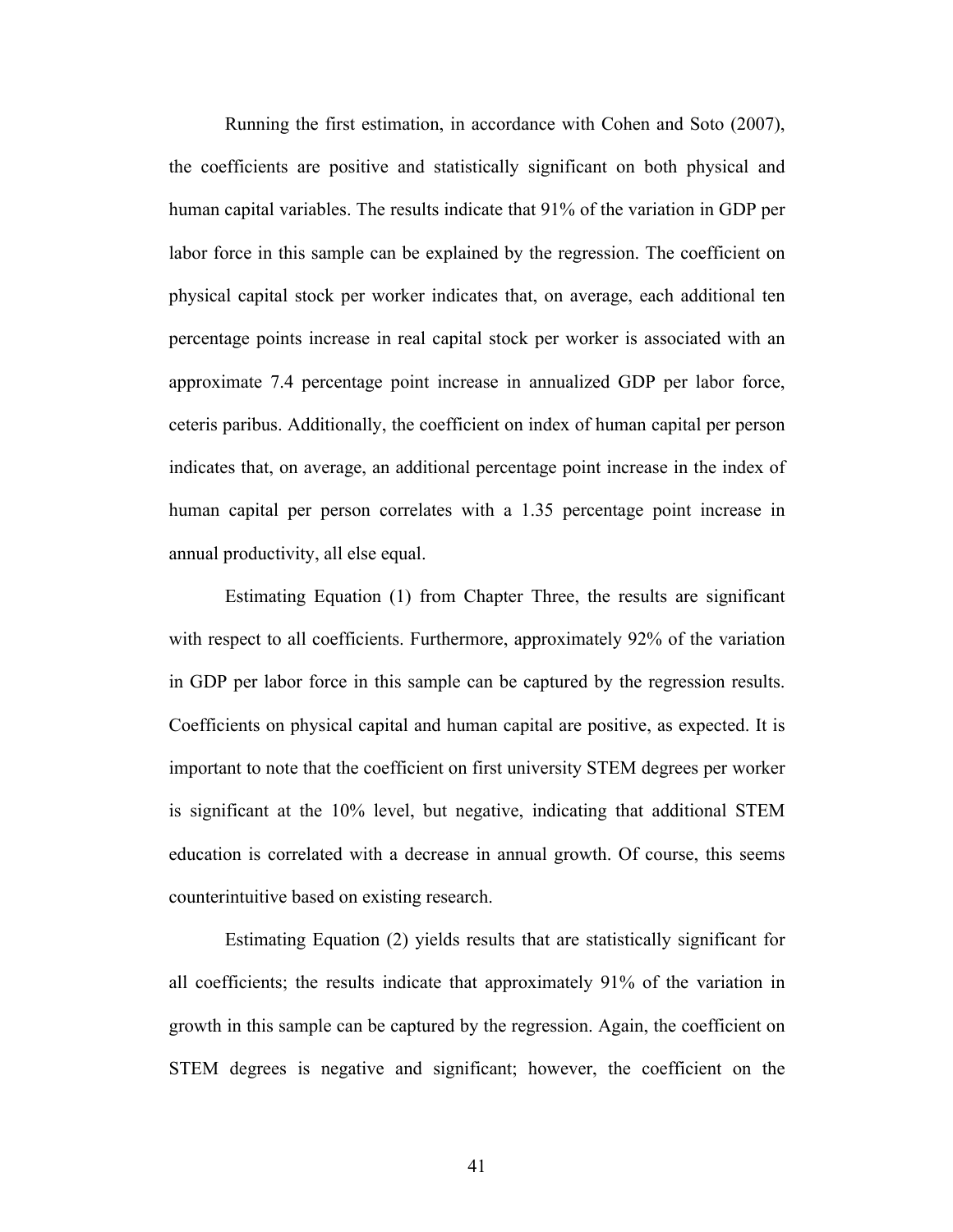Running the first estimation, in accordance with Cohen and Soto (2007), the coefficients are positive and statistically significant on both physical and human capital variables. The results indicate that 91% of the variation in GDP per labor force in this sample can be explained by the regression. The coefficient on physical capital stock per worker indicates that, on average, each additional ten percentage points increase in real capital stock per worker is associated with an approximate 7.4 percentage point increase in annualized GDP per labor force, ceteris paribus. Additionally, the coefficient on index of human capital per person indicates that, on average, an additional percentage point increase in the index of human capital per person correlates with a 1.35 percentage point increase in annual productivity, all else equal.

Estimating Equation (1) from Chapter Three, the results are significant with respect to all coefficients. Furthermore, approximately 92% of the variation in GDP per labor force in this sample can be captured by the regression results. Coefficients on physical capital and human capital are positive, as expected. It is important to note that the coefficient on first university STEM degrees per worker is significant at the 10% level, but negative, indicating that additional STEM education is correlated with a decrease in annual growth. Of course, this seems counterintuitive based on existing research.

Estimating Equation (2) yields results that are statistically significant for all coefficients; the results indicate that approximately 91% of the variation in growth in this sample can be captured by the regression. Again, the coefficient on STEM degrees is negative and significant; however, the coefficient on the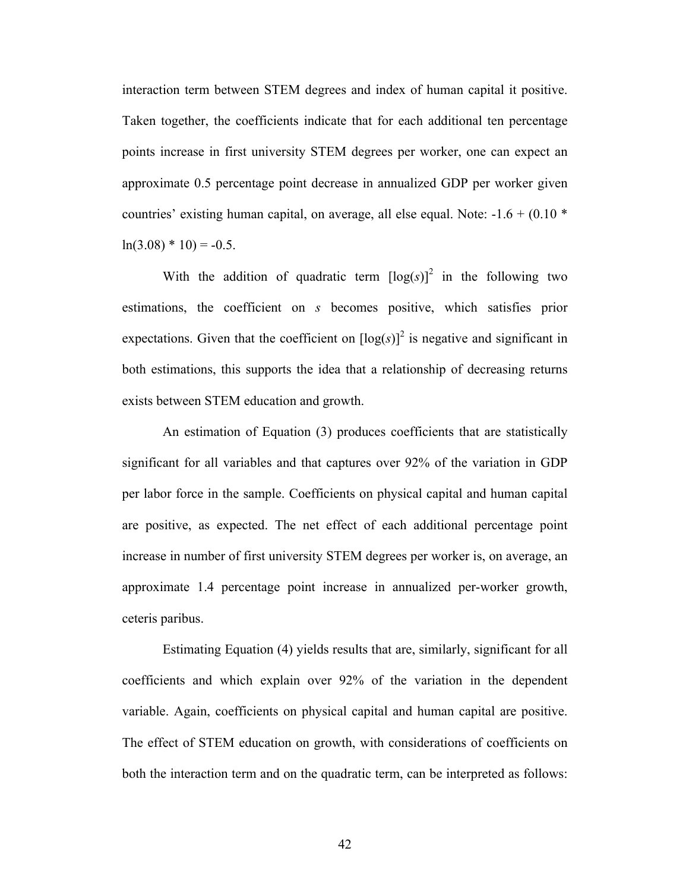interaction term between STEM degrees and index of human capital it positive. Taken together, the coefficients indicate that for each additional ten percentage points increase in first university STEM degrees per worker, one can expect an approximate 0.5 percentage point decrease in annualized GDP per worker given countries' existing human capital, on average, all else equal. Note: -1.6 + (0.10 * ln(3.08) * 10) = -0.5.

With the addition of quadratic term $[\log(s)]^2$ in the following two estimations, the coefficient on *s* becomes positive, which satisfies prior expectations. Given that the coefficient on $[\log(s)]^2$ is negative and significant in both estimations, this supports the idea that a relationship of decreasing returns exists between STEM education and growth.

An estimation of Equation (3) produces coefficients that are statistically significant for all variables and that captures over 92% of the variation in GDP per labor force in the sample. Coefficients on physical capital and human capital are positive, as expected. The net effect of each additional percentage point increase in number of first university STEM degrees per worker is, on average, an approximate 1.4 percentage point increase in annualized per-worker growth, ceteris paribus.

Estimating Equation (4) yields results that are, similarly, significant for all coefficients and which explain over 92% of the variation in the dependent variable. Again, coefficients on physical capital and human capital are positive. The effect of STEM education on growth, with considerations of coefficients on both the interaction term and on the quadratic term, can be interpreted as follows: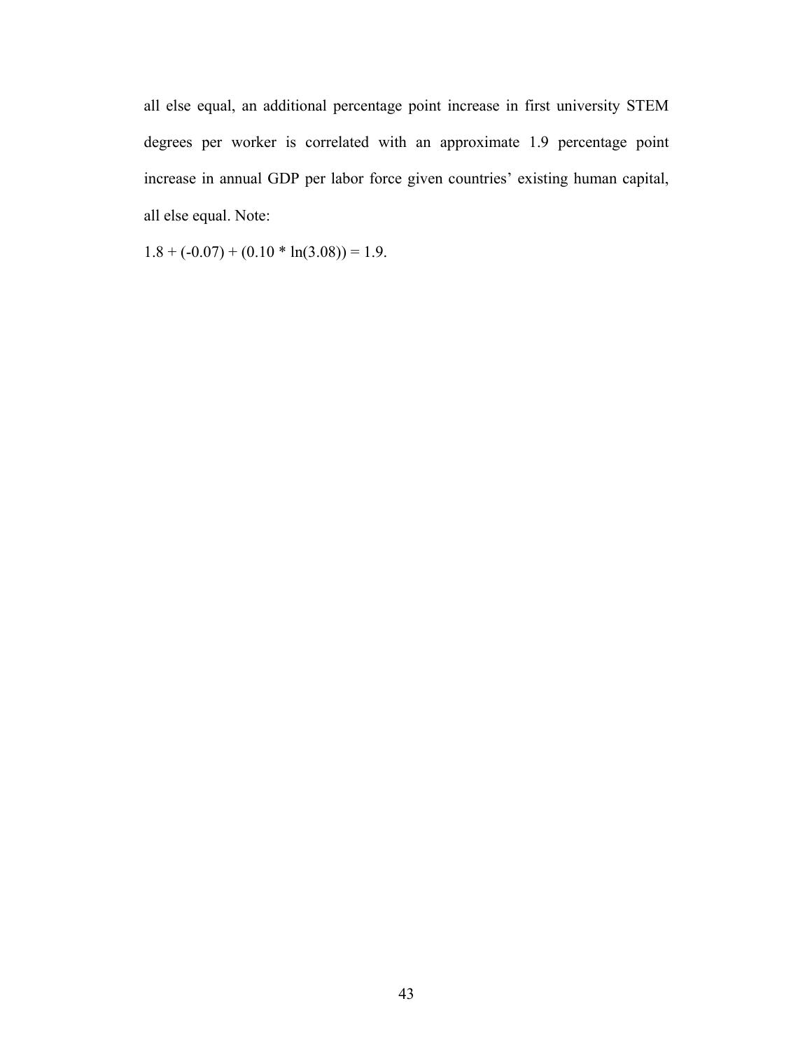all else equal, an additional percentage point increase in first university STEM degrees per worker is correlated with an approximate 1.9 percentage point increase in annual GDP per labor force given countries' existing human capital, all else equal. Note:

$1.8 + (-0.07) + (0.10 * \ln(3.08)) = 1.9$.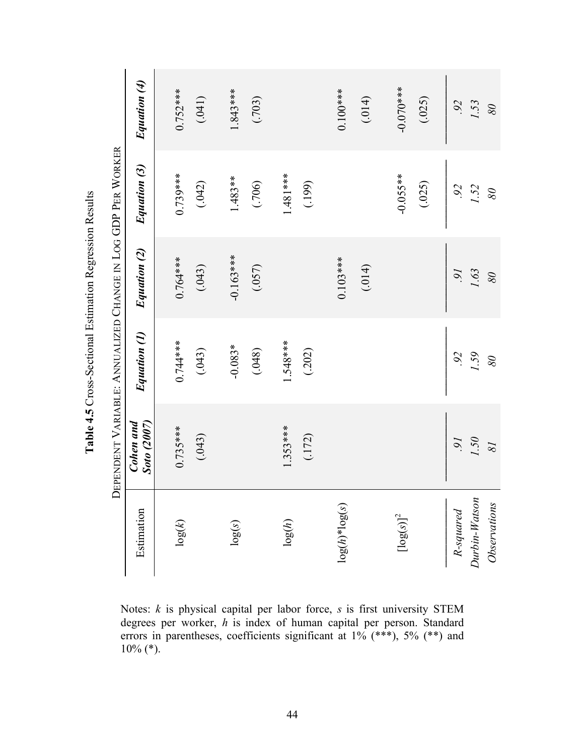**Table 4.5** Cross-Sectional Estimation Regression Results

DEPENDENT VARIABLE: ANNUALIZED CHANGE IN LOG GDP PER WORKER

| Estimation | *Cohen and Soto (2007)* | *Equation (1)* | *Equation (2)* | *Equation (3)* | *Equation (4)* |
|---|---|---|---|---|---|
| $\log(k)$ | 0.735*** | 0.744*** | 0.764*** | 0.739*** | 0.752*** |
| | (.043) | (.043) | (.043) | (.042) | (.041) |
| $\log(s)$ | | -0.083* | -0.163*** | 1.483** | 1.843*** |
| | | (.048) | (.057) | (.706) | (.703) |
| $\log(h)$ | 1.353*** | 1.548*** | | 1.481*** | |
| | (.172) | (.202) | | (.199) | |
| $\log(h)*\log(s)$ | | | 0.103*** | | 0.100*** |
| | | | (.014) | | (.014) |
| $[\log(s)]^2$ | | | | -0.055** | -0.070*** |
| | | | | (.025) | (.025) |
| *R-squared* | *.91* | *.92* | *.91* | *.92* | *.92* |
| *Durbin-Watson* | *1.50* | *1.59* | *1.63* | *1.52* | *1.53* |
| *Observations* | *81* | *80* | *80* | *80* | *80* |

Notes: $k$ is physical capital per labor force, $s$ is first university STEM degrees per worker, $h$ is index of human capital per person. Standard errors in parentheses, coefficients significant at 1% (***), 5% (**) and 10% (*).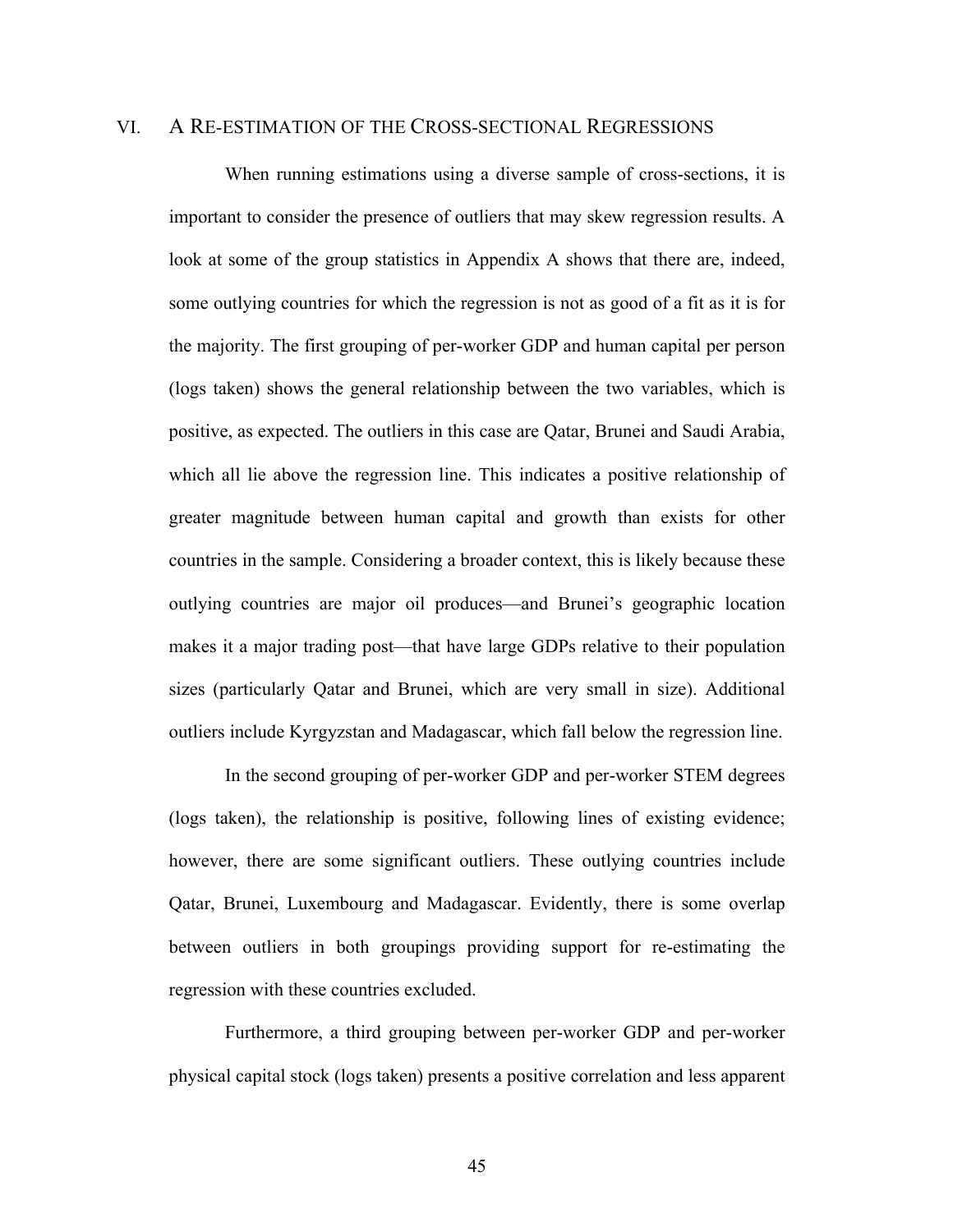## VI. A RE-ESTIMATION OF THE CROSS-SECTIONAL REGRESSIONS

When running estimations using a diverse sample of cross-sections, it is important to consider the presence of outliers that may skew regression results. A look at some of the group statistics in Appendix A shows that there are, indeed, some outlying countries for which the regression is not as good of a fit as it is for the majority. The first grouping of per-worker GDP and human capital per person (logs taken) shows the general relationship between the two variables, which is positive, as expected. The outliers in this case are Qatar, Brunei and Saudi Arabia, which all lie above the regression line. This indicates a positive relationship of greater magnitude between human capital and growth than exists for other countries in the sample. Considering a broader context, this is likely because these outlying countries are major oil produces—and Brunei's geographic location makes it a major trading post—that have large GDPs relative to their population sizes (particularly Qatar and Brunei, which are very small in size). Additional outliers include Kyrgyzstan and Madagascar, which fall below the regression line.

In the second grouping of per-worker GDP and per-worker STEM degrees (logs taken), the relationship is positive, following lines of existing evidence; however, there are some significant outliers. These outlying countries include Qatar, Brunei, Luxembourg and Madagascar. Evidently, there is some overlap between outliers in both groupings providing support for re-estimating the regression with these countries excluded.

Furthermore, a third grouping between per-worker GDP and per-worker physical capital stock (logs taken) presents a positive correlation and less apparent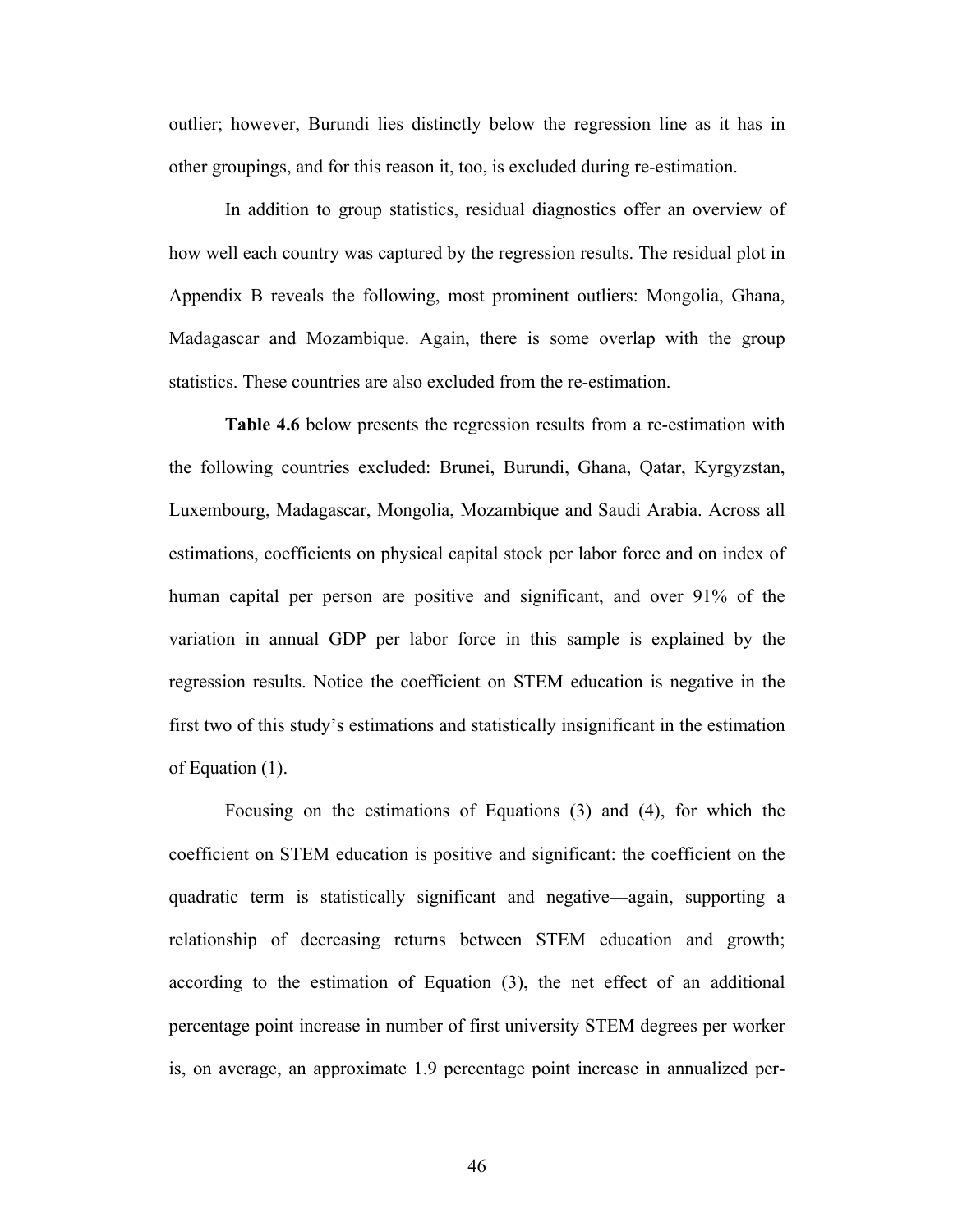outlier; however, Burundi lies distinctly below the regression line as it has in other groupings, and for this reason it, too, is excluded during re-estimation.

In addition to group statistics, residual diagnostics offer an overview of how well each country was captured by the regression results. The residual plot in Appendix B reveals the following, most prominent outliers: Mongolia, Ghana, Madagascar and Mozambique. Again, there is some overlap with the group statistics. These countries are also excluded from the re-estimation.

**Table 4.6** below presents the regression results from a re-estimation with the following countries excluded: Brunei, Burundi, Ghana, Qatar, Kyrgyzstan, Luxembourg, Madagascar, Mongolia, Mozambique and Saudi Arabia. Across all estimations, coefficients on physical capital stock per labor force and on index of human capital per person are positive and significant, and over 91% of the variation in annual GDP per labor force in this sample is explained by the regression results. Notice the coefficient on STEM education is negative in the first two of this study's estimations and statistically insignificant in the estimation of Equation (1).

Focusing on the estimations of Equations (3) and (4), for which the coefficient on STEM education is positive and significant: the coefficient on the quadratic term is statistically significant and negative—again, supporting a relationship of decreasing returns between STEM education and growth; according to the estimation of Equation (3), the net effect of an additional percentage point increase in number of first university STEM degrees per worker is, on average, an approximate 1.9 percentage point increase in annualized per-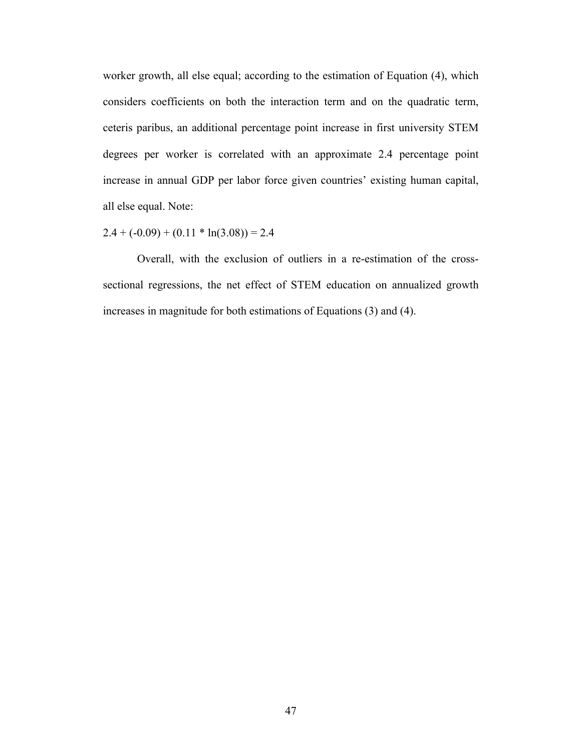worker growth, all else equal; according to the estimation of Equation (4), which considers coefficients on both the interaction term and on the quadratic term, ceteris paribus, an additional percentage point increase in first university STEM degrees per worker is correlated with an approximate 2.4 percentage point increase in annual GDP per labor force given countries' existing human capital, all else equal. Note:

$2.4 + (-0.09) + (0.11 * \ln(3.08)) = 2.4$

Overall, with the exclusion of outliers in a re-estimation of the cross-sectional regressions, the net effect of STEM education on annualized growth increases in magnitude for both estimations of Equations (3) and (4).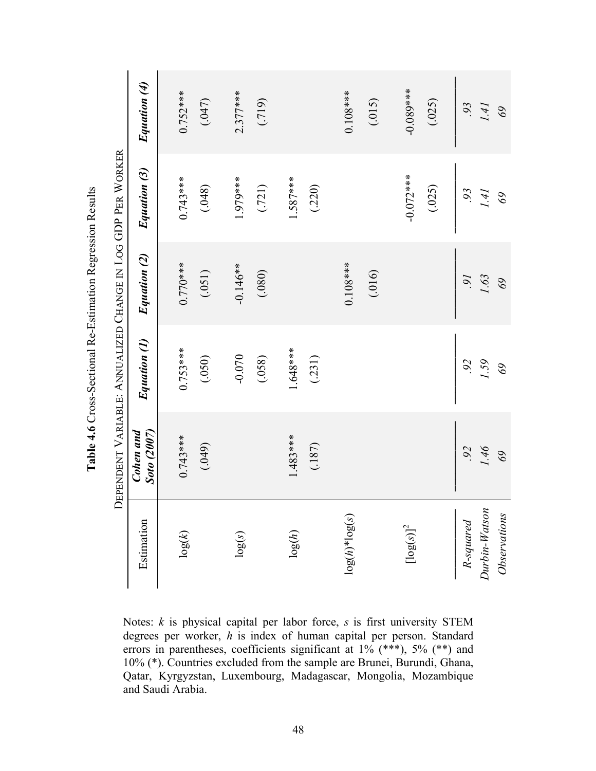**Table 4.6** Cross-Sectional Re-Estimation Regression Results

DEPENDENT VARIABLE: ANNUALIZED CHANGE IN LOG GDP PER WORKER

| Estimation | *Cohen and Soto (2007)* | *Equation (1)* | *Equation (2)* | *Equation (3)* | *Equation (4)* |
|---|---|---|---|---|---|
| log($k$) | 0.743*** | 0.753*** | 0.770*** | 0.743*** | 0.752*** |
| | (.049) | (.050) | (.051) | (.048) | (.047) |
| log($s$) | | -0.070 | -0.146** | 1.979*** | 2.377*** |
| | | (.058) | (.080) | (.721) | (.719) |
| log($h$) | 1.483*** | 1.648*** | | 1.587*** | |
| | (.187) | (.231) | | (.220) | |
| log($h$)*log($s$) | | | 0.108*** | | 0.108*** |
| | | | (.016) | | (.015) |
| $[\log(s)]^2$ | | | | -0.072*** | -0.089*** |
| | | | | (.025) | (.025) |
| *R-squared* | *.92* | *.92* | *.91* | *.93* | *.93* |
| *Durbin-Watson* | *1.46* | *1.59* | *1.63* | *1.41* | *1.41* |
| *Observations* | *69* | *69* | *69* | *69* | *69* |

Notes: $k$ is physical capital per labor force, $s$ is first university STEM degrees per worker, $h$ is index of human capital per person. Standard errors in parentheses, coefficients significant at 1% (***), 5% (**) and 10% (*). Countries excluded from the sample are Brunei, Burundi, Ghana, Qatar, Kyrgyzstan, Luxembourg, Madagascar, Mongolia, Mozambique and Saudi Arabia.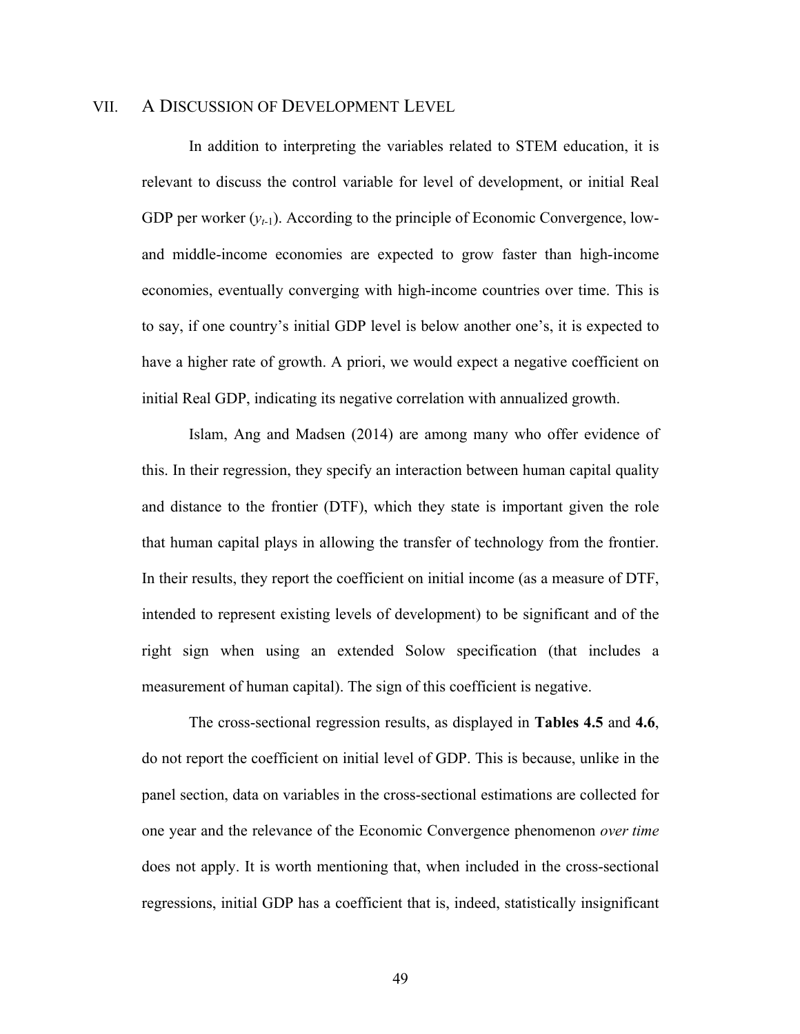## VII. A Discussion of Development Level

In addition to interpreting the variables related to STEM education, it is relevant to discuss the control variable for level of development, or initial Real GDP per worker ($y_{t-1}$). According to the principle of Economic Convergence, low- and middle-income economies are expected to grow faster than high-income economies, eventually converging with high-income countries over time. This is to say, if one country's initial GDP level is below another one's, it is expected to have a higher rate of growth. A priori, we would expect a negative coefficient on initial Real GDP, indicating its negative correlation with annualized growth.

Islam, Ang and Madsen (2014) are among many who offer evidence of this. In their regression, they specify an interaction between human capital quality and distance to the frontier (DTF), which they state is important given the role that human capital plays in allowing the transfer of technology from the frontier. In their results, they report the coefficient on initial income (as a measure of DTF, intended to represent existing levels of development) to be significant and of the right sign when using an extended Solow specification (that includes a measurement of human capital). The sign of this coefficient is negative.

The cross-sectional regression results, as displayed in **Tables 4.5** and **4.6**, do not report the coefficient on initial level of GDP. This is because, unlike in the panel section, data on variables in the cross-sectional estimations are collected for one year and the relevance of the Economic Convergence phenomenon *over time* does not apply. It is worth mentioning that, when included in the cross-sectional regressions, initial GDP has a coefficient that is, indeed, statistically insignificant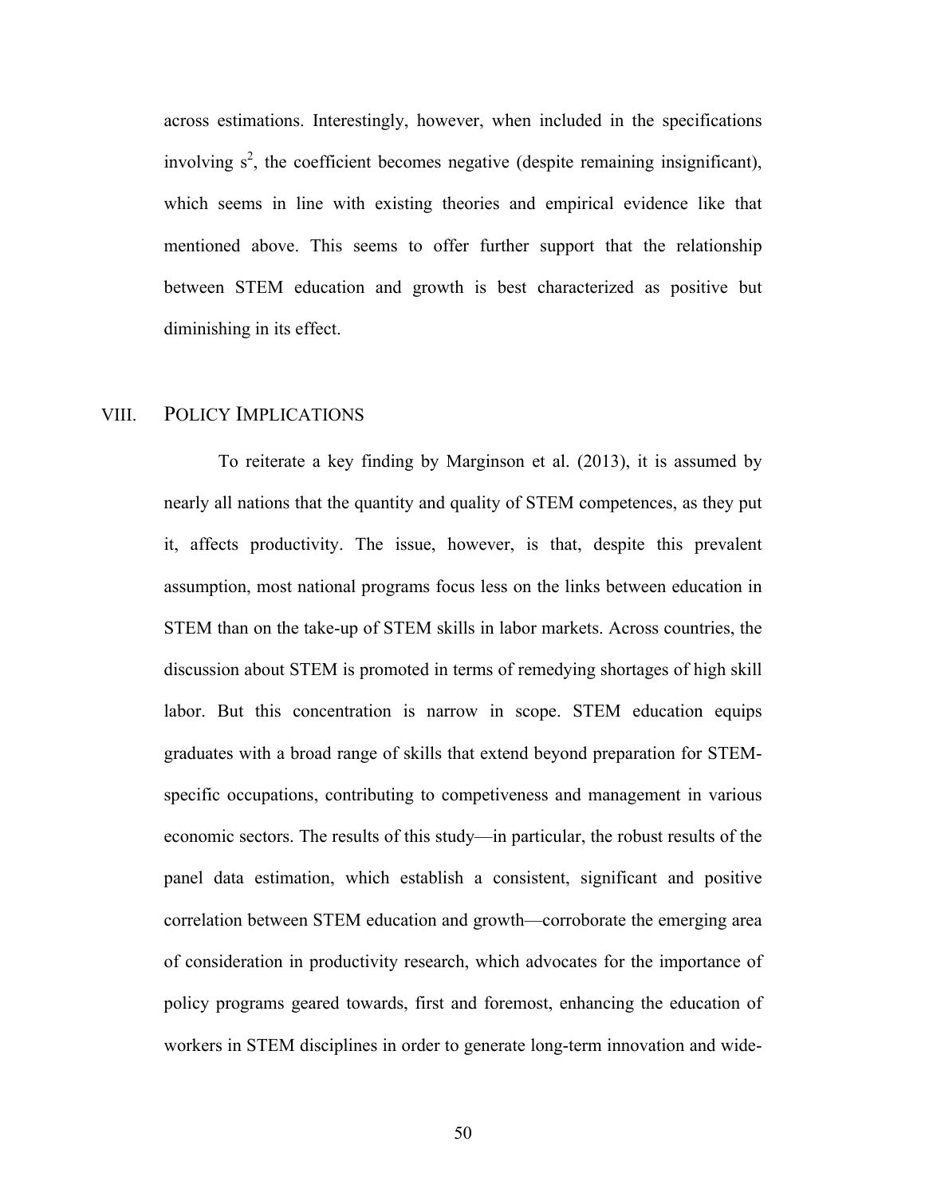across estimations. Interestingly, however, when included in the specifications involving $s^2$, the coefficient becomes negative (despite remaining insignificant), which seems in line with existing theories and empirical evidence like that mentioned above. This seems to offer further support that the relationship between STEM education and growth is best characterized as positive but diminishing in its effect.

## VIII. POLICY IMPLICATIONS

To reiterate a key finding by Marginson et al. (2013), it is assumed by nearly all nations that the quantity and quality of STEM competences, as they put it, affects productivity. The issue, however, is that, despite this prevalent assumption, most national programs focus less on the links between education in STEM than on the take-up of STEM skills in labor markets. Across countries, the discussion about STEM is promoted in terms of remedying shortages of high skill labor. But this concentration is narrow in scope. STEM education equips graduates with a broad range of skills that extend beyond preparation for STEM-specific occupations, contributing to competiveness and management in various economic sectors. The results of this study—in particular, the robust results of the panel data estimation, which establish a consistent, significant and positive correlation between STEM education and growth—corroborate the emerging area of consideration in productivity research, which advocates for the importance of policy programs geared towards, first and foremost, enhancing the education of workers in STEM disciplines in order to generate long-term innovation and wide-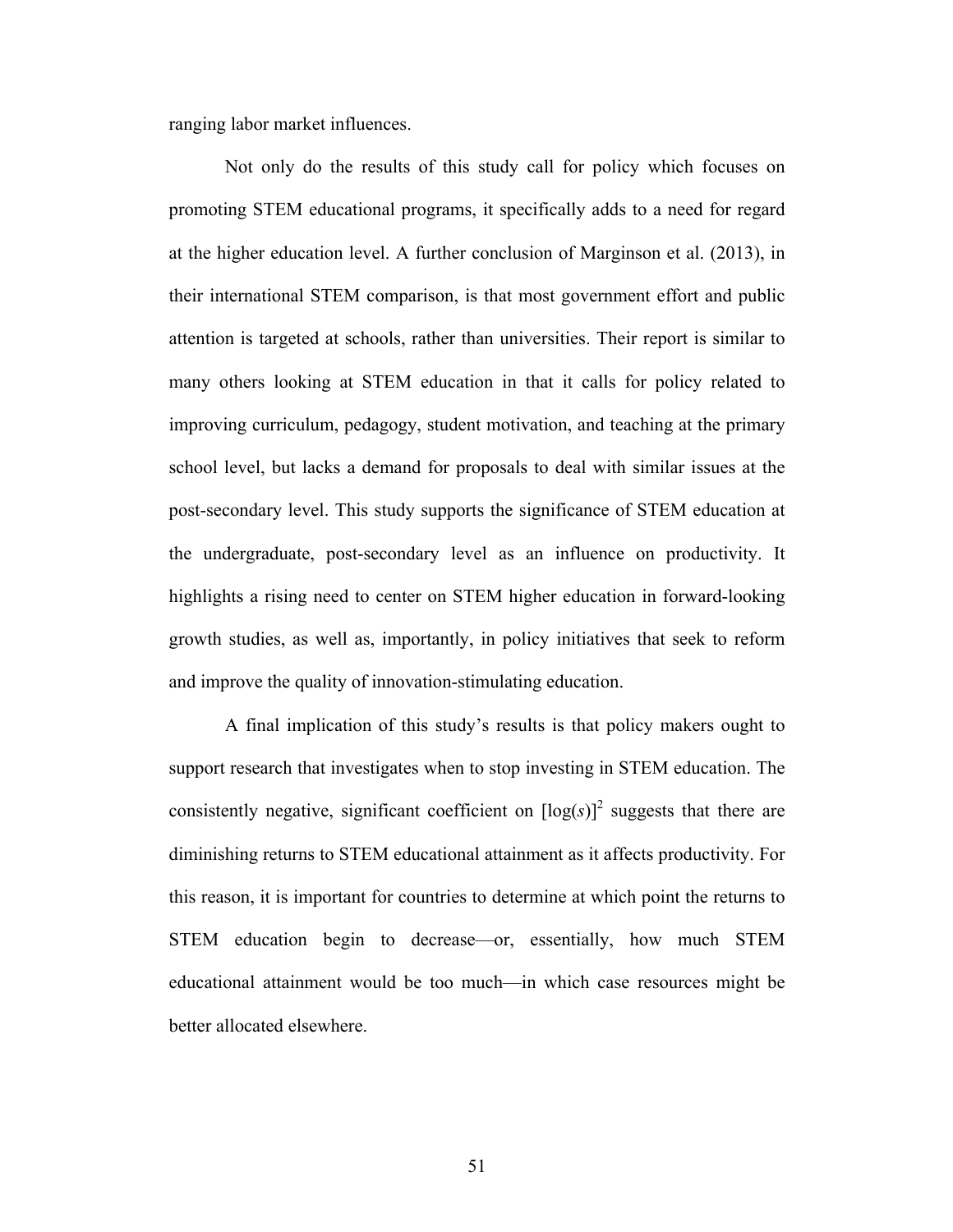ranging labor market influences.

Not only do the results of this study call for policy which focuses on promoting STEM educational programs, it specifically adds to a need for regard at the higher education level. A further conclusion of Marginson et al. (2013), in their international STEM comparison, is that most government effort and public attention is targeted at schools, rather than universities. Their report is similar to many others looking at STEM education in that it calls for policy related to improving curriculum, pedagogy, student motivation, and teaching at the primary school level, but lacks a demand for proposals to deal with similar issues at the post-secondary level. This study supports the significance of STEM education at the undergraduate, post-secondary level as an influence on productivity. It highlights a rising need to center on STEM higher education in forward-looking growth studies, as well as, importantly, in policy initiatives that seek to reform and improve the quality of innovation-stimulating education.

A final implication of this study's results is that policy makers ought to support research that investigates when to stop investing in STEM education. The consistently negative, significant coefficient on $[\log(s)]^2$ suggests that there are diminishing returns to STEM educational attainment as it affects productivity. For this reason, it is important for countries to determine at which point the returns to STEM education begin to decrease—or, essentially, how much STEM educational attainment would be too much—in which case resources might be better allocated elsewhere.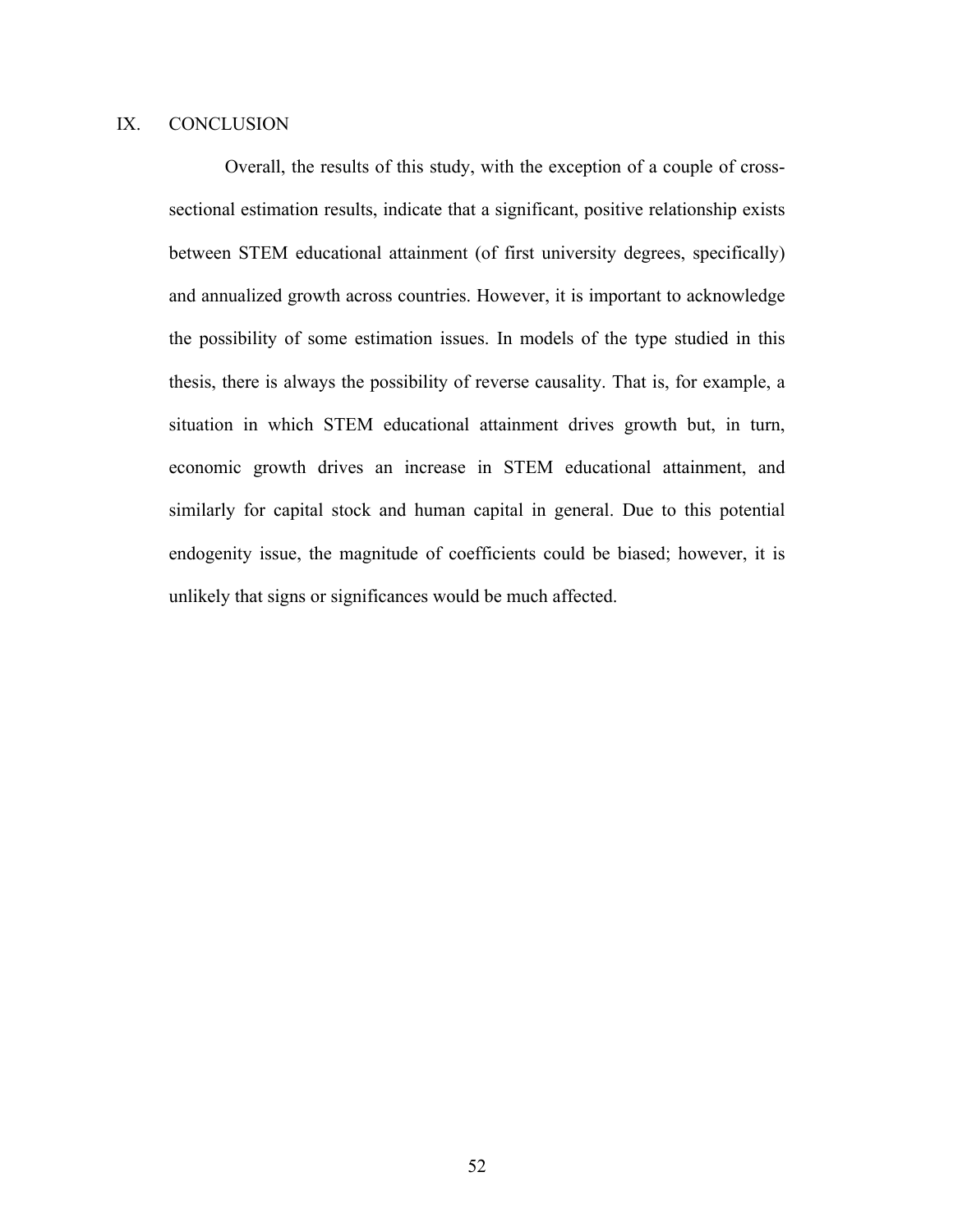# IX. CONCLUSION

Overall, the results of this study, with the exception of a couple of cross-sectional estimation results, indicate that a significant, positive relationship exists between STEM educational attainment (of first university degrees, specifically) and annualized growth across countries. However, it is important to acknowledge the possibility of some estimation issues. In models of the type studied in this thesis, there is always the possibility of reverse causality. That is, for example, a situation in which STEM educational attainment drives growth but, in turn, economic growth drives an increase in STEM educational attainment, and similarly for capital stock and human capital in general. Due to this potential endogenity issue, the magnitude of coefficients could be biased; however, it is unlikely that signs or significances would be much affected.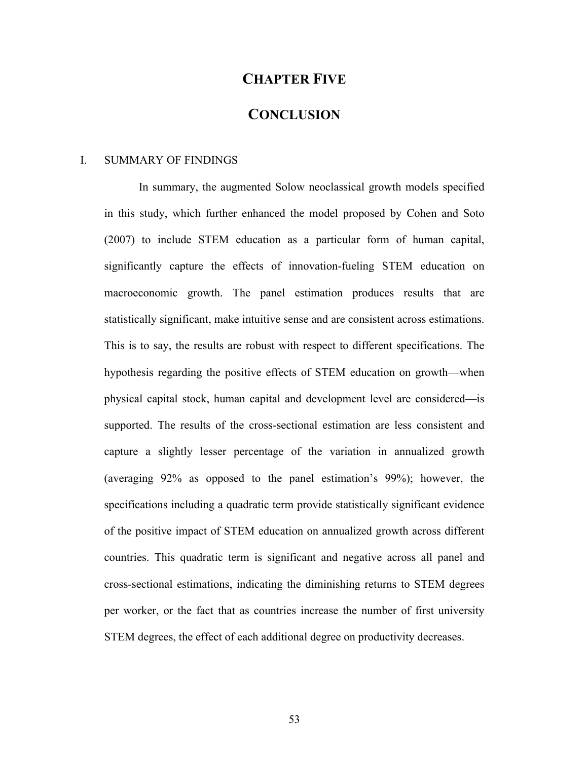# CHAPTER FIVE

# CONCLUSION

## I. SUMMARY OF FINDINGS

In summary, the augmented Solow neoclassical growth models specified in this study, which further enhanced the model proposed by Cohen and Soto (2007) to include STEM education as a particular form of human capital, significantly capture the effects of innovation-fueling STEM education on macroeconomic growth. The panel estimation produces results that are statistically significant, make intuitive sense and are consistent across estimations. This is to say, the results are robust with respect to different specifications. The hypothesis regarding the positive effects of STEM education on growth—when physical capital stock, human capital and development level are considered—is supported. The results of the cross-sectional estimation are less consistent and capture a slightly lesser percentage of the variation in annualized growth (averaging 92% as opposed to the panel estimation's 99%); however, the specifications including a quadratic term provide statistically significant evidence of the positive impact of STEM education on annualized growth across different countries. This quadratic term is significant and negative across all panel and cross-sectional estimations, indicating the diminishing returns to STEM degrees per worker, or the fact that as countries increase the number of first university STEM degrees, the effect of each additional degree on productivity decreases.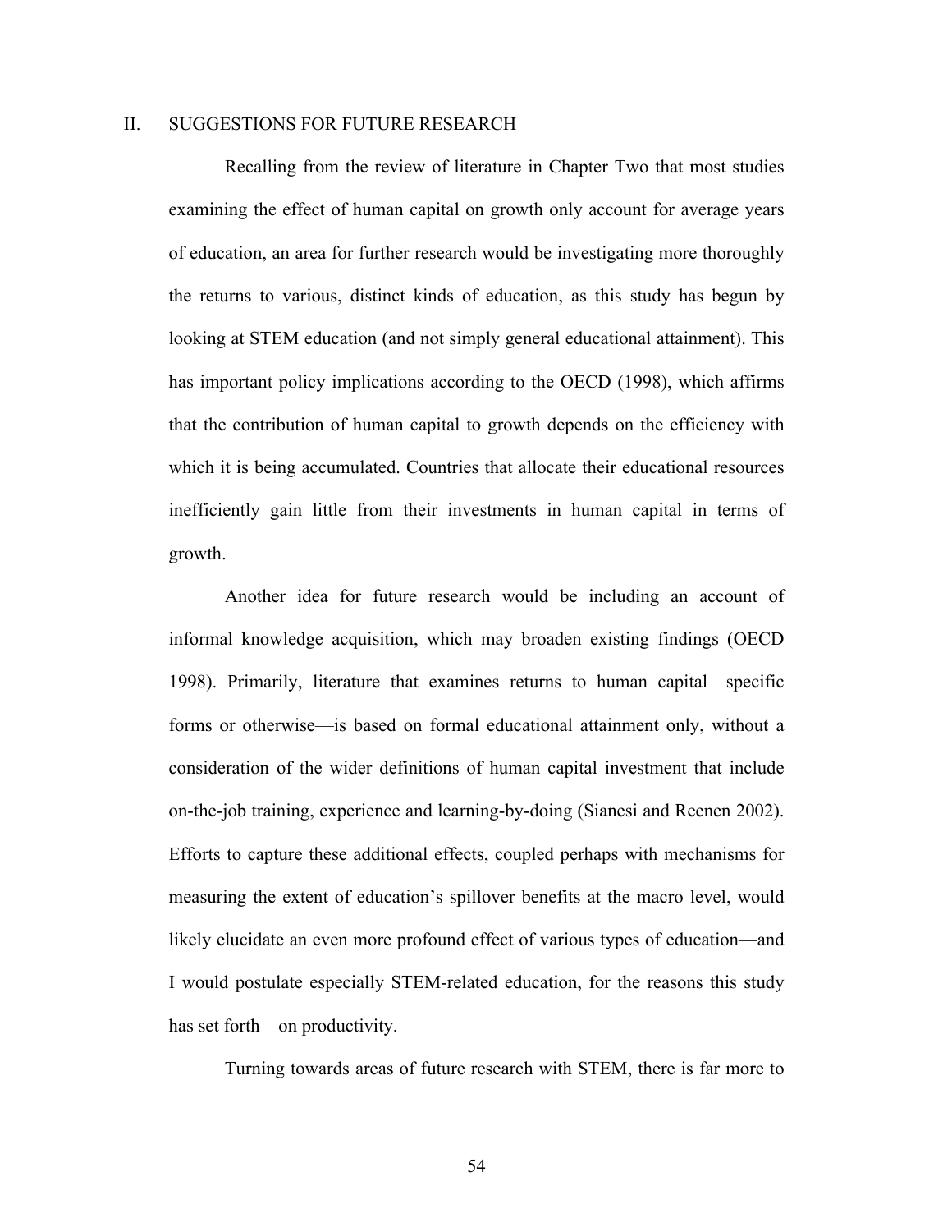## II. SUGGESTIONS FOR FUTURE RESEARCH

Recalling from the review of literature in Chapter Two that most studies examining the effect of human capital on growth only account for average years of education, an area for further research would be investigating more thoroughly the returns to various, distinct kinds of education, as this study has begun by looking at STEM education (and not simply general educational attainment). This has important policy implications according to the OECD (1998), which affirms that the contribution of human capital to growth depends on the efficiency with which it is being accumulated. Countries that allocate their educational resources inefficiently gain little from their investments in human capital in terms of growth.

Another idea for future research would be including an account of informal knowledge acquisition, which may broaden existing findings (OECD 1998). Primarily, literature that examines returns to human capital—specific forms or otherwise—is based on formal educational attainment only, without a consideration of the wider definitions of human capital investment that include on-the-job training, experience and learning-by-doing (Sianesi and Reenen 2002). Efforts to capture these additional effects, coupled perhaps with mechanisms for measuring the extent of education's spillover benefits at the macro level, would likely elucidate an even more profound effect of various types of education—and I would postulate especially STEM-related education, for the reasons this study has set forth—on productivity.

Turning towards areas of future research with STEM, there is far more to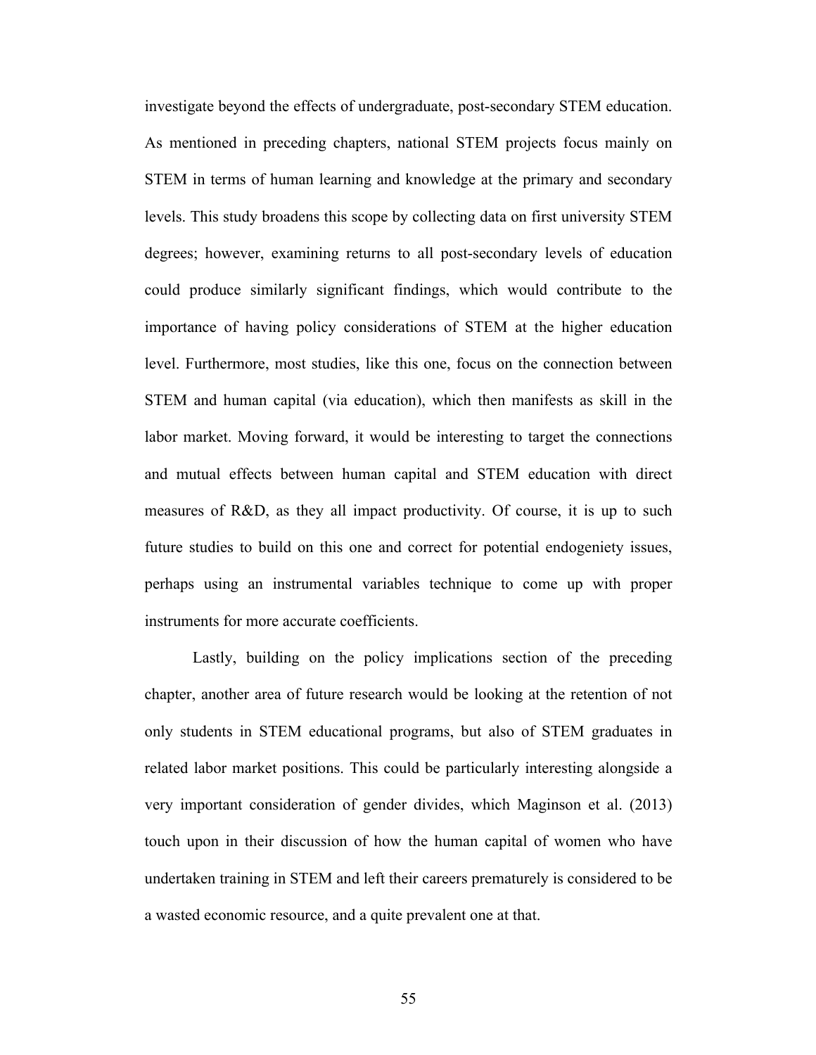investigate beyond the effects of undergraduate, post-secondary STEM education. As mentioned in preceding chapters, national STEM projects focus mainly on STEM in terms of human learning and knowledge at the primary and secondary levels. This study broadens this scope by collecting data on first university STEM degrees; however, examining returns to all post-secondary levels of education could produce similarly significant findings, which would contribute to the importance of having policy considerations of STEM at the higher education level. Furthermore, most studies, like this one, focus on the connection between STEM and human capital (via education), which then manifests as skill in the labor market. Moving forward, it would be interesting to target the connections and mutual effects between human capital and STEM education with direct measures of R&D, as they all impact productivity. Of course, it is up to such future studies to build on this one and correct for potential endogeniety issues, perhaps using an instrumental variables technique to come up with proper instruments for more accurate coefficients.

Lastly, building on the policy implications section of the preceding chapter, another area of future research would be looking at the retention of not only students in STEM educational programs, but also of STEM graduates in related labor market positions. This could be particularly interesting alongside a very important consideration of gender divides, which Maginson et al. (2013) touch upon in their discussion of how the human capital of women who have undertaken training in STEM and left their careers prematurely is considered to be a wasted economic resource, and a quite prevalent one at that.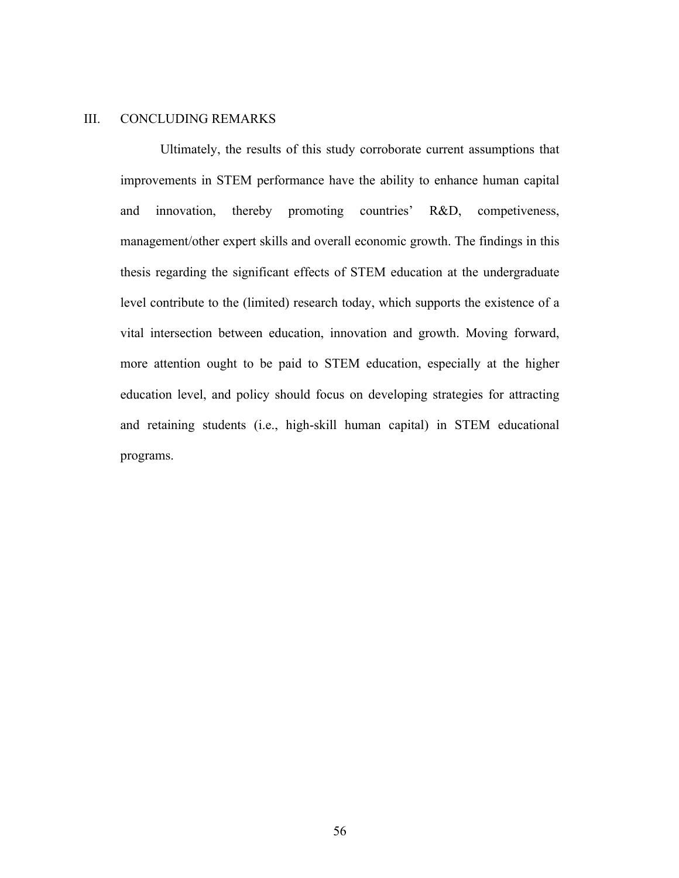## III. CONCLUDING REMARKS

Ultimately, the results of this study corroborate current assumptions that improvements in STEM performance have the ability to enhance human capital and innovation, thereby promoting countries' R&D, competiveness, management/other expert skills and overall economic growth. The findings in this thesis regarding the significant effects of STEM education at the undergraduate level contribute to the (limited) research today, which supports the existence of a vital intersection between education, innovation and growth. Moving forward, more attention ought to be paid to STEM education, especially at the higher education level, and policy should focus on developing strategies for attracting and retaining students (i.e., high-skill human capital) in STEM educational programs.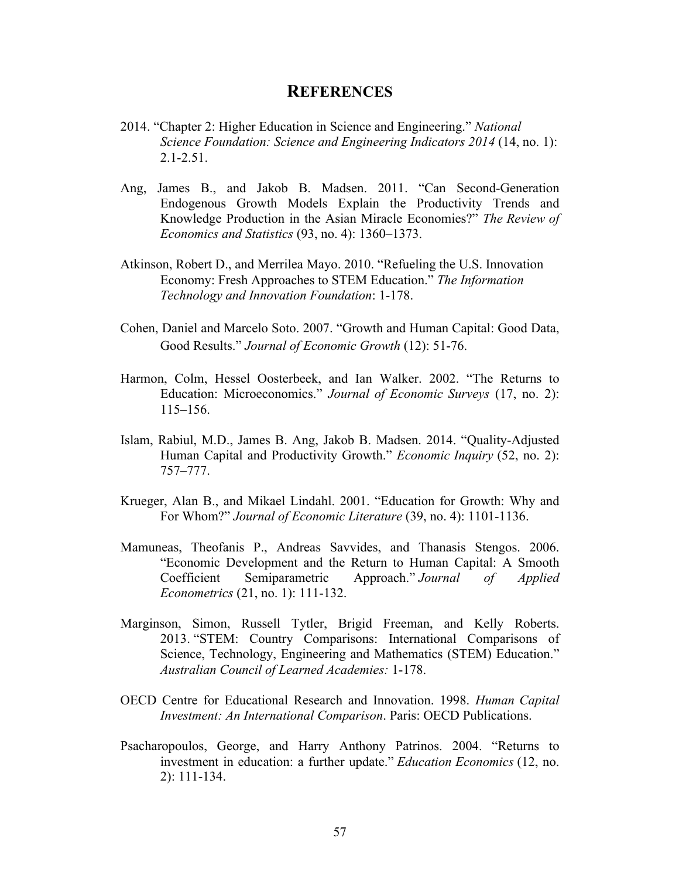# REFERENCES

2014. "Chapter 2: Higher Education in Science and Engineering." *National Science Foundation: Science and Engineering Indicators 2014* (14, no. 1): 2.1-2.51.

Ang, James B., and Jakob B. Madsen. 2011. "Can Second-Generation Endogenous Growth Models Explain the Productivity Trends and Knowledge Production in the Asian Miracle Economies?" *The Review of Economics and Statistics* (93, no. 4): 1360–1373.

Atkinson, Robert D., and Merrilea Mayo. 2010. "Refueling the U.S. Innovation Economy: Fresh Approaches to STEM Education." *The Information Technology and Innovation Foundation*: 1-178.

Cohen, Daniel and Marcelo Soto. 2007. "Growth and Human Capital: Good Data, Good Results." *Journal of Economic Growth* (12): 51-76.

Harmon, Colm, Hessel Oosterbeek, and Ian Walker. 2002. "The Returns to Education: Microeconomics." *Journal of Economic Surveys* (17, no. 2): 115–156.

Islam, Rabiul, M.D., James B. Ang, Jakob B. Madsen. 2014. "Quality-Adjusted Human Capital and Productivity Growth." *Economic Inquiry* (52, no. 2): 757–777.

Krueger, Alan B., and Mikael Lindahl. 2001. "Education for Growth: Why and For Whom?" *Journal of Economic Literature* (39, no. 4): 1101-1136.

Mamuneas, Theofanis P., Andreas Savvides, and Thanasis Stengos. 2006. "Economic Development and the Return to Human Capital: A Smooth Coefficient Semiparametric Approach." *Journal of Applied Econometrics* (21, no. 1): 111-132.

Marginson, Simon, Russell Tytler, Brigid Freeman, and Kelly Roberts. 2013. "STEM: Country Comparisons: International Comparisons of Science, Technology, Engineering and Mathematics (STEM) Education." *Australian Council of Learned Academies:* 1-178.

OECD Centre for Educational Research and Innovation. 1998. *Human Capital Investment: An International Comparison*. Paris: OECD Publications.

Psacharopoulos, George, and Harry Anthony Patrinos. 2004. "Returns to investment in education: a further update." *Education Economics* (12, no. 2): 111-134.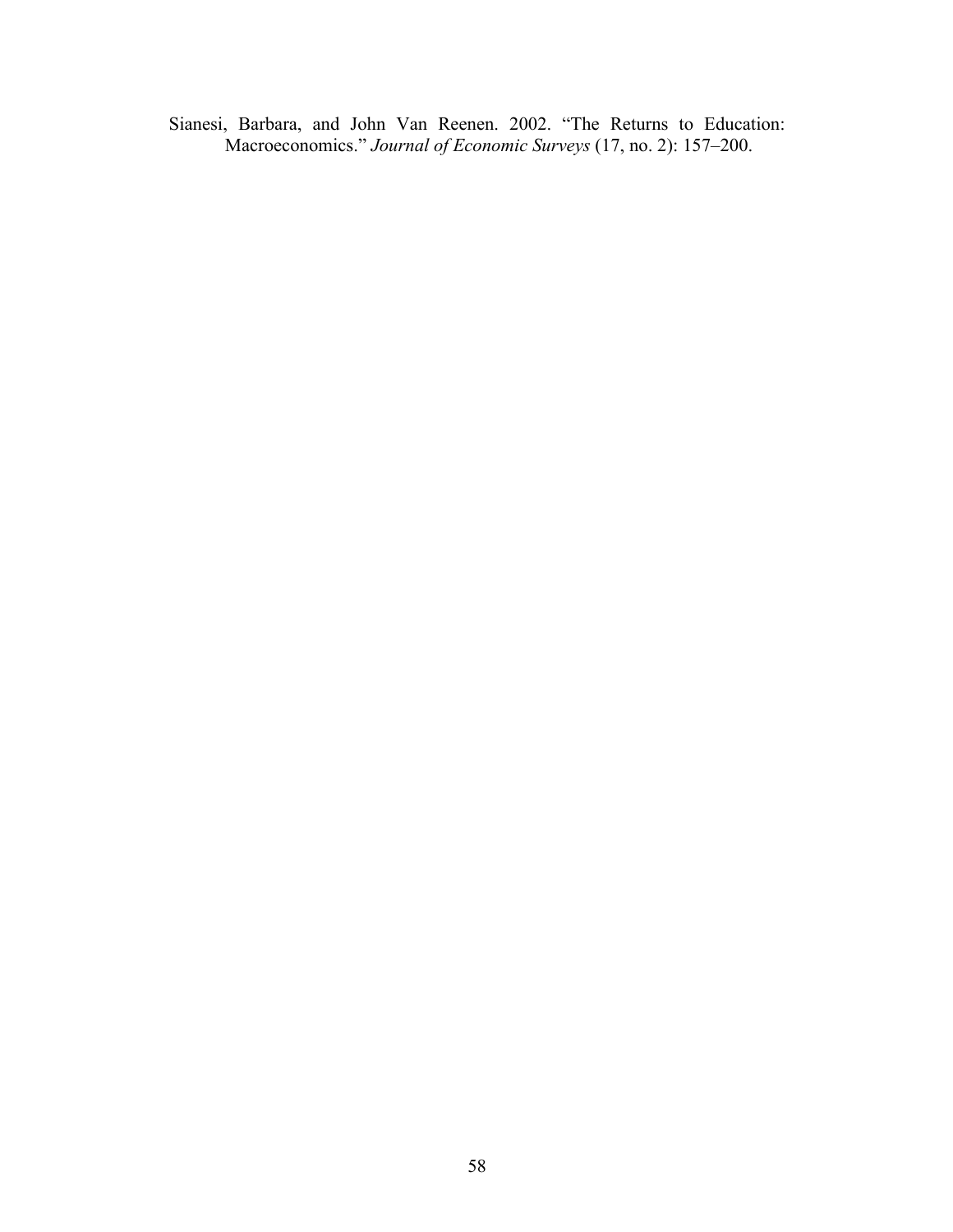Sianesi, Barbara, and John Van Reenen. 2002. "The Returns to Education: Macroeconomics." *Journal of Economic Surveys* (17, no. 2): 157–200.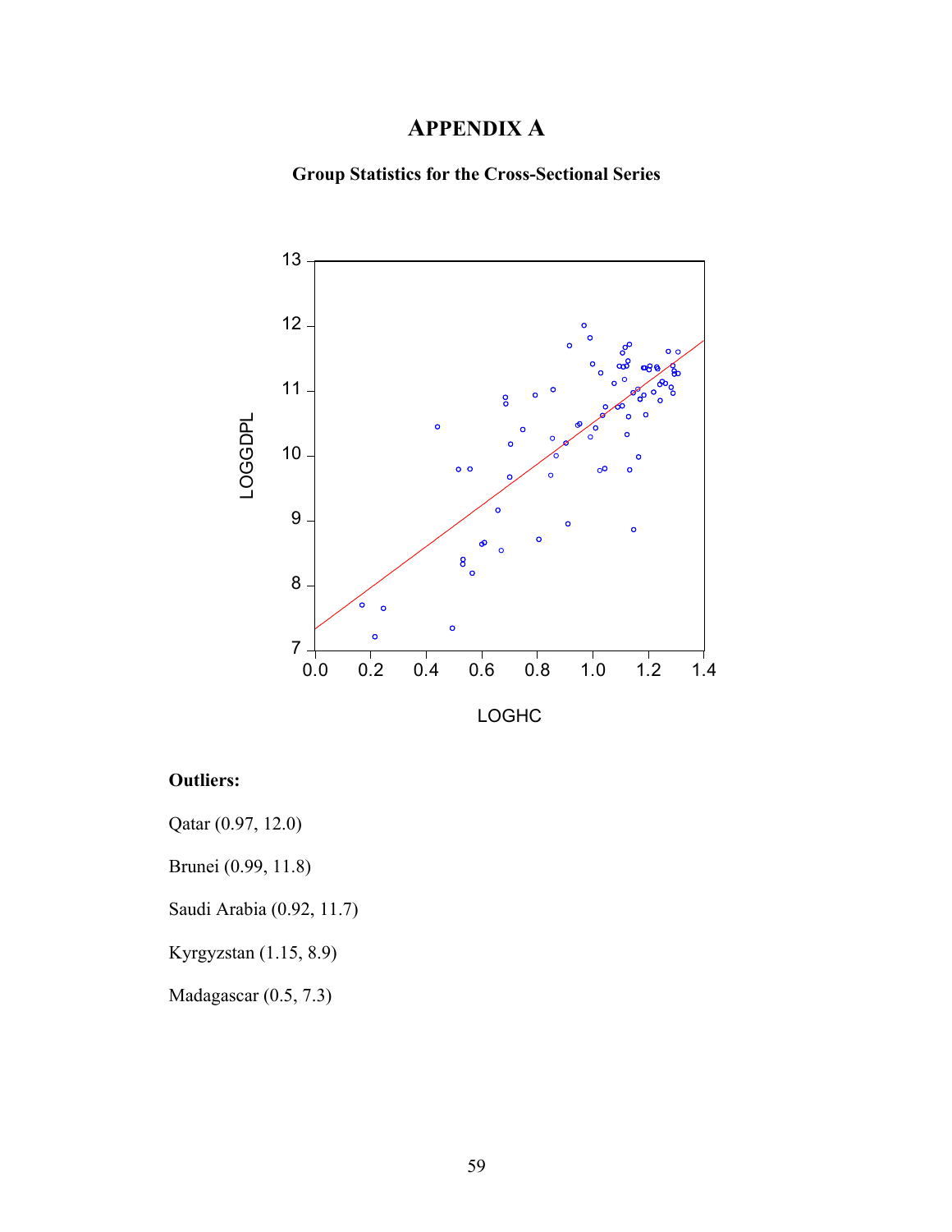# APPENDIX A

**Group Statistics for the Cross-Sectional Series**

**Outliers:**

Qatar (0.97, 12.0)

Brunei (0.99, 11.8)

Saudi Arabia (0.92, 11.7)

Kyrgyzstan (1.15, 8.9)

Madagascar (0.5, 7.3)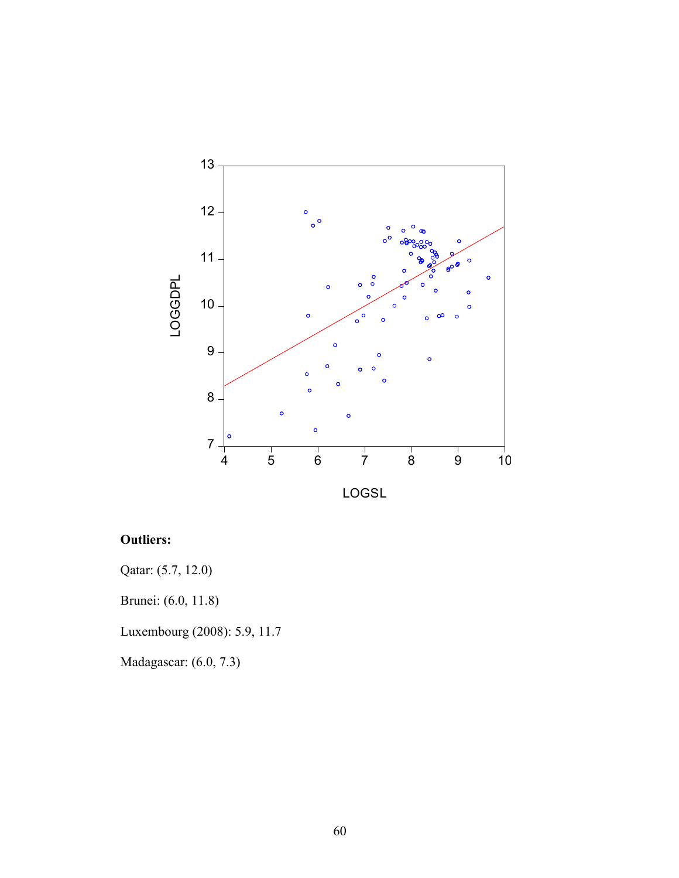**Outliers:**

Qatar: (5.7, 12.0)

Brunei: (6.0, 11.8)

Luxembourg (2008): 5.9, 11.7

Madagascar: (6.0, 7.3)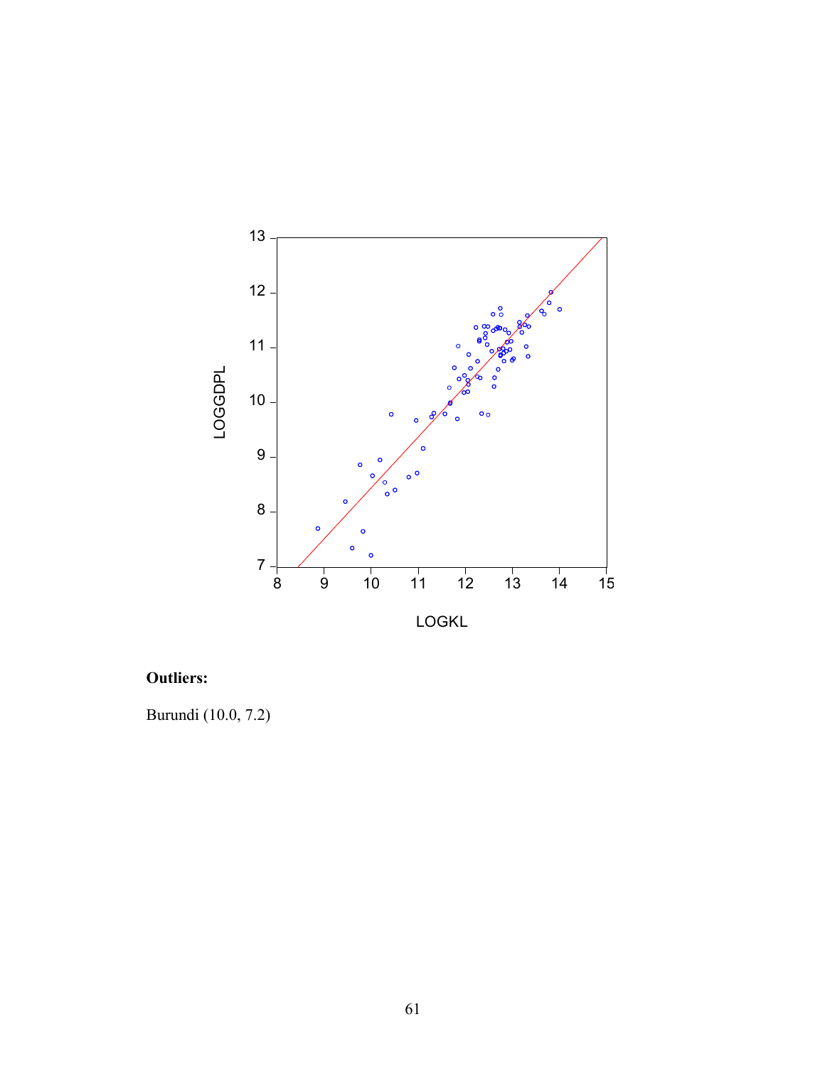**Outliers:**

Burundi (10.0, 7.2)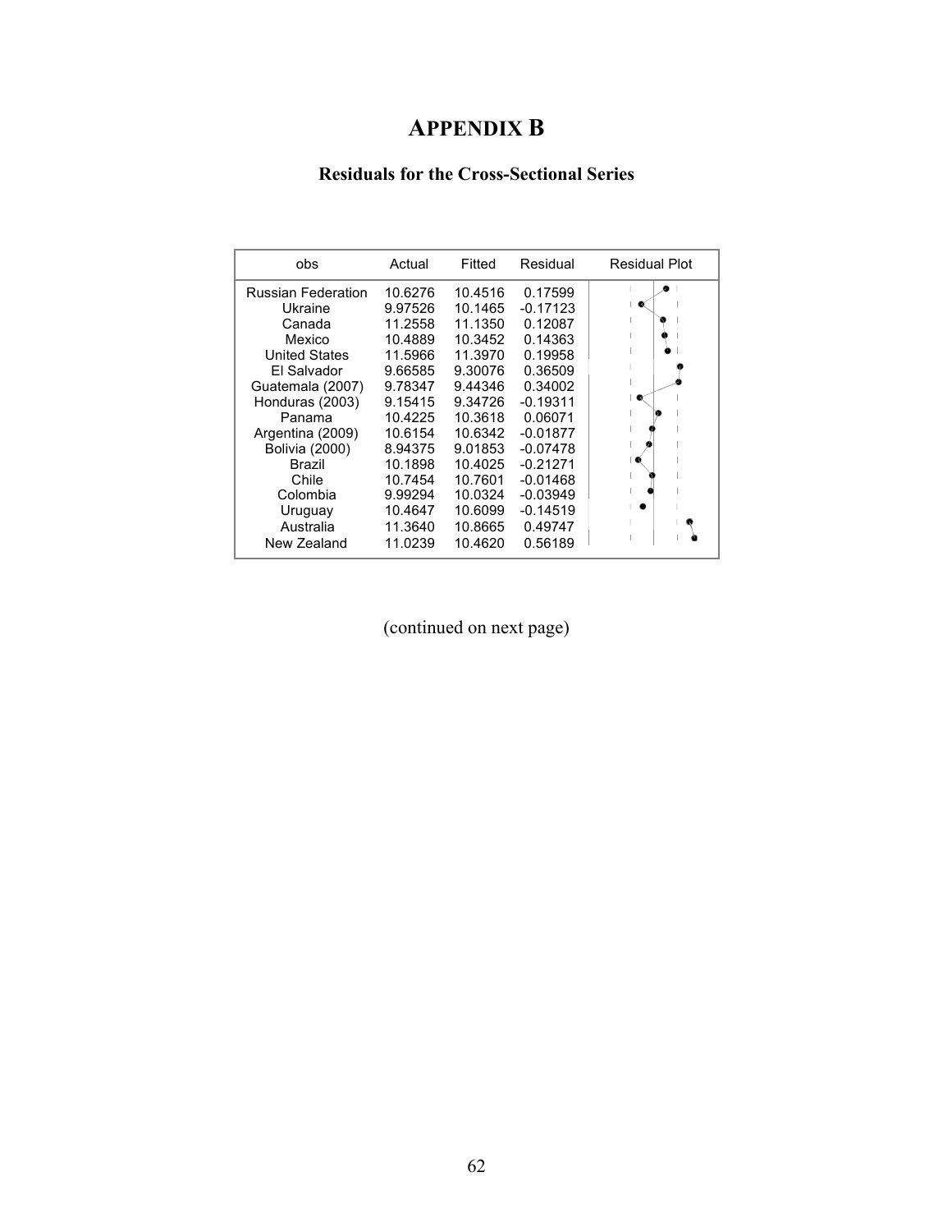# APPENDIX B

## Residuals for the Cross-Sectional Series

| obs | Actual | Fitted | Residual | Residual Plot |
|---|---|---|---|---|
| Russian Federation | 10.6276 | 10.4516 | 0.17599 | |
| Ukraine | 9.97526 | 10.1465 | -0.17123 | |
| Canada | 11.2558 | 11.1350 | 0.12087 | |
| Mexico | 10.4889 | 10.3452 | 0.14363 | |
| United States | 11.5966 | 11.3970 | 0.19958 | |
| El Salvador | 9.66585 | 9.30076 | 0.36509 | |
| Guatemala (2007) | 9.78347 | 9.44346 | 0.34002 | |
| Honduras (2003) | 9.15415 | 9.34726 | -0.19311 | |
| Panama | 10.4225 | 10.3618 | 0.06071 | |
| Argentina (2009) | 10.6154 | 10.6342 | -0.01877 | |
| Bolivia (2000) | 8.94375 | 9.01853 | -0.07478 | |
| Brazil | 10.1898 | 10.4025 | -0.21271 | |
| Chile | 10.7454 | 10.7601 | -0.01468 | |
| Colombia | 9.99294 | 10.0324 | -0.03949 | |
| Uruguay | 10.4647 | 10.6099 | -0.14519 | |
| Australia | 11.3640 | 10.8665 | 0.49747 | |
| New Zealand | 11.0239 | 10.4620 | 0.56189 | |

(continued on next page)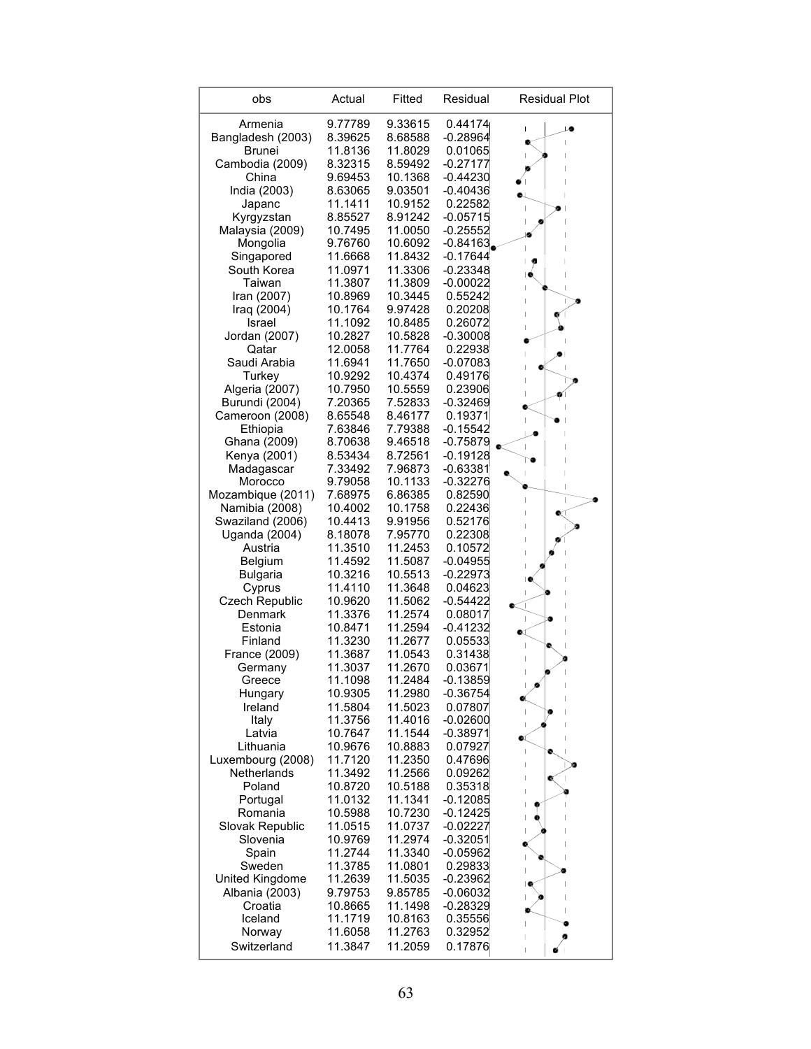| obs | Actual | Fitted | Residual | Residual Plot |
| --- | --- | --- | --- | --- |
| Armenia | 9.77789 | 9.33615 | 0.44174 | |
| Bangladesh (2003) | 8.39625 | 8.68588 | -0.28964 | |
| Brunei | 11.8136 | 11.8029 | 0.01065 | |
| Cambodia (2009) | 8.32315 | 8.59492 | -0.27177 | |
| China | 9.69453 | 10.1368 | -0.44230 | |
| India (2003) | 8.63065 | 9.03501 | -0.40436 | |
| Japanc | 11.1411 | 10.9152 | 0.22582 | |
| Kyrgyzstan | 8.85527 | 8.91242 | -0.05715 | |
| Malaysia (2009) | 10.7495 | 11.0050 | -0.25552 | |
| Mongolia | 9.76760 | 10.6092 | -0.84163 | |
| Singapored | 11.6668 | 11.8432 | -0.17644 | |
| South Korea | 11.0971 | 11.3306 | -0.23348 | |
| Taiwan | 11.3807 | 11.3809 | -0.00022 | |
| Iran (2007) | 10.8969 | 10.3445 | 0.55242 | |
| Iraq (2004) | 10.1764 | 9.97428 | 0.20208 | |
| Israel | 11.1092 | 10.8485 | 0.26072 | |
| Jordan (2007) | 10.2827 | 10.5828 | -0.30008 | |
| Qatar | 12.0058 | 11.7764 | 0.22938 | |
| Saudi Arabia | 11.6941 | 11.7650 | -0.07083 | |
| Turkey | 10.9292 | 10.4374 | 0.49176 | |
| Algeria (2007) | 10.7950 | 10.5559 | 0.23906 | |
| Burundi (2004) | 7.20365 | 7.52833 | -0.32469 | |
| Cameroon (2008) | 8.65548 | 8.46177 | 0.19371 | |
| Ethiopia | 7.63846 | 7.79388 | -0.15542 | |
| Ghana (2009) | 8.70638 | 9.46518 | -0.75879 | |
| Kenya (2001) | 8.53434 | 8.72561 | -0.19128 | |
| Madagascar | 7.33492 | 7.96873 | -0.63381 | |
| Morocco | 9.79058 | 10.1133 | -0.32276 | |
| Mozambique (2011) | 7.68975 | 6.86385 | 0.82590 | |
| Namibia (2008) | 10.4002 | 10.1758 | 0.22436 | |
| Swaziland (2006) | 10.4413 | 9.91956 | 0.52176 | |
| Uganda (2004) | 8.18078 | 7.95770 | 0.22308 | |
| Austria | 11.3510 | 11.2453 | 0.10572 | |
| Belgium | 11.4592 | 11.5087 | -0.04955 | |
| Bulgaria | 10.3216 | 10.5513 | -0.22973 | |
| Cyprus | 11.4110 | 11.3648 | 0.04623 | |
| Czech Republic | 10.9620 | 11.5062 | -0.54422 | |
| Denmark | 11.3376 | 11.2574 | 0.08017 | |
| Estonia | 10.8471 | 11.2594 | -0.41232 | |
| Finland | 11.3230 | 11.2677 | 0.05533 | |
| France (2009) | 11.3687 | 11.0543 | 0.31438 | |
| Germany | 11.3037 | 11.2670 | 0.03671 | |
| Greece | 11.1098 | 11.2484 | -0.13859 | |
| Hungary | 10.9305 | 11.2980 | -0.36754 | |
| Ireland | 11.5804 | 11.5023 | 0.07807 | |
| Italy | 11.3756 | 11.4016 | -0.02600 | |
| Latvia | 10.7647 | 11.1544 | -0.38971 | |
| Lithuania | 10.9676 | 10.8883 | 0.07927 | |
| Luxembourg (2008) | 11.7120 | 11.2350 | 0.47696 | |
| Netherlands | 11.3492 | 11.2566 | 0.09262 | |
| Poland | 10.8720 | 10.5188 | 0.35318 | |
| Portugal | 11.0132 | 11.1341 | -0.12085 | |
| Romania | 10.5988 | 10.7230 | -0.12425 | |
| Slovak Republic | 11.0515 | 11.0737 | -0.02227 | |
| Slovenia | 10.9769 | 11.2974 | -0.32051 | |
| Spain | 11.2744 | 11.3340 | -0.05962 | |
| Sweden | 11.3785 | 11.0801 | 0.29833 | |
| United Kingdome | 11.2639 | 11.5035 | -0.23962 | |
| Albania (2003) | 9.79753 | 9.85785 | -0.06032 | |
| Croatia | 10.8665 | 11.1498 | -0.28329 | |
| Iceland | 11.1719 | 10.8163 | 0.35556 | |
| Norway | 11.6058 | 11.2763 | 0.32952 | |
| Switzerland | 11.3847 | 11.2059 | 0.17876 | |